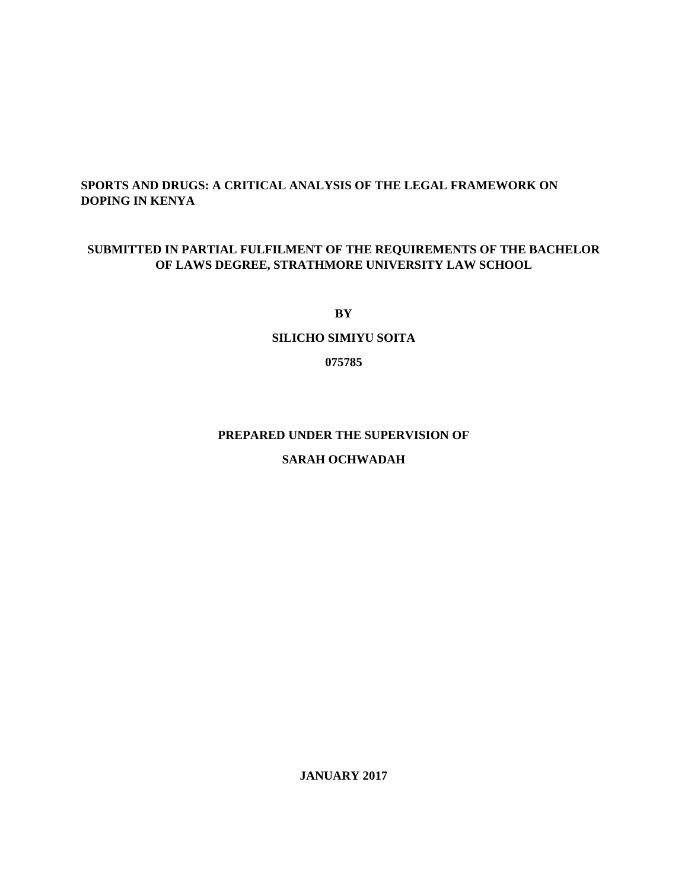**SPORTS AND DRUGS: A CRITICAL ANALYSIS OF THE LEGAL FRAMEWORK ON DOPING IN KENYA**

**SUBMITTED IN PARTIAL FULFILMENT OF THE REQUIREMENTS OF THE BACHELOR OF LAWS DEGREE, STRATHMORE UNIVERSITY LAW SCHOOL**

**BY**

**SILICHO SIMIYU SOITA**

**075785**

**PREPARED UNDER THE SUPERVISION OF**

**SARAH OCHWADAH**

**JANUARY 2017**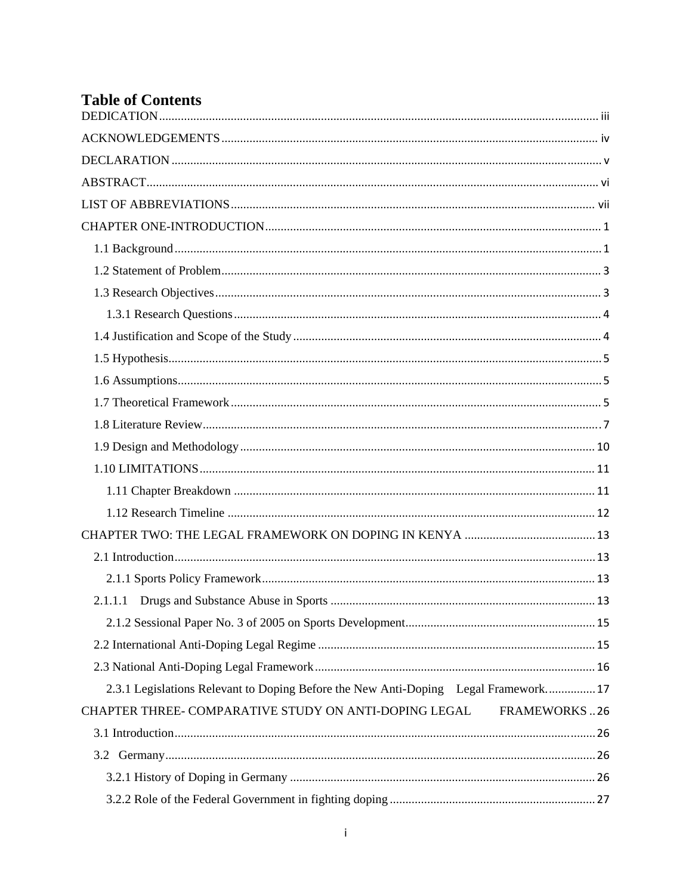# Table of Contents

DEDICATION ... iii

ACKNOWLEDGEMENTS ... iv

DECLARATION ... v

ABSTRACT ... vi

LIST OF ABBREVIATIONS ... vii

CHAPTER ONE-INTRODUCTION ... 1

- 1.1 Background ... 1
- 1.2 Statement of Problem ... 3
- 1.3 Research Objectives ... 3
  - 1.3.1 Research Questions ... 4
- 1.4 Justification and Scope of the Study ... 4
- 1.5 Hypothesis ... 5
- 1.6 Assumptions ... 5
- 1.7 Theoretical Framework ... 5
- 1.8 Literature Review ... 7
- 1.9 Design and Methodology ... 10
- 1.10 LIMITATIONS ... 11
  - 1.11 Chapter Breakdown ... 11
  - 1.12 Research Timeline ... 12

CHAPTER TWO: THE LEGAL FRAMEWORK ON DOPING IN KENYA ... 13

- 2.1 Introduction ... 13
  - 2.1.1 Sports Policy Framework ... 13
- 2.1.1.1 Drugs and Substance Abuse in Sports ... 13
  - 2.1.2 Sessional Paper No. 3 of 2005 on Sports Development ... 15
- 2.2 International Anti-Doping Legal Regime ... 15
- 2.3 National Anti-Doping Legal Framework ... 16
  - 2.3.1 Legislations Relevant to Doping Before the New Anti-Doping Legal Framework. ... 17

CHAPTER THREE- COMPARATIVE STUDY ON ANTI-DOPING LEGAL FRAMEWORKS ... 26

- 3.1 Introduction ... 26
- 3.2 Germany ... 26
  - 3.2.1 History of Doping in Germany ... 26
  - 3.2.2 Role of the Federal Government in fighting doping ... 27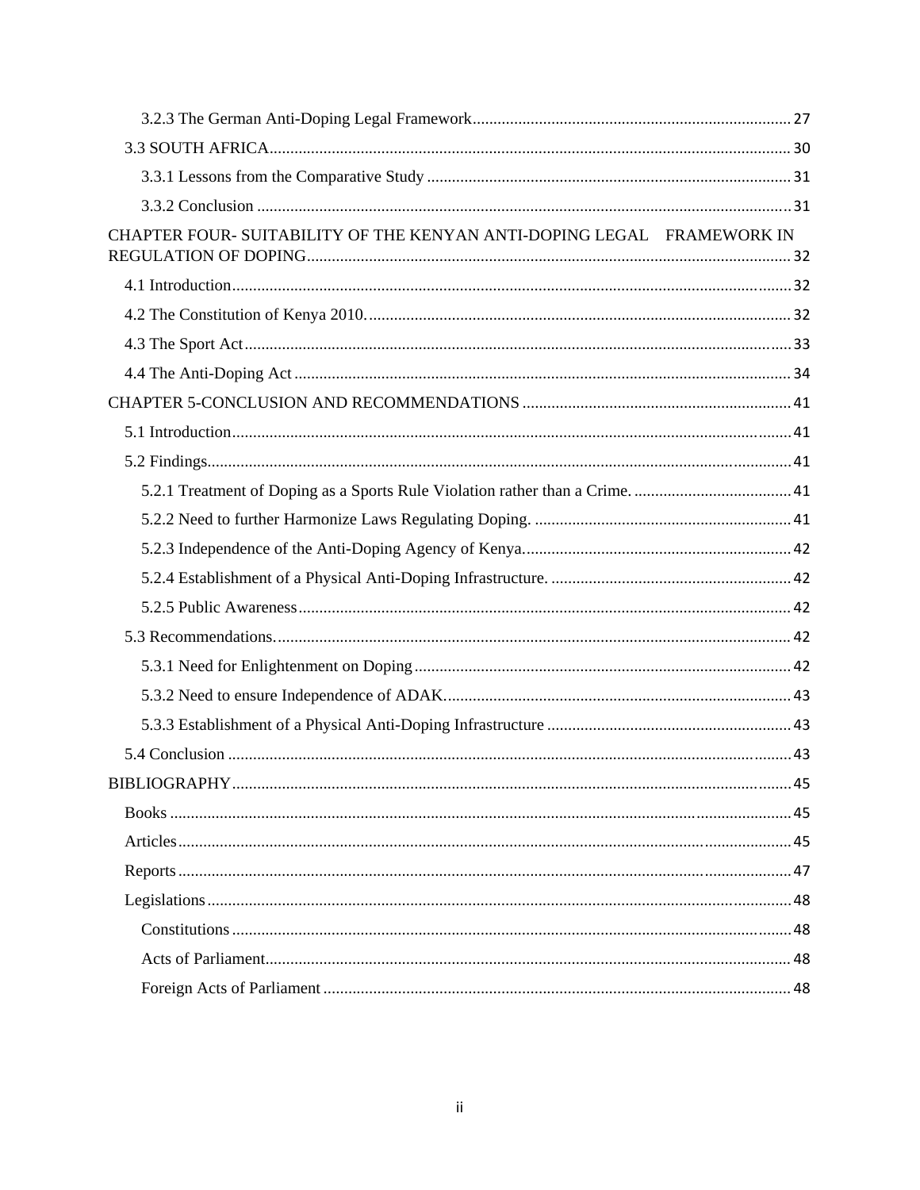3.2.3 The German Anti-Doping Legal Framework ........ 27

3.3 SOUTH AFRICA ........ 30

3.3.1 Lessons from the Comparative Study ........ 31

3.3.2 Conclusion ........ 31

CHAPTER FOUR- SUITABILITY OF THE KENYAN ANTI-DOPING LEGAL FRAMEWORK IN REGULATION OF DOPING ........ 32

4.1 Introduction ........ 32

4.2 The Constitution of Kenya 2010. ........ 32

4.3 The Sport Act ........ 33

4.4 The Anti-Doping Act ........ 34

CHAPTER 5-CONCLUSION AND RECOMMENDATIONS ........ 41

5.1 Introduction ........ 41

5.2 Findings ........ 41

5.2.1 Treatment of Doping as a Sports Rule Violation rather than a Crime. ........ 41

5.2.2 Need to further Harmonize Laws Regulating Doping. ........ 41

5.2.3 Independence of the Anti-Doping Agency of Kenya. ........ 42

5.2.4 Establishment of a Physical Anti-Doping Infrastructure. ........ 42

5.2.5 Public Awareness ........ 42

5.3 Recommendations. ........ 42

5.3.1 Need for Enlightenment on Doping ........ 42

5.3.2 Need to ensure Independence of ADAK. ........ 43

5.3.3 Establishment of a Physical Anti-Doping Infrastructure ........ 43

5.4 Conclusion ........ 43

BIBLIOGRAPHY ........ 45

Books ........ 45

Articles ........ 45

Reports ........ 47

Legislations ........ 48

Constitutions ........ 48

Acts of Parliament ........ 48

Foreign Acts of Parliament ........ 48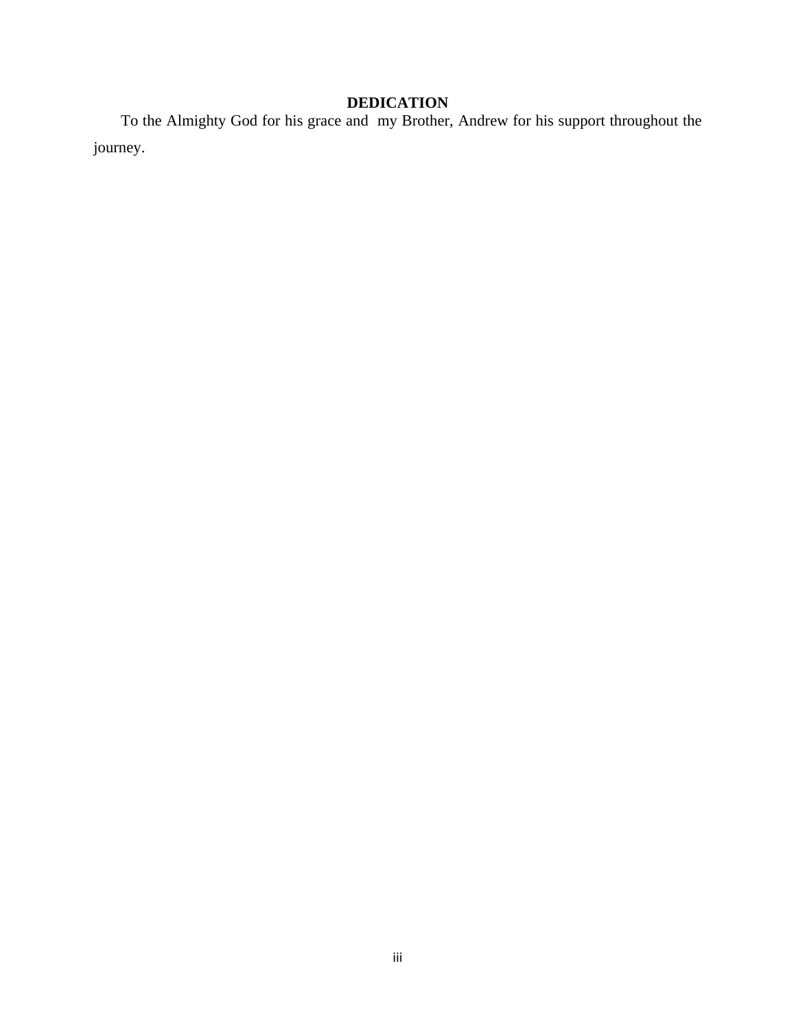# DEDICATION

To the Almighty God for his grace and my Brother, Andrew for his support throughout the journey.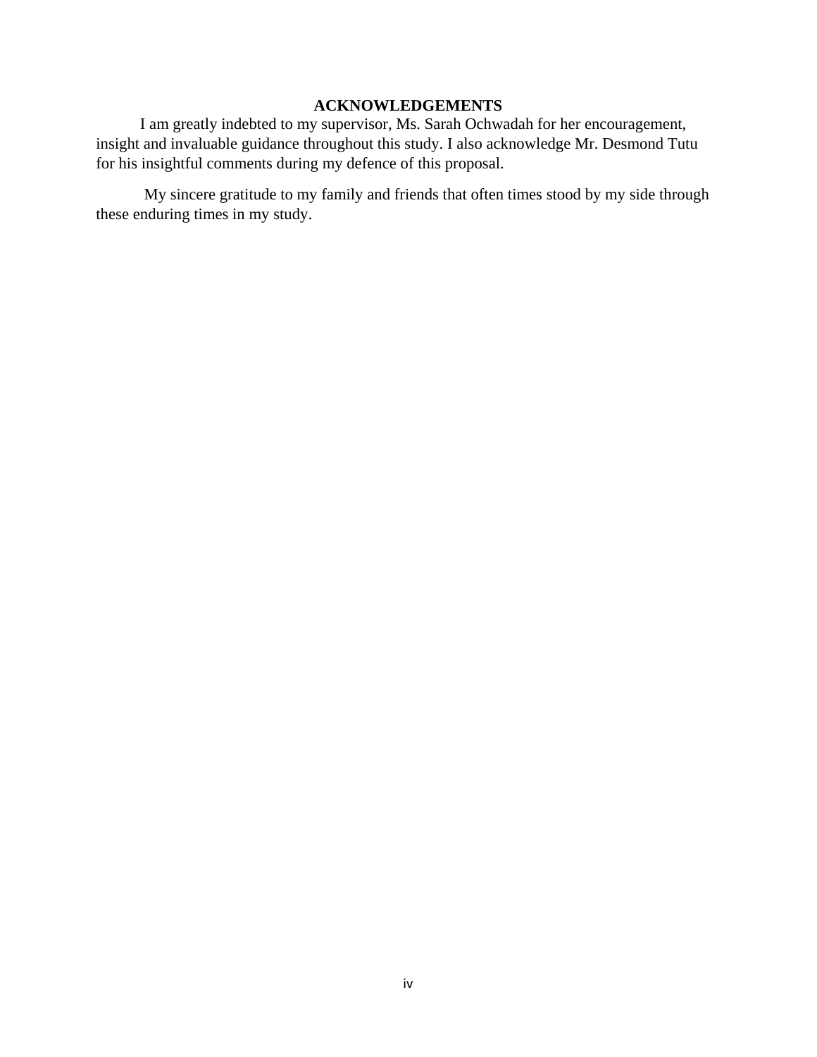## ACKNOWLEDGEMENTS

I am greatly indebted to my supervisor, Ms. Sarah Ochwadah for her encouragement, insight and invaluable guidance throughout this study. I also acknowledge Mr. Desmond Tutu for his insightful comments during my defence of this proposal.

My sincere gratitude to my family and friends that often times stood by my side through these enduring times in my study.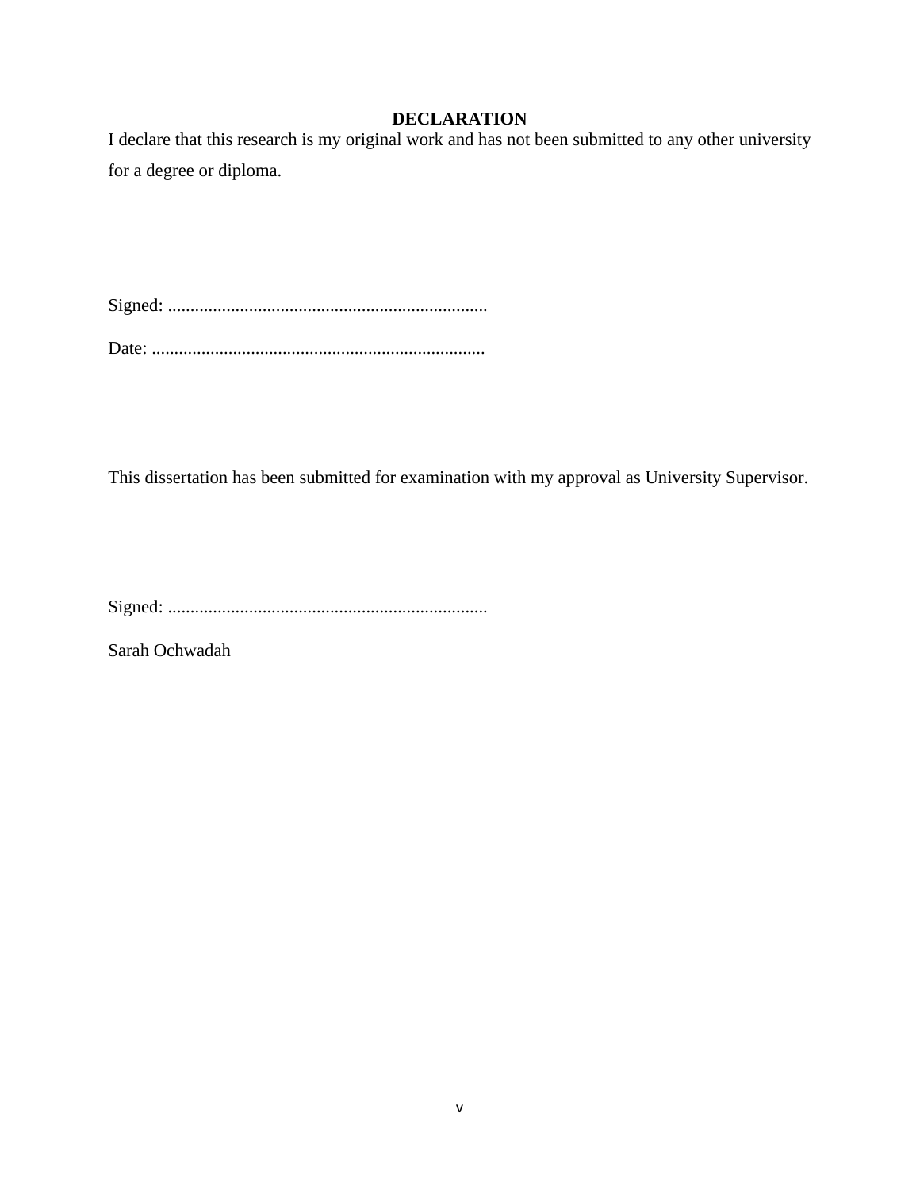# DECLARATION

I declare that this research is my original work and has not been submitted to any other university for a degree or diploma.

Signed: .......................................................................

Date: ..........................................................................

This dissertation has been submitted for examination with my approval as University Supervisor.

Signed: .......................................................................

Sarah Ochwadah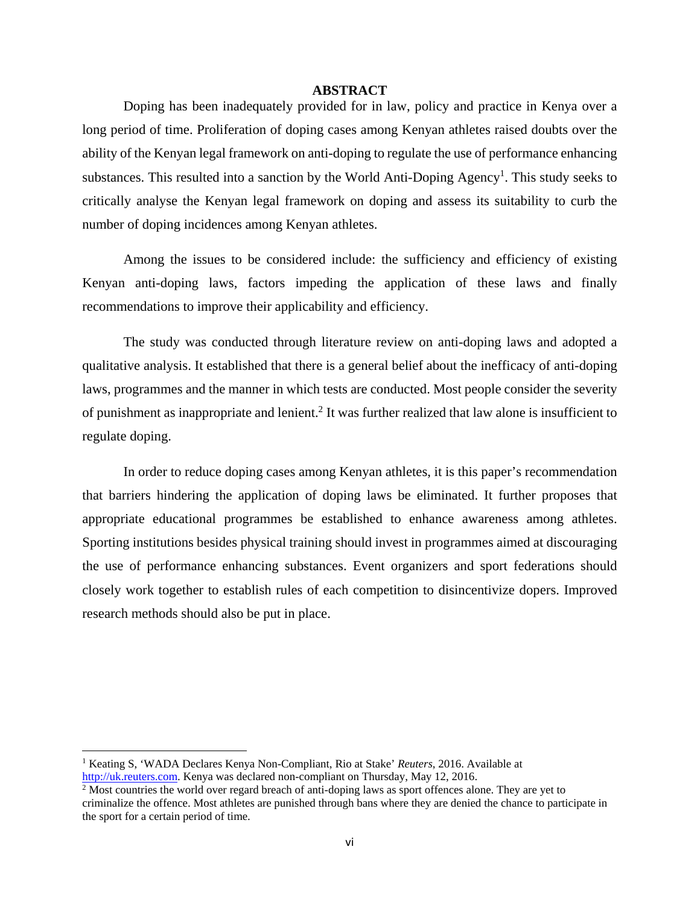# ABSTRACT

Doping has been inadequately provided for in law, policy and practice in Kenya over a long period of time. Proliferation of doping cases among Kenyan athletes raised doubts over the ability of the Kenyan legal framework on anti-doping to regulate the use of performance enhancing substances. This resulted into a sanction by the World Anti-Doping Agency[1]. This study seeks to critically analyse the Kenyan legal framework on doping and assess its suitability to curb the number of doping incidences among Kenyan athletes.

Among the issues to be considered include: the sufficiency and efficiency of existing Kenyan anti-doping laws, factors impeding the application of these laws and finally recommendations to improve their applicability and efficiency.

The study was conducted through literature review on anti-doping laws and adopted a qualitative analysis. It established that there is a general belief about the inefficacy of anti-doping laws, programmes and the manner in which tests are conducted. Most people consider the severity of punishment as inappropriate and lenient.[2] It was further realized that law alone is insufficient to regulate doping.

In order to reduce doping cases among Kenyan athletes, it is this paper's recommendation that barriers hindering the application of doping laws be eliminated. It further proposes that appropriate educational programmes be established to enhance awareness among athletes. Sporting institutions besides physical training should invest in programmes aimed at discouraging the use of performance enhancing substances. Event organizers and sport federations should closely work together to establish rules of each competition to disincentivize dopers. Improved research methods should also be put in place.

---

[1] Keating S, 'WADA Declares Kenya Non-Compliant, Rio at Stake' *Reuters*, 2016. Available at http://uk.reuters.com. Kenya was declared non-compliant on Thursday, May 12, 2016.

[2] Most countries the world over regard breach of anti-doping laws as sport offences alone. They are yet to criminalize the offence. Most athletes are punished through bans where they are denied the chance to participate in the sport for a certain period of time.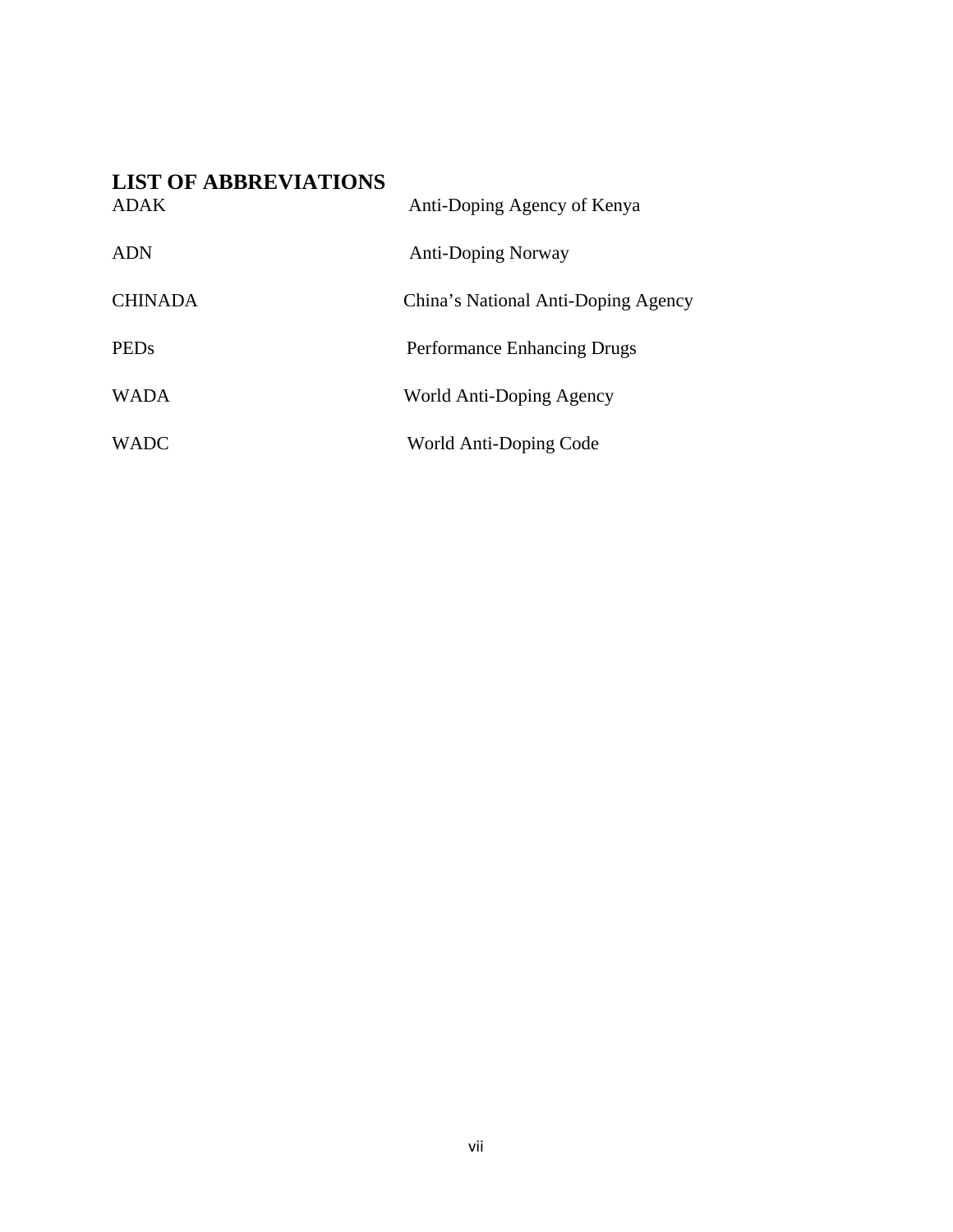## LIST OF ABBREVIATIONS

| | |
|---|---|
| ADAK | Anti-Doping Agency of Kenya |
| ADN | Anti-Doping Norway |
| CHINADA | China's National Anti-Doping Agency |
| PEDs | Performance Enhancing Drugs |
| WADA | World Anti-Doping Agency |
| WADC | World Anti-Doping Code |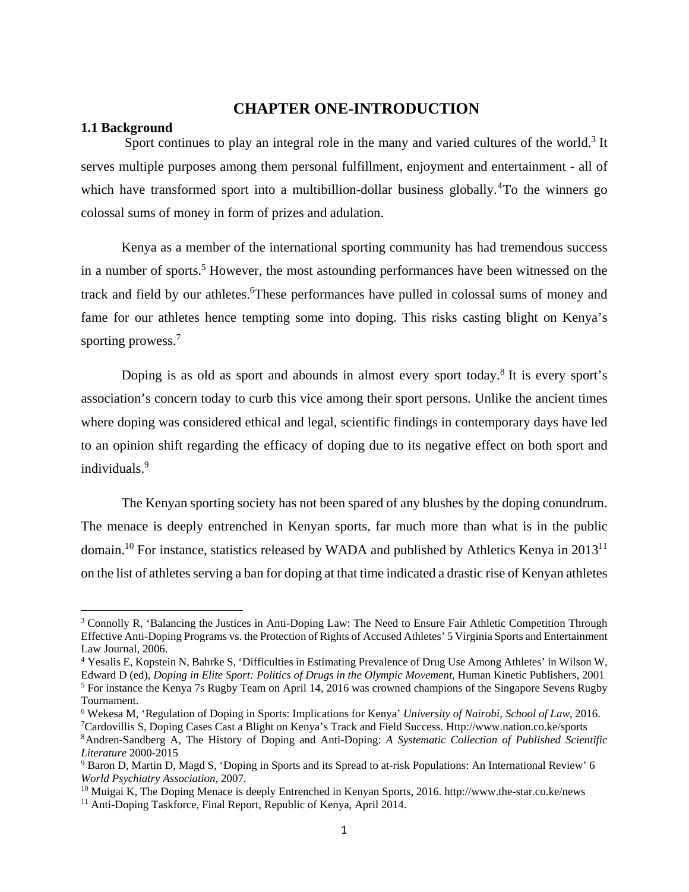# CHAPTER ONE-INTRODUCTION

## 1.1 Background

Sport continues to play an integral role in the many and varied cultures of the world.[3] It serves multiple purposes among them personal fulfillment, enjoyment and entertainment - all of which have transformed sport into a multibillion-dollar business globally.[4]To the winners go colossal sums of money in form of prizes and adulation.

Kenya as a member of the international sporting community has had tremendous success in a number of sports.[5] However, the most astounding performances have been witnessed on the track and field by our athletes.[6]These performances have pulled in colossal sums of money and fame for our athletes hence tempting some into doping. This risks casting blight on Kenya's sporting prowess.[7]

Doping is as old as sport and abounds in almost every sport today.[8] It is every sport's association's concern today to curb this vice among their sport persons. Unlike the ancient times where doping was considered ethical and legal, scientific findings in contemporary days have led to an opinion shift regarding the efficacy of doping due to its negative effect on both sport and individuals.[9]

The Kenyan sporting society has not been spared of any blushes by the doping conundrum. The menace is deeply entrenched in Kenyan sports, far much more than what is in the public domain.[10] For instance, statistics released by WADA and published by Athletics Kenya in 2013[11] on the list of athletes serving a ban for doping at that time indicated a drastic rise of Kenyan athletes

---

[3] Connolly R, 'Balancing the Justices in Anti-Doping Law: The Need to Ensure Fair Athletic Competition Through Effective Anti-Doping Programs vs. the Protection of Rights of Accused Athletes' 5 Virginia Sports and Entertainment Law Journal, 2006.

[4] Yesalis E, Kopstein N, Bahrke S, 'Difficulties in Estimating Prevalence of Drug Use Among Athletes' in Wilson W, Edward D (ed), *Doping in Elite Sport: Politics of Drugs in the Olympic Movement*, Human Kinetic Publishers, 2001

[5] For instance the Kenya 7s Rugby Team on April 14, 2016 was crowned champions of the Singapore Sevens Rugby Tournament.

[6] Wekesa M, 'Regulation of Doping in Sports: Implications for Kenya' *University of Nairobi, School of Law*, 2016.

[7] Cardovillis S, Doping Cases Cast a Blight on Kenya's Track and Field Success. Http://www.nation.co.ke/sports

[8] Andren-Sandberg A, The History of Doping and Anti-Doping: *A Systematic Collection of Published Scientific Literature* 2000-2015

[9] Baron D, Martin D, Magd S, 'Doping in Sports and its Spread to at-risk Populations: An International Review' 6 *World Psychiatry Association*, 2007.

[10] Muigai K, The Doping Menace is deeply Entrenched in Kenyan Sports, 2016. http://www.the-star.co.ke/news

[11] Anti-Doping Taskforce, Final Report, Republic of Kenya, April 2014.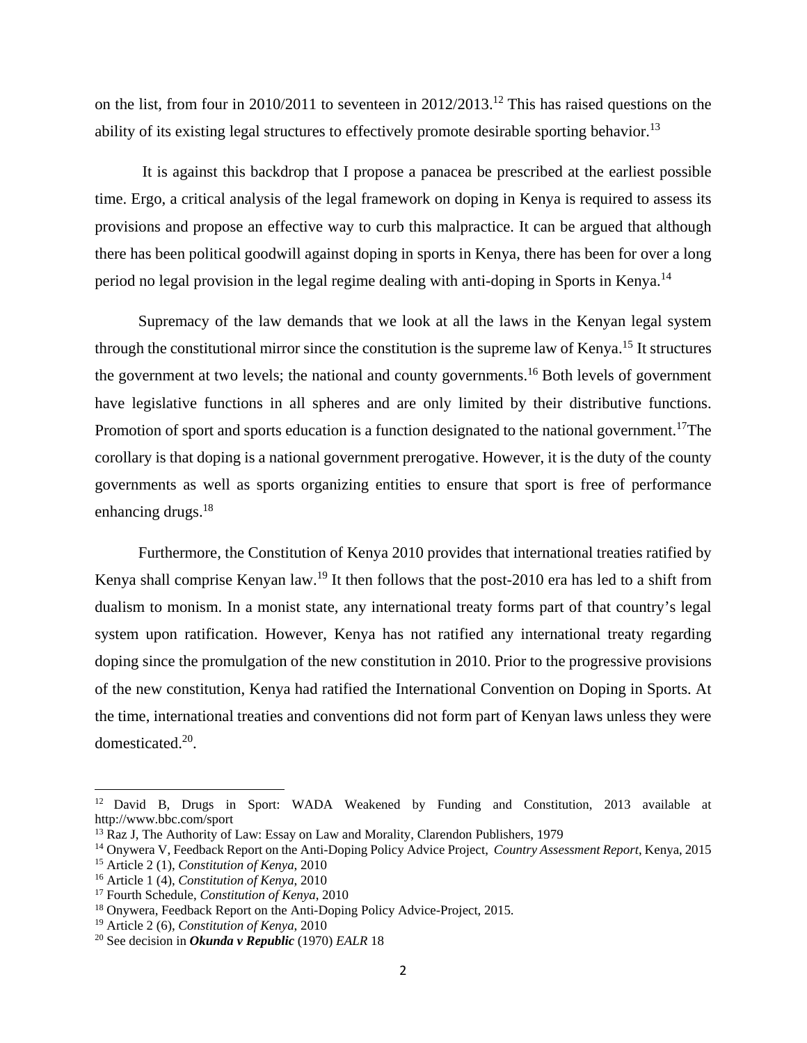on the list, from four in 2010/2011 to seventeen in 2012/2013.[12] This has raised questions on the ability of its existing legal structures to effectively promote desirable sporting behavior.[13]

It is against this backdrop that I propose a panacea be prescribed at the earliest possible time. Ergo, a critical analysis of the legal framework on doping in Kenya is required to assess its provisions and propose an effective way to curb this malpractice. It can be argued that although there has been political goodwill against doping in sports in Kenya, there has been for over a long period no legal provision in the legal regime dealing with anti-doping in Sports in Kenya.[14]

Supremacy of the law demands that we look at all the laws in the Kenyan legal system through the constitutional mirror since the constitution is the supreme law of Kenya.[15] It structures the government at two levels; the national and county governments.[16] Both levels of government have legislative functions in all spheres and are only limited by their distributive functions. Promotion of sport and sports education is a function designated to the national government.[17]The corollary is that doping is a national government prerogative. However, it is the duty of the county governments as well as sports organizing entities to ensure that sport is free of performance enhancing drugs.[18]

Furthermore, the Constitution of Kenya 2010 provides that international treaties ratified by Kenya shall comprise Kenyan law.[19] It then follows that the post-2010 era has led to a shift from dualism to monism. In a monist state, any international treaty forms part of that country's legal system upon ratification. However, Kenya has not ratified any international treaty regarding doping since the promulgation of the new constitution in 2010. Prior to the progressive provisions of the new constitution, Kenya had ratified the International Convention on Doping in Sports. At the time, international treaties and conventions did not form part of Kenyan laws unless they were domesticated.[20].

---

[12] David B, Drugs in Sport: WADA Weakened by Funding and Constitution, 2013 available at http://www.bbc.com/sport

[13] Raz J, The Authority of Law: Essay on Law and Morality, Clarendon Publishers, 1979

[14] Onywera V, Feedback Report on the Anti-Doping Policy Advice Project, *Country Assessment Report*, Kenya, 2015

[15] Article 2 (1), *Constitution of Kenya*, 2010

[16] Article 1 (4), *Constitution of Kenya*, 2010

[17] Fourth Schedule, *Constitution of Kenya*, 2010

[18] Onywera, Feedback Report on the Anti-Doping Policy Advice-Project, 2015.

[19] Article 2 (6), *Constitution of Kenya*, 2010

[20] See decision in ***Okunda v Republic*** (1970) *EALR* 18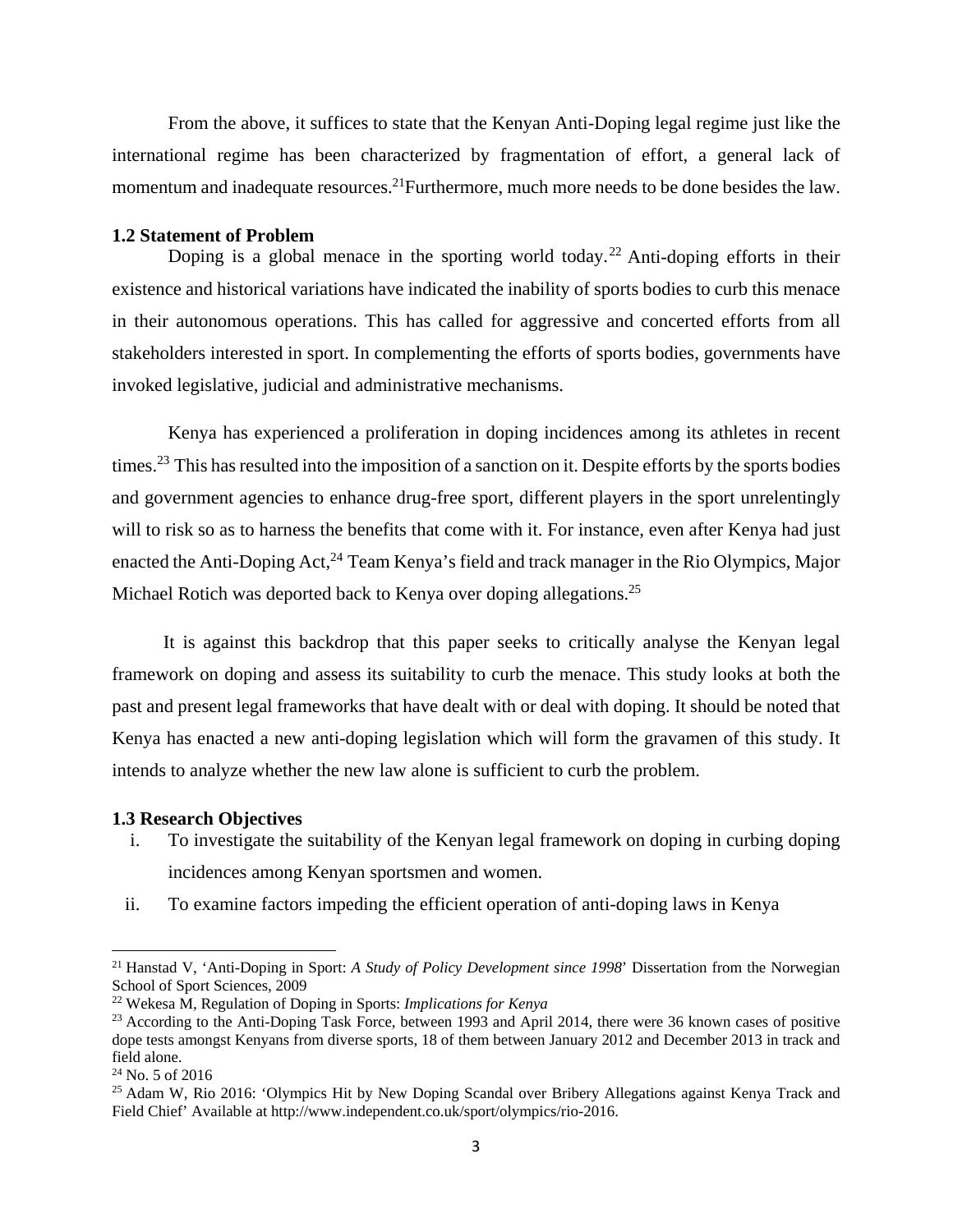From the above, it suffices to state that the Kenyan Anti-Doping legal regime just like the international regime has been characterized by fragmentation of effort, a general lack of momentum and inadequate resources.[21]Furthermore, much more needs to be done besides the law.

### 1.2 Statement of Problem

Doping is a global menace in the sporting world today.[22] Anti-doping efforts in their existence and historical variations have indicated the inability of sports bodies to curb this menace in their autonomous operations. This has called for aggressive and concerted efforts from all stakeholders interested in sport. In complementing the efforts of sports bodies, governments have invoked legislative, judicial and administrative mechanisms.

Kenya has experienced a proliferation in doping incidences among its athletes in recent times.[23] This has resulted into the imposition of a sanction on it. Despite efforts by the sports bodies and government agencies to enhance drug-free sport, different players in the sport unrelentingly will to risk so as to harness the benefits that come with it. For instance, even after Kenya had just enacted the Anti-Doping Act,[24] Team Kenya's field and track manager in the Rio Olympics, Major Michael Rotich was deported back to Kenya over doping allegations.[25]

It is against this backdrop that this paper seeks to critically analyse the Kenyan legal framework on doping and assess its suitability to curb the menace. This study looks at both the past and present legal frameworks that have dealt with or deal with doping. It should be noted that Kenya has enacted a new anti-doping legislation which will form the gravamen of this study. It intends to analyze whether the new law alone is sufficient to curb the problem.

### 1.3 Research Objectives

i. To investigate the suitability of the Kenyan legal framework on doping in curbing doping incidences among Kenyan sportsmen and women.

ii. To examine factors impeding the efficient operation of anti-doping laws in Kenya

---

[21] Hanstad V, 'Anti-Doping in Sport: *A Study of Policy Development since 1998*' Dissertation from the Norwegian School of Sport Sciences, 2009

[22] Wekesa M, Regulation of Doping in Sports: *Implications for Kenya*

[23] According to the Anti-Doping Task Force, between 1993 and April 2014, there were 36 known cases of positive dope tests amongst Kenyans from diverse sports, 18 of them between January 2012 and December 2013 in track and field alone.

[24] No. 5 of 2016

[25] Adam W, Rio 2016: 'Olympics Hit by New Doping Scandal over Bribery Allegations against Kenya Track and Field Chief' Available at http://www.independent.co.uk/sport/olympics/rio-2016.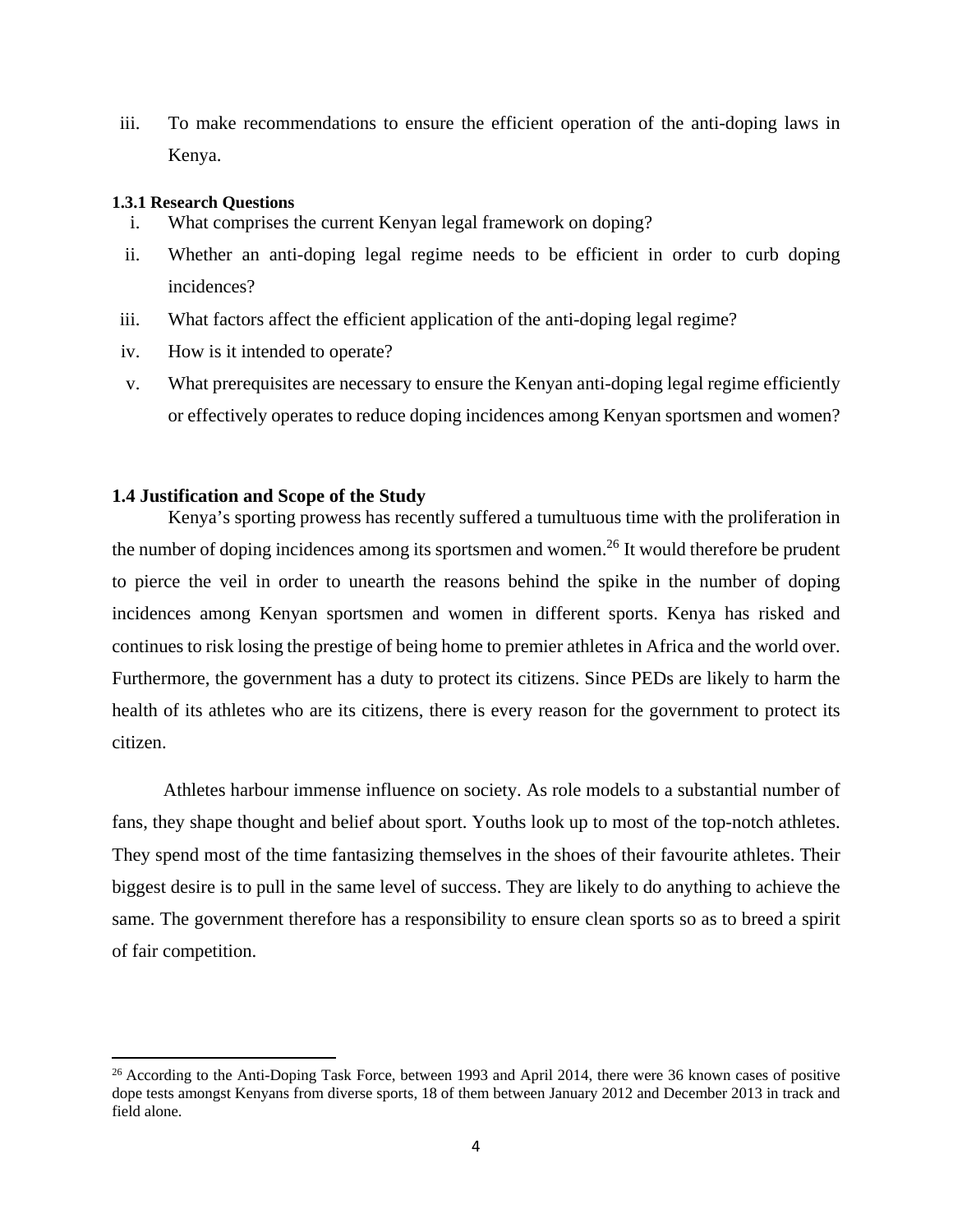iii. To make recommendations to ensure the efficient operation of the anti-doping laws in Kenya.

### 1.3.1 Research Questions

i. What comprises the current Kenyan legal framework on doping?
ii. Whether an anti-doping legal regime needs to be efficient in order to curb doping incidences?
iii. What factors affect the efficient application of the anti-doping legal regime?
iv. How is it intended to operate?
v. What prerequisites are necessary to ensure the Kenyan anti-doping legal regime efficiently or effectively operates to reduce doping incidences among Kenyan sportsmen and women?

## 1.4 Justification and Scope of the Study

Kenya's sporting prowess has recently suffered a tumultuous time with the proliferation in the number of doping incidences among its sportsmen and women.[26] It would therefore be prudent to pierce the veil in order to unearth the reasons behind the spike in the number of doping incidences among Kenyan sportsmen and women in different sports. Kenya has risked and continues to risk losing the prestige of being home to premier athletes in Africa and the world over. Furthermore, the government has a duty to protect its citizens. Since PEDs are likely to harm the health of its athletes who are its citizens, there is every reason for the government to protect its citizen.

Athletes harbour immense influence on society. As role models to a substantial number of fans, they shape thought and belief about sport. Youths look up to most of the top-notch athletes. They spend most of the time fantasizing themselves in the shoes of their favourite athletes. Their biggest desire is to pull in the same level of success. They are likely to do anything to achieve the same. The government therefore has a responsibility to ensure clean sports so as to breed a spirit of fair competition.

---

[26] According to the Anti-Doping Task Force, between 1993 and April 2014, there were 36 known cases of positive dope tests amongst Kenyans from diverse sports, 18 of them between January 2012 and December 2013 in track and field alone.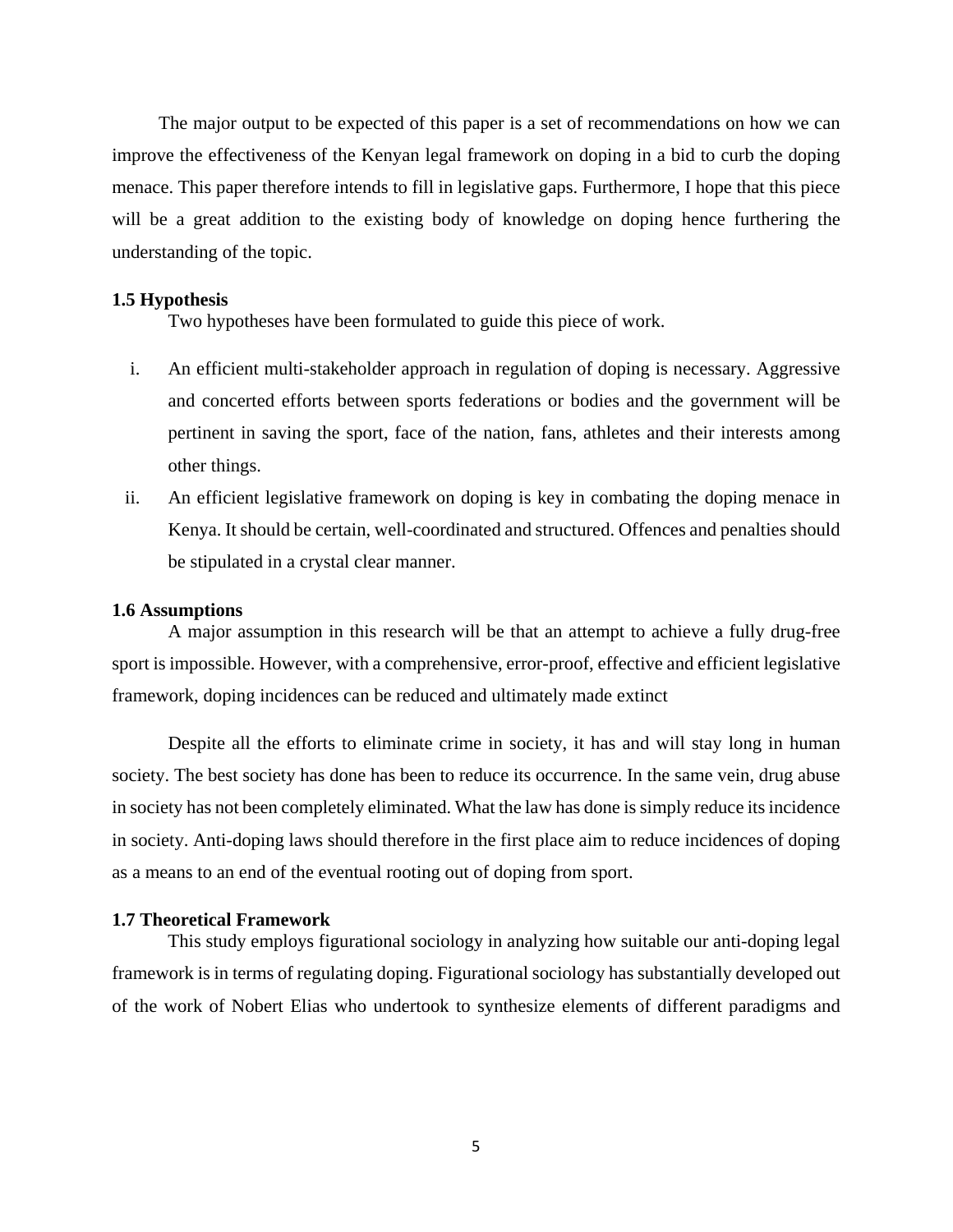The major output to be expected of this paper is a set of recommendations on how we can improve the effectiveness of the Kenyan legal framework on doping in a bid to curb the doping menace. This paper therefore intends to fill in legislative gaps. Furthermore, I hope that this piece will be a great addition to the existing body of knowledge on doping hence furthering the understanding of the topic.

**1.5 Hypothesis**

Two hypotheses have been formulated to guide this piece of work.

i. An efficient multi-stakeholder approach in regulation of doping is necessary. Aggressive and concerted efforts between sports federations or bodies and the government will be pertinent in saving the sport, face of the nation, fans, athletes and their interests among other things.

ii. An efficient legislative framework on doping is key in combating the doping menace in Kenya. It should be certain, well-coordinated and structured. Offences and penalties should be stipulated in a crystal clear manner.

**1.6 Assumptions**

A major assumption in this research will be that an attempt to achieve a fully drug-free sport is impossible. However, with a comprehensive, error-proof, effective and efficient legislative framework, doping incidences can be reduced and ultimately made extinct

Despite all the efforts to eliminate crime in society, it has and will stay long in human society. The best society has done has been to reduce its occurrence. In the same vein, drug abuse in society has not been completely eliminated. What the law has done is simply reduce its incidence in society. Anti-doping laws should therefore in the first place aim to reduce incidences of doping as a means to an end of the eventual rooting out of doping from sport.

**1.7 Theoretical Framework**

This study employs figurational sociology in analyzing how suitable our anti-doping legal framework is in terms of regulating doping. Figurational sociology has substantially developed out of the work of Nobert Elias who undertook to synthesize elements of different paradigms and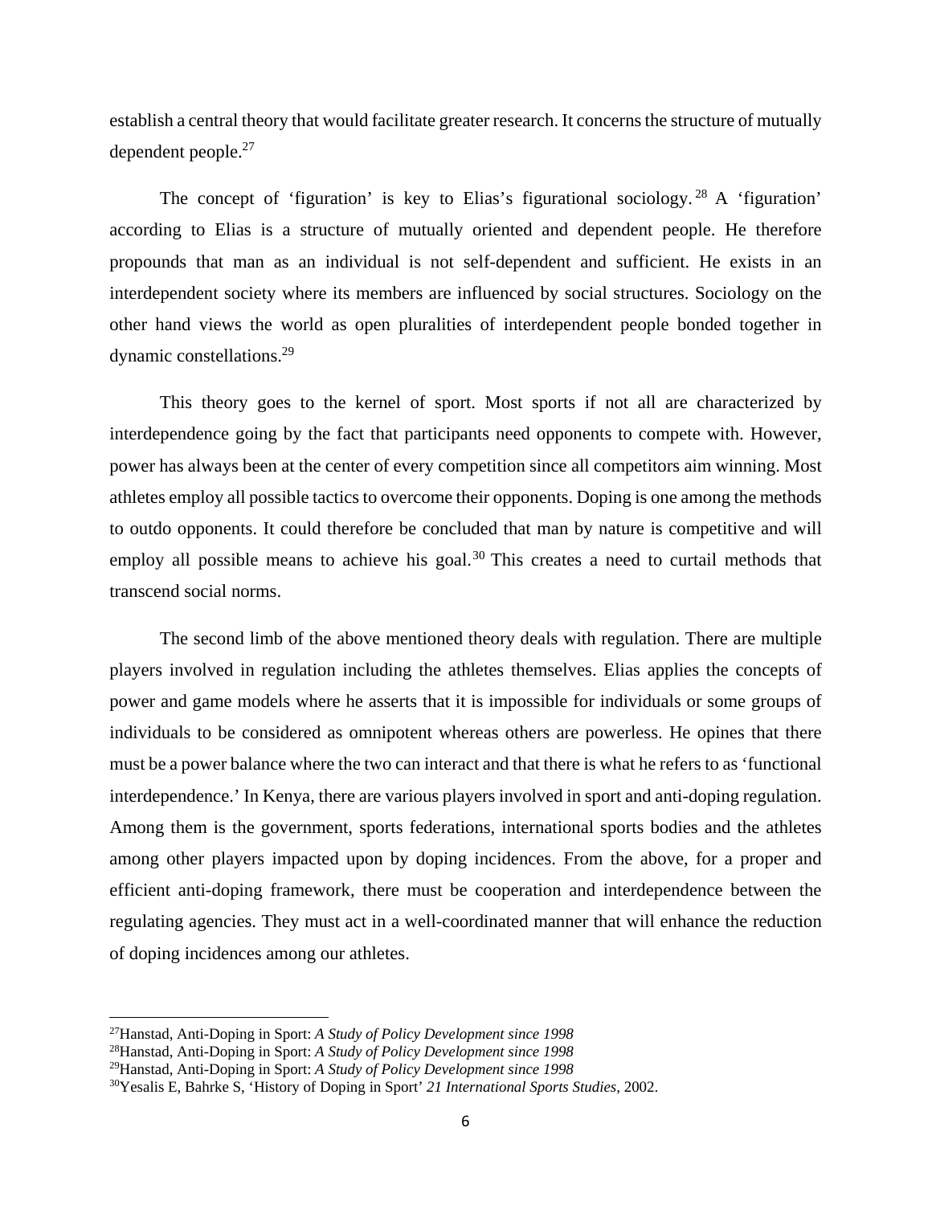establish a central theory that would facilitate greater research. It concerns the structure of mutually dependent people.[27]

The concept of 'figuration' is key to Elias's figurational sociology.[28] A 'figuration' according to Elias is a structure of mutually oriented and dependent people. He therefore propounds that man as an individual is not self-dependent and sufficient. He exists in an interdependent society where its members are influenced by social structures. Sociology on the other hand views the world as open pluralities of interdependent people bonded together in dynamic constellations.[29]

This theory goes to the kernel of sport. Most sports if not all are characterized by interdependence going by the fact that participants need opponents to compete with. However, power has always been at the center of every competition since all competitors aim winning. Most athletes employ all possible tactics to overcome their opponents. Doping is one among the methods to outdo opponents. It could therefore be concluded that man by nature is competitive and will employ all possible means to achieve his goal.[30] This creates a need to curtail methods that transcend social norms.

The second limb of the above mentioned theory deals with regulation. There are multiple players involved in regulation including the athletes themselves. Elias applies the concepts of power and game models where he asserts that it is impossible for individuals or some groups of individuals to be considered as omnipotent whereas others are powerless. He opines that there must be a power balance where the two can interact and that there is what he refers to as 'functional interdependence.' In Kenya, there are various players involved in sport and anti-doping regulation. Among them is the government, sports federations, international sports bodies and the athletes among other players impacted upon by doping incidences. From the above, for a proper and efficient anti-doping framework, there must be cooperation and interdependence between the regulating agencies. They must act in a well-coordinated manner that will enhance the reduction of doping incidences among our athletes.

---

[27]Hanstad, Anti-Doping in Sport: *A Study of Policy Development since 1998*

[28]Hanstad, Anti-Doping in Sport: *A Study of Policy Development since 1998*

[29]Hanstad, Anti-Doping in Sport: *A Study of Policy Development since 1998*

[30]Yesalis E, Bahrke S, 'History of Doping in Sport' *21 International Sports Studies*, 2002.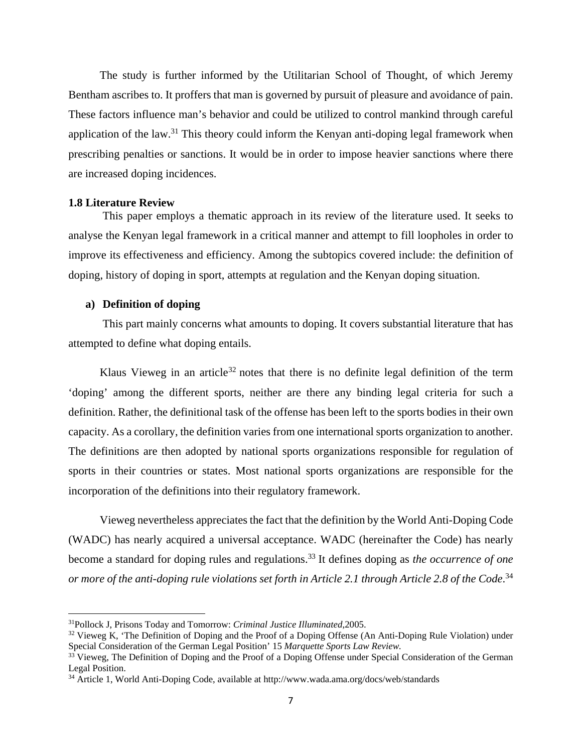The study is further informed by the Utilitarian School of Thought, of which Jeremy Bentham ascribes to. It proffers that man is governed by pursuit of pleasure and avoidance of pain. These factors influence man's behavior and could be utilized to control mankind through careful application of the law.[31] This theory could inform the Kenyan anti-doping legal framework when prescribing penalties or sanctions. It would be in order to impose heavier sanctions where there are increased doping incidences.

### 1.8 Literature Review

This paper employs a thematic approach in its review of the literature used. It seeks to analyse the Kenyan legal framework in a critical manner and attempt to fill loopholes in order to improve its effectiveness and efficiency. Among the subtopics covered include: the definition of doping, history of doping in sport, attempts at regulation and the Kenyan doping situation.

#### a) Definition of doping

This part mainly concerns what amounts to doping. It covers substantial literature that has attempted to define what doping entails.

Klaus Vieweg in an article[32] notes that there is no definite legal definition of the term 'doping' among the different sports, neither are there any binding legal criteria for such a definition. Rather, the definitional task of the offense has been left to the sports bodies in their own capacity. As a corollary, the definition varies from one international sports organization to another. The definitions are then adopted by national sports organizations responsible for regulation of sports in their countries or states. Most national sports organizations are responsible for the incorporation of the definitions into their regulatory framework.

Vieweg nevertheless appreciates the fact that the definition by the World Anti-Doping Code (WADC) has nearly acquired a universal acceptance. WADC (hereinafter the Code) has nearly become a standard for doping rules and regulations.[33] It defines doping as *the occurrence of one or more of the anti-doping rule violations set forth in Article 2.1 through Article 2.8 of the Code*.[34]

---

[31]Pollock J, Prisons Today and Tomorrow: *Criminal Justice Illuminated*,2005.

[32] Vieweg K, 'The Definition of Doping and the Proof of a Doping Offense (An Anti-Doping Rule Violation) under Special Consideration of the German Legal Position' 15 *Marquette Sports Law Review.*

[33] Vieweg, The Definition of Doping and the Proof of a Doping Offense under Special Consideration of the German Legal Position.

[34] Article 1, World Anti-Doping Code, available at http://www.wada.ama.org/docs/web/standards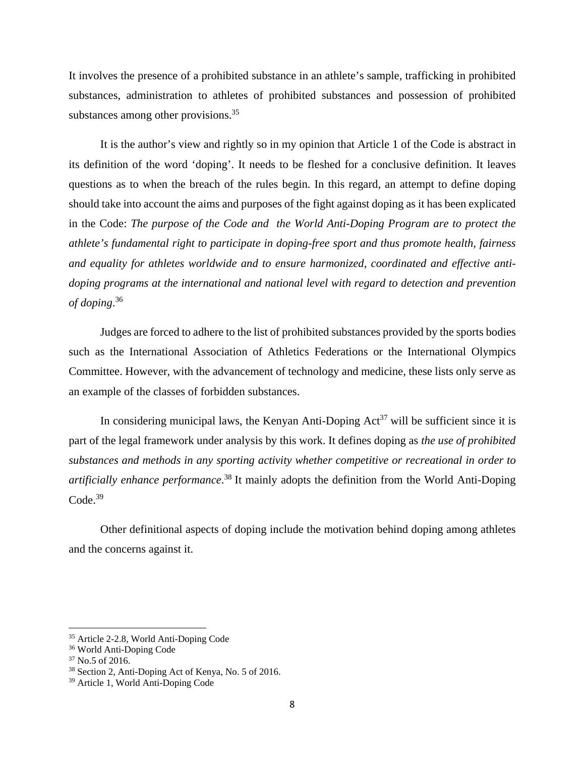It involves the presence of a prohibited substance in an athlete's sample, trafficking in prohibited substances, administration to athletes of prohibited substances and possession of prohibited substances among other provisions.[35]

It is the author's view and rightly so in my opinion that Article 1 of the Code is abstract in its definition of the word 'doping'. It needs to be fleshed for a conclusive definition. It leaves questions as to when the breach of the rules begin. In this regard, an attempt to define doping should take into account the aims and purposes of the fight against doping as it has been explicated in the Code: *The purpose of the Code and the World Anti-Doping Program are to protect the athlete's fundamental right to participate in doping-free sport and thus promote health, fairness and equality for athletes worldwide and to ensure harmonized, coordinated and effective anti-doping programs at the international and national level with regard to detection and prevention of doping*.[36]

Judges are forced to adhere to the list of prohibited substances provided by the sports bodies such as the International Association of Athletics Federations or the International Olympics Committee. However, with the advancement of technology and medicine, these lists only serve as an example of the classes of forbidden substances.

In considering municipal laws, the Kenyan Anti-Doping Act[37] will be sufficient since it is part of the legal framework under analysis by this work. It defines doping as *the use of prohibited substances and methods in any sporting activity whether competitive or recreational in order to artificially enhance performance*.[38] It mainly adopts the definition from the World Anti-Doping Code.[39]

Other definitional aspects of doping include the motivation behind doping among athletes and the concerns against it.

---

[35] Article 2-2.8, World Anti-Doping Code

[36] World Anti-Doping Code

[37] No.5 of 2016.

[38] Section 2, Anti-Doping Act of Kenya, No. 5 of 2016.

[39] Article 1, World Anti-Doping Code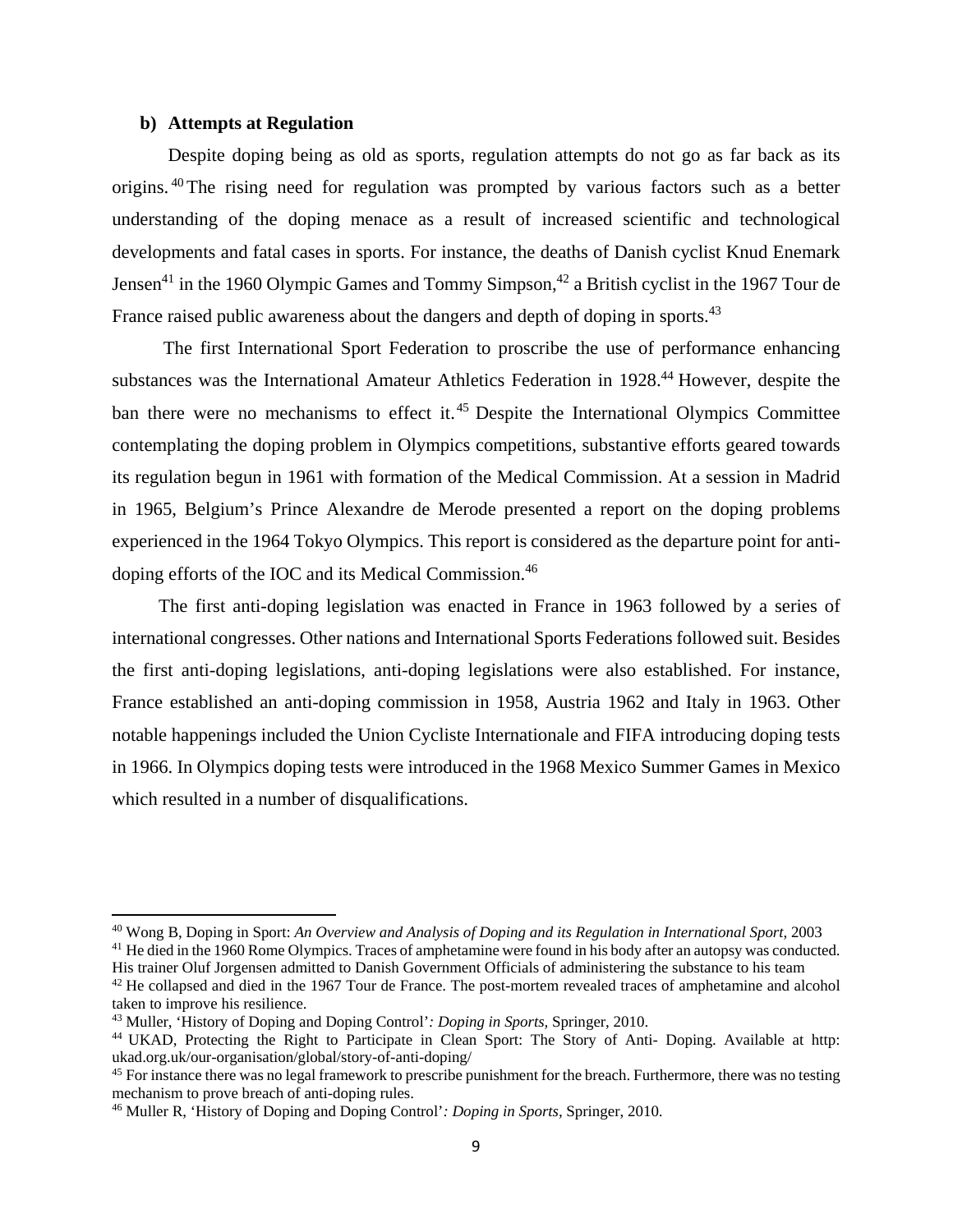**b) Attempts at Regulation**

Despite doping being as old as sports, regulation attempts do not go as far back as its origins.[40] The rising need for regulation was prompted by various factors such as a better understanding of the doping menace as a result of increased scientific and technological developments and fatal cases in sports. For instance, the deaths of Danish cyclist Knud Enemark Jensen[41] in the 1960 Olympic Games and Tommy Simpson,[42] a British cyclist in the 1967 Tour de France raised public awareness about the dangers and depth of doping in sports.[43]

The first International Sport Federation to proscribe the use of performance enhancing substances was the International Amateur Athletics Federation in 1928.[44] However, despite the ban there were no mechanisms to effect it.[45] Despite the International Olympics Committee contemplating the doping problem in Olympics competitions, substantive efforts geared towards its regulation begun in 1961 with formation of the Medical Commission. At a session in Madrid in 1965, Belgium's Prince Alexandre de Merode presented a report on the doping problems experienced in the 1964 Tokyo Olympics. This report is considered as the departure point for anti-doping efforts of the IOC and its Medical Commission.[46]

The first anti-doping legislation was enacted in France in 1963 followed by a series of international congresses. Other nations and International Sports Federations followed suit. Besides the first anti-doping legislations, anti-doping legislations were also established. For instance, France established an anti-doping commission in 1958, Austria 1962 and Italy in 1963. Other notable happenings included the Union Cycliste Internationale and FIFA introducing doping tests in 1966. In Olympics doping tests were introduced in the 1968 Mexico Summer Games in Mexico which resulted in a number of disqualifications.

---

[40] Wong B, Doping in Sport: *An Overview and Analysis of Doping and its Regulation in International Sport,* 2003

[41] He died in the 1960 Rome Olympics. Traces of amphetamine were found in his body after an autopsy was conducted. His trainer Oluf Jorgensen admitted to Danish Government Officials of administering the substance to his team

[42] He collapsed and died in the 1967 Tour de France. The post-mortem revealed traces of amphetamine and alcohol taken to improve his resilience.

[43] Muller, 'History of Doping and Doping Control'*: Doping in Sports,* Springer, 2010.

[44] UKAD, Protecting the Right to Participate in Clean Sport: The Story of Anti- Doping. Available at http: ukad.org.uk/our-organisation/global/story-of-anti-doping/

[45] For instance there was no legal framework to prescribe punishment for the breach. Furthermore, there was no testing mechanism to prove breach of anti-doping rules.

[46] Muller R, 'History of Doping and Doping Control'*: Doping in Sports,* Springer, 2010.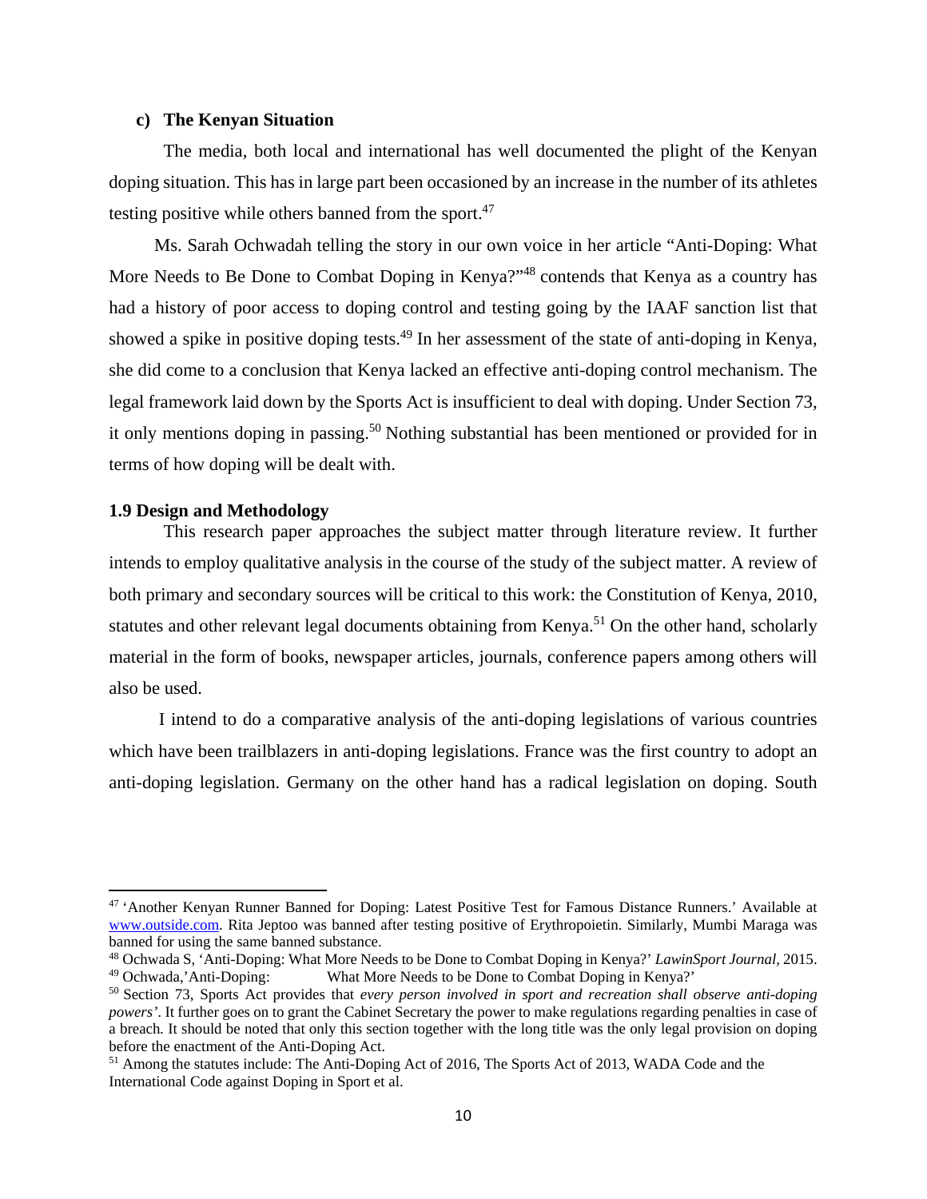### c) The Kenyan Situation

The media, both local and international has well documented the plight of the Kenyan doping situation. This has in large part been occasioned by an increase in the number of its athletes testing positive while others banned from the sport.[47]

Ms. Sarah Ochwadah telling the story in our own voice in her article "Anti-Doping: What More Needs to Be Done to Combat Doping in Kenya?"[48] contends that Kenya as a country has had a history of poor access to doping control and testing going by the IAAF sanction list that showed a spike in positive doping tests.[49] In her assessment of the state of anti-doping in Kenya, she did come to a conclusion that Kenya lacked an effective anti-doping control mechanism. The legal framework laid down by the Sports Act is insufficient to deal with doping. Under Section 73, it only mentions doping in passing.[50] Nothing substantial has been mentioned or provided for in terms of how doping will be dealt with.

## 1.9 Design and Methodology

This research paper approaches the subject matter through literature review. It further intends to employ qualitative analysis in the course of the study of the subject matter. A review of both primary and secondary sources will be critical to this work: the Constitution of Kenya, 2010, statutes and other relevant legal documents obtaining from Kenya.[51] On the other hand, scholarly material in the form of books, newspaper articles, journals, conference papers among others will also be used.

I intend to do a comparative analysis of the anti-doping legislations of various countries which have been trailblazers in anti-doping legislations. France was the first country to adopt an anti-doping legislation. Germany on the other hand has a radical legislation on doping. South

---

[47] 'Another Kenyan Runner Banned for Doping: Latest Positive Test for Famous Distance Runners.' Available at www.outside.com. Rita Jeptoo was banned after testing positive of Erythropoietin. Similarly, Mumbi Maraga was banned for using the same banned substance.

[48] Ochwada S, 'Anti-Doping: What More Needs to be Done to Combat Doping in Kenya?' *LawinSport Journal,* 2015.

[49] Ochwada,'Anti-Doping: What More Needs to be Done to Combat Doping in Kenya?'

[50] Section 73, Sports Act provides that *every person involved in sport and recreation shall observe anti-doping powers'*. It further goes on to grant the Cabinet Secretary the power to make regulations regarding penalties in case of a breach. It should be noted that only this section together with the long title was the only legal provision on doping before the enactment of the Anti-Doping Act.

[51] Among the statutes include: The Anti-Doping Act of 2016, The Sports Act of 2013, WADA Code and the International Code against Doping in Sport et al.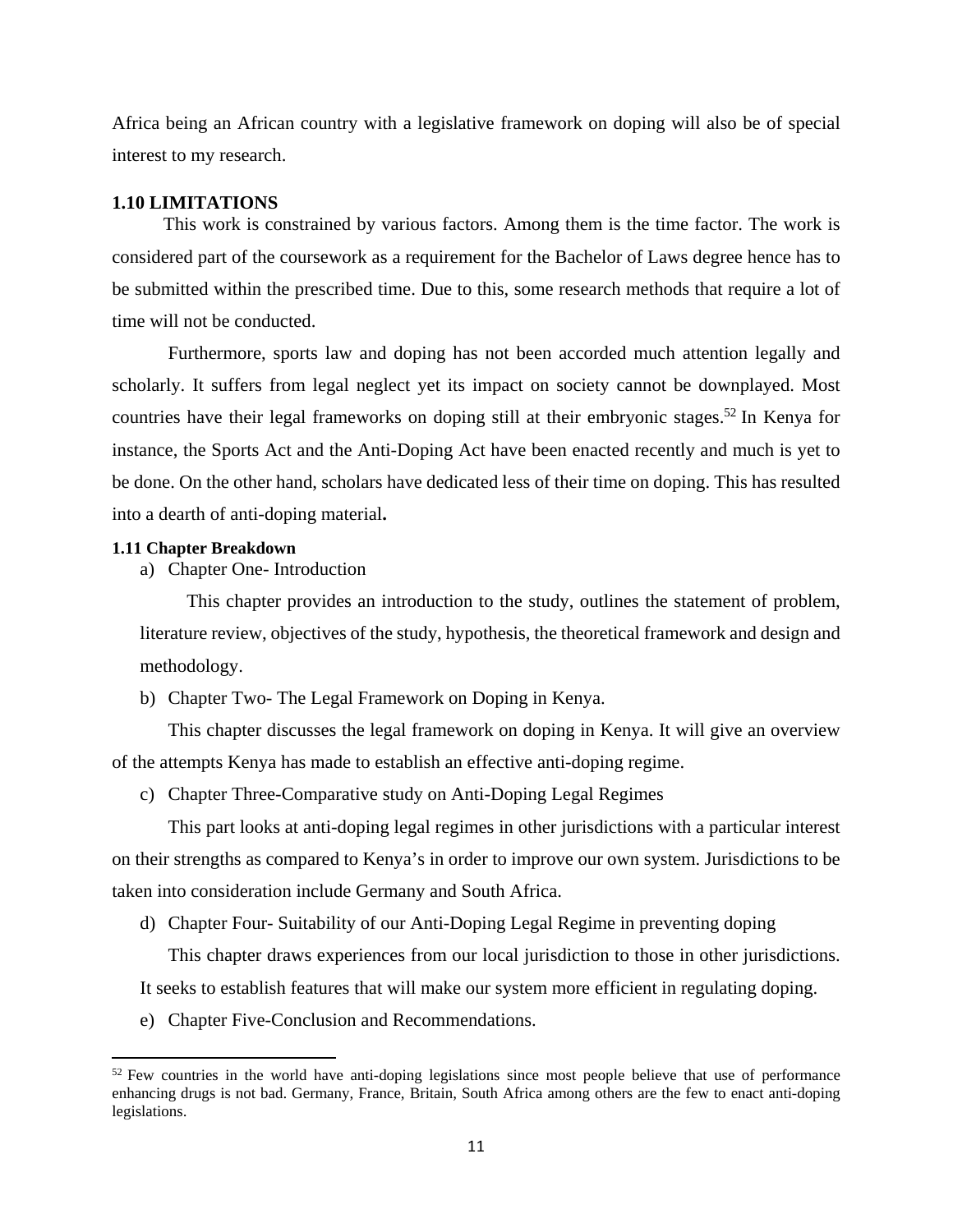Africa being an African country with a legislative framework on doping will also be of special interest to my research.

### 1.10 LIMITATIONS

This work is constrained by various factors. Among them is the time factor. The work is considered part of the coursework as a requirement for the Bachelor of Laws degree hence has to be submitted within the prescribed time. Due to this, some research methods that require a lot of time will not be conducted.

Furthermore, sports law and doping has not been accorded much attention legally and scholarly. It suffers from legal neglect yet its impact on society cannot be downplayed. Most countries have their legal frameworks on doping still at their embryonic stages.[52] In Kenya for instance, the Sports Act and the Anti-Doping Act have been enacted recently and much is yet to be done. On the other hand, scholars have dedicated less of their time on doping. This has resulted into a dearth of anti-doping material**.**

### 1.11 Chapter Breakdown

a) Chapter One- Introduction

This chapter provides an introduction to the study, outlines the statement of problem, literature review, objectives of the study, hypothesis, the theoretical framework and design and methodology.

b) Chapter Two- The Legal Framework on Doping in Kenya.

This chapter discusses the legal framework on doping in Kenya. It will give an overview of the attempts Kenya has made to establish an effective anti-doping regime.

c) Chapter Three-Comparative study on Anti-Doping Legal Regimes

This part looks at anti-doping legal regimes in other jurisdictions with a particular interest on their strengths as compared to Kenya's in order to improve our own system. Jurisdictions to be taken into consideration include Germany and South Africa.

d) Chapter Four- Suitability of our Anti-Doping Legal Regime in preventing doping

This chapter draws experiences from our local jurisdiction to those in other jurisdictions. It seeks to establish features that will make our system more efficient in regulating doping.

e) Chapter Five-Conclusion and Recommendations.

---

[52] Few countries in the world have anti-doping legislations since most people believe that use of performance enhancing drugs is not bad. Germany, France, Britain, South Africa among others are the few to enact anti-doping legislations.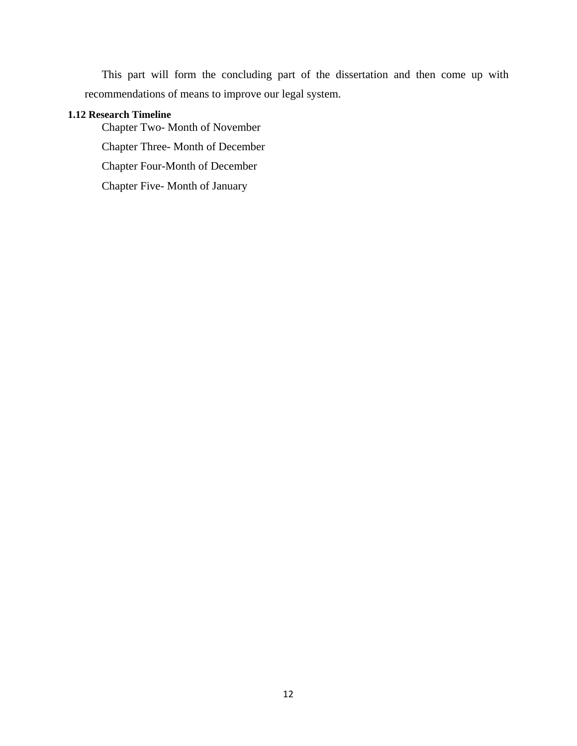This part will form the concluding part of the dissertation and then come up with recommendations of means to improve our legal system.

### 1.12 Research Timeline

Chapter Two- Month of November

Chapter Three- Month of December

Chapter Four-Month of December

Chapter Five- Month of January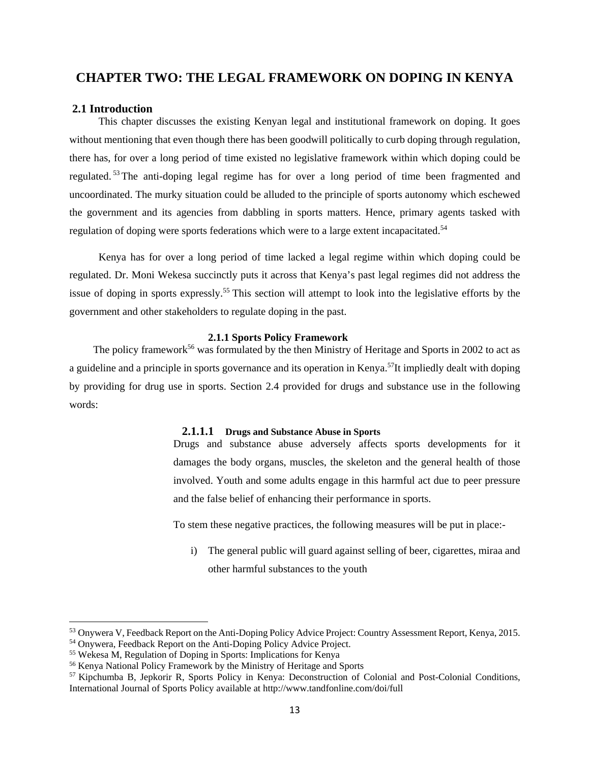# CHAPTER TWO: THE LEGAL FRAMEWORK ON DOPING IN KENYA

## 2.1 Introduction

This chapter discusses the existing Kenyan legal and institutional framework on doping. It goes without mentioning that even though there has been goodwill politically to curb doping through regulation, there has, for over a long period of time existed no legislative framework within which doping could be regulated.[53] The anti-doping legal regime has for over a long period of time been fragmented and uncoordinated. The murky situation could be alluded to the principle of sports autonomy which eschewed the government and its agencies from dabbling in sports matters. Hence, primary agents tasked with regulation of doping were sports federations which were to a large extent incapacitated.[54]

Kenya has for over a long period of time lacked a legal regime within which doping could be regulated. Dr. Moni Wekesa succinctly puts it across that Kenya's past legal regimes did not address the issue of doping in sports expressly.[55] This section will attempt to look into the legislative efforts by the government and other stakeholders to regulate doping in the past.

### 2.1.1 Sports Policy Framework

The policy framework[56] was formulated by the then Ministry of Heritage and Sports in 2002 to act as a guideline and a principle in sports governance and its operation in Kenya.[57]It impliedly dealt with doping by providing for drug use in sports. Section 2.4 provided for drugs and substance use in the following words:

> #### 2.1.1.1 Drugs and Substance Abuse in Sports
>
> Drugs and substance abuse adversely affects sports developments for it damages the body organs, muscles, the skeleton and the general health of those involved. Youth and some adults engage in this harmful act due to peer pressure and the false belief of enhancing their performance in sports.
>
> To stem these negative practices, the following measures will be put in place:-
>
> i) The general public will guard against selling of beer, cigarettes, miraa and other harmful substances to the youth

---

[53] Onywera V, Feedback Report on the Anti-Doping Policy Advice Project: Country Assessment Report, Kenya, 2015.

[54] Onywera, Feedback Report on the Anti-Doping Policy Advice Project.

[55] Wekesa M, Regulation of Doping in Sports: Implications for Kenya

[56] Kenya National Policy Framework by the Ministry of Heritage and Sports

[57] Kipchumba B, Jepkorir R, Sports Policy in Kenya: Deconstruction of Colonial and Post-Colonial Conditions, International Journal of Sports Policy available at http://www.tandfonline.com/doi/full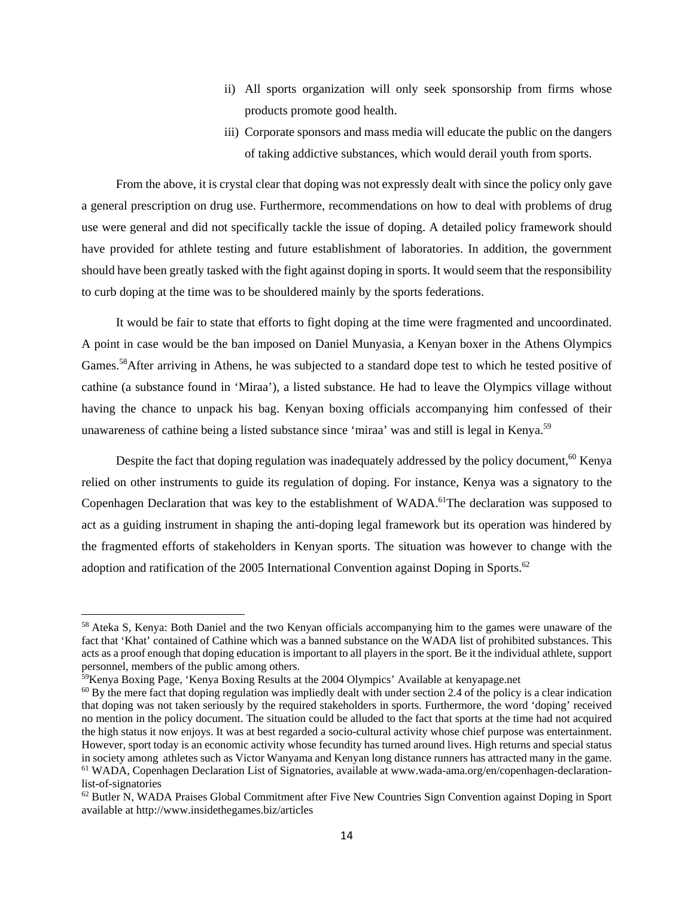ii) All sports organization will only seek sponsorship from firms whose products promote good health.

iii) Corporate sponsors and mass media will educate the public on the dangers of taking addictive substances, which would derail youth from sports.

From the above, it is crystal clear that doping was not expressly dealt with since the policy only gave a general prescription on drug use. Furthermore, recommendations on how to deal with problems of drug use were general and did not specifically tackle the issue of doping. A detailed policy framework should have provided for athlete testing and future establishment of laboratories. In addition, the government should have been greatly tasked with the fight against doping in sports. It would seem that the responsibility to curb doping at the time was to be shouldered mainly by the sports federations.

It would be fair to state that efforts to fight doping at the time were fragmented and uncoordinated. A point in case would be the ban imposed on Daniel Munyasia, a Kenyan boxer in the Athens Olympics Games.[58]After arriving in Athens, he was subjected to a standard dope test to which he tested positive of cathine (a substance found in 'Miraa'), a listed substance. He had to leave the Olympics village without having the chance to unpack his bag. Kenyan boxing officials accompanying him confessed of their unawareness of cathine being a listed substance since 'miraa' was and still is legal in Kenya.[59]

Despite the fact that doping regulation was inadequately addressed by the policy document,[60] Kenya relied on other instruments to guide its regulation of doping. For instance, Kenya was a signatory to the Copenhagen Declaration that was key to the establishment of WADA.[61]The declaration was supposed to act as a guiding instrument in shaping the anti-doping legal framework but its operation was hindered by the fragmented efforts of stakeholders in Kenyan sports. The situation was however to change with the adoption and ratification of the 2005 International Convention against Doping in Sports.[62]

---

[58] Ateka S, Kenya: Both Daniel and the two Kenyan officials accompanying him to the games were unaware of the fact that 'Khat' contained of Cathine which was a banned substance on the WADA list of prohibited substances. This acts as a proof enough that doping education is important to all players in the sport. Be it the individual athlete, support personnel, members of the public among others.

[59]Kenya Boxing Page, 'Kenya Boxing Results at the 2004 Olympics' Available at kenyapage.net

[60] By the mere fact that doping regulation was impliedly dealt with under section 2.4 of the policy is a clear indication that doping was not taken seriously by the required stakeholders in sports. Furthermore, the word 'doping' received no mention in the policy document. The situation could be alluded to the fact that sports at the time had not acquired the high status it now enjoys. It was at best regarded a socio-cultural activity whose chief purpose was entertainment. However, sport today is an economic activity whose fecundity has turned around lives. High returns and special status in society among athletes such as Victor Wanyama and Kenyan long distance runners has attracted many in the game.

[61] WADA, Copenhagen Declaration List of Signatories, available at www.wada-ama.org/en/copenhagen-declaration-list-of-signatories

[62] Butler N, WADA Praises Global Commitment after Five New Countries Sign Convention against Doping in Sport available at http://www.insidethegames.biz/articles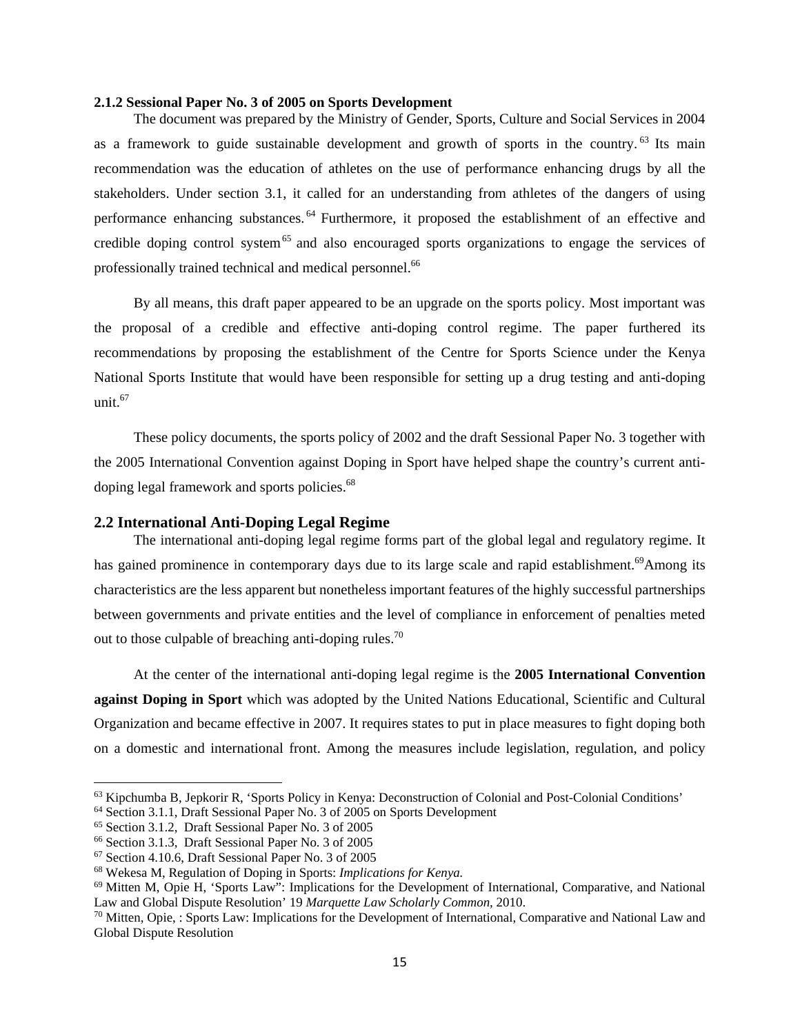### 2.1.2 Sessional Paper No. 3 of 2005 on Sports Development

The document was prepared by the Ministry of Gender, Sports, Culture and Social Services in 2004 as a framework to guide sustainable development and growth of sports in the country.[63] Its main recommendation was the education of athletes on the use of performance enhancing drugs by all the stakeholders. Under section 3.1, it called for an understanding from athletes of the dangers of using performance enhancing substances.[64] Furthermore, it proposed the establishment of an effective and credible doping control system[65] and also encouraged sports organizations to engage the services of professionally trained technical and medical personnel.[66]

By all means, this draft paper appeared to be an upgrade on the sports policy. Most important was the proposal of a credible and effective anti-doping control regime. The paper furthered its recommendations by proposing the establishment of the Centre for Sports Science under the Kenya National Sports Institute that would have been responsible for setting up a drug testing and anti-doping unit.[67]

These policy documents, the sports policy of 2002 and the draft Sessional Paper No. 3 together with the 2005 International Convention against Doping in Sport have helped shape the country's current anti-doping legal framework and sports policies.[68]

## 2.2 International Anti-Doping Legal Regime

The international anti-doping legal regime forms part of the global legal and regulatory regime. It has gained prominence in contemporary days due to its large scale and rapid establishment.[69]Among its characteristics are the less apparent but nonetheless important features of the highly successful partnerships between governments and private entities and the level of compliance in enforcement of penalties meted out to those culpable of breaching anti-doping rules.[70]

At the center of the international anti-doping legal regime is the **2005 International Convention against Doping in Sport** which was adopted by the United Nations Educational, Scientific and Cultural Organization and became effective in 2007. It requires states to put in place measures to fight doping both on a domestic and international front. Among the measures include legislation, regulation, and policy

---

[63] Kipchumba B, Jepkorir R, 'Sports Policy in Kenya: Deconstruction of Colonial and Post-Colonial Conditions'

[64] Section 3.1.1, Draft Sessional Paper No. 3 of 2005 on Sports Development

[65] Section 3.1.2, Draft Sessional Paper No. 3 of 2005

[66] Section 3.1.3, Draft Sessional Paper No. 3 of 2005

[67] Section 4.10.6, Draft Sessional Paper No. 3 of 2005

[68] Wekesa M, Regulation of Doping in Sports: *Implications for Kenya.*

[69] Mitten M, Opie H, 'Sports Law": Implications for the Development of International, Comparative, and National Law and Global Dispute Resolution' 19 *Marquette Law Scholarly Common*, 2010.

[70] Mitten, Opie, : Sports Law: Implications for the Development of International, Comparative and National Law and Global Dispute Resolution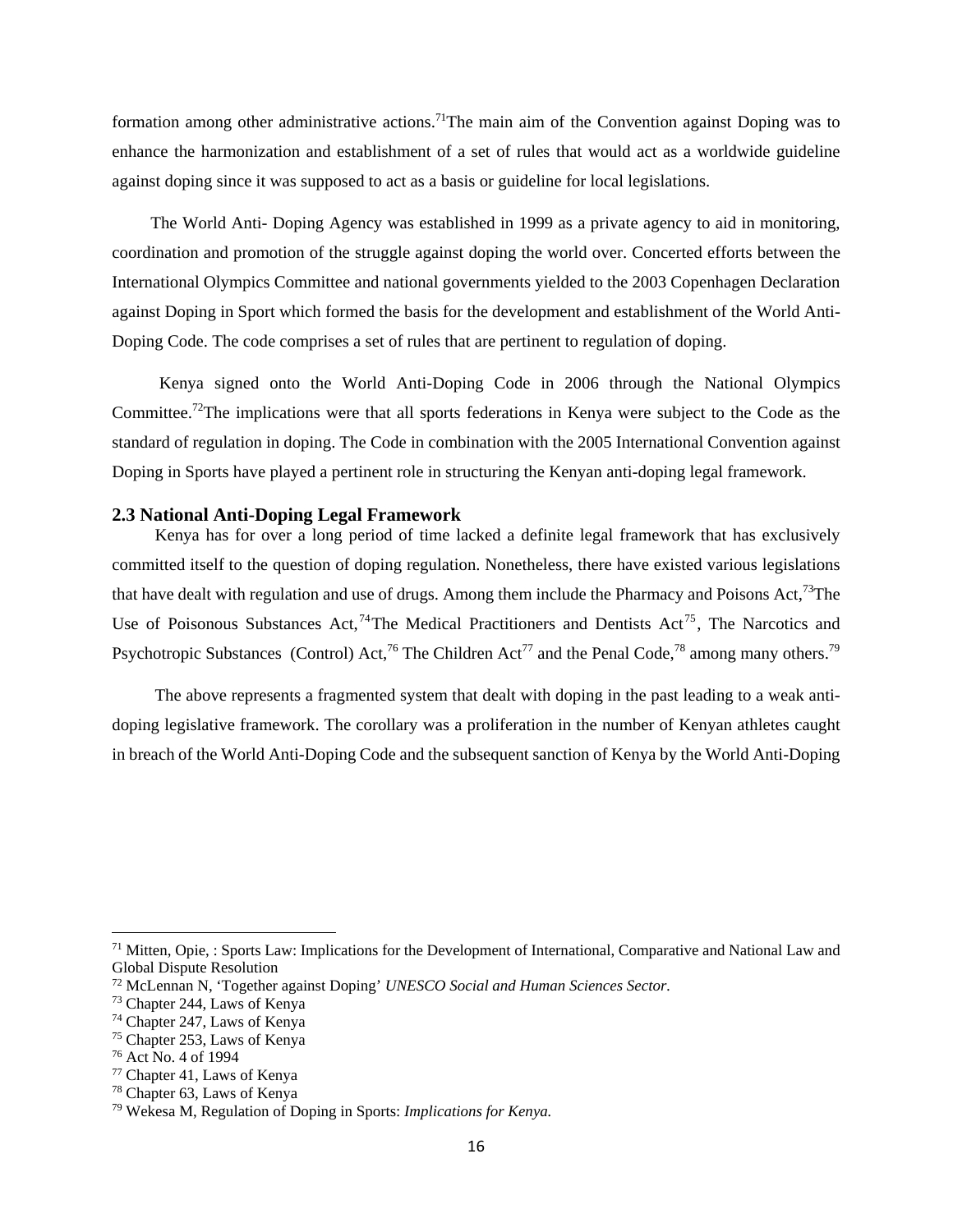formation among other administrative actions.[71] The main aim of the Convention against Doping was to enhance the harmonization and establishment of a set of rules that would act as a worldwide guideline against doping since it was supposed to act as a basis or guideline for local legislations.

The World Anti- Doping Agency was established in 1999 as a private agency to aid in monitoring, coordination and promotion of the struggle against doping the world over. Concerted efforts between the International Olympics Committee and national governments yielded to the 2003 Copenhagen Declaration against Doping in Sport which formed the basis for the development and establishment of the World Anti-Doping Code. The code comprises a set of rules that are pertinent to regulation of doping.

Kenya signed onto the World Anti-Doping Code in 2006 through the National Olympics Committee.[72] The implications were that all sports federations in Kenya were subject to the Code as the standard of regulation in doping. The Code in combination with the 2005 International Convention against Doping in Sports have played a pertinent role in structuring the Kenyan anti-doping legal framework.

### 2.3 National Anti-Doping Legal Framework

Kenya has for over a long period of time lacked a definite legal framework that has exclusively committed itself to the question of doping regulation. Nonetheless, there have existed various legislations that have dealt with regulation and use of drugs. Among them include the Pharmacy and Poisons Act,[73] The Use of Poisonous Substances Act,[74] The Medical Practitioners and Dentists Act[75], The Narcotics and Psychotropic Substances (Control) Act,[76] The Children Act[77] and the Penal Code,[78] among many others.[79]

The above represents a fragmented system that dealt with doping in the past leading to a weak anti-doping legislative framework. The corollary was a proliferation in the number of Kenyan athletes caught in breach of the World Anti-Doping Code and the subsequent sanction of Kenya by the World Anti-Doping

---

[71] Mitten, Opie, : Sports Law: Implications for the Development of International, Comparative and National Law and Global Dispute Resolution

[72] McLennan N, 'Together against Doping' *UNESCO Social and Human Sciences Sector.*

[73] Chapter 244, Laws of Kenya

[74] Chapter 247, Laws of Kenya

[75] Chapter 253, Laws of Kenya

[76] Act No. 4 of 1994

[77] Chapter 41, Laws of Kenya

[78] Chapter 63, Laws of Kenya

[79] Wekesa M, Regulation of Doping in Sports: *Implications for Kenya.*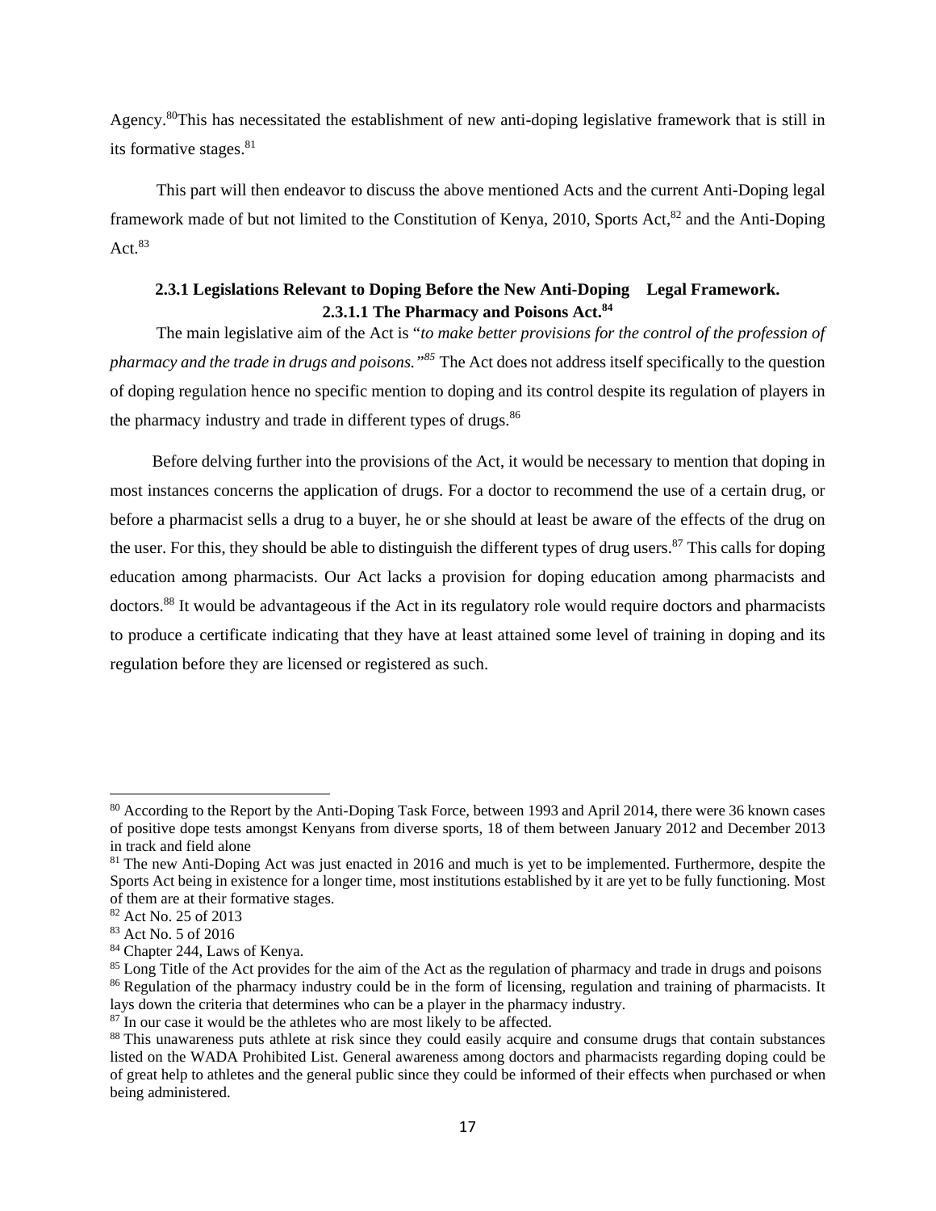Agency.[80]This has necessitated the establishment of new anti-doping legislative framework that is still in its formative stages.[81]

This part will then endeavor to discuss the above mentioned Acts and the current Anti-Doping legal framework made of but not limited to the Constitution of Kenya, 2010, Sports Act,[82] and the Anti-Doping Act.[83]

### 2.3.1 Legislations Relevant to Doping Before the New Anti-Doping Legal Framework.

#### 2.3.1.1 The Pharmacy and Poisons Act.[84]

The main legislative aim of the Act is "*to make better provisions for the control of the profession of pharmacy and the trade in drugs and poisons.*"[85] The Act does not address itself specifically to the question of doping regulation hence no specific mention to doping and its control despite its regulation of players in the pharmacy industry and trade in different types of drugs.[86]

Before delving further into the provisions of the Act, it would be necessary to mention that doping in most instances concerns the application of drugs. For a doctor to recommend the use of a certain drug, or before a pharmacist sells a drug to a buyer, he or she should at least be aware of the effects of the drug on the user. For this, they should be able to distinguish the different types of drug users.[87] This calls for doping education among pharmacists. Our Act lacks a provision for doping education among pharmacists and doctors.[88] It would be advantageous if the Act in its regulatory role would require doctors and pharmacists to produce a certificate indicating that they have at least attained some level of training in doping and its regulation before they are licensed or registered as such.

---

[80] According to the Report by the Anti-Doping Task Force, between 1993 and April 2014, there were 36 known cases of positive dope tests amongst Kenyans from diverse sports, 18 of them between January 2012 and December 2013 in track and field alone

[81] The new Anti-Doping Act was just enacted in 2016 and much is yet to be implemented. Furthermore, despite the Sports Act being in existence for a longer time, most institutions established by it are yet to be fully functioning. Most of them are at their formative stages.

[82] Act No. 25 of 2013

[83] Act No. 5 of 2016

[84] Chapter 244, Laws of Kenya.

[85] Long Title of the Act provides for the aim of the Act as the regulation of pharmacy and trade in drugs and poisons

[86] Regulation of the pharmacy industry could be in the form of licensing, regulation and training of pharmacists. It lays down the criteria that determines who can be a player in the pharmacy industry.

[87] In our case it would be the athletes who are most likely to be affected.

[88] This unawareness puts athlete at risk since they could easily acquire and consume drugs that contain substances listed on the WADA Prohibited List. General awareness among doctors and pharmacists regarding doping could be of great help to athletes and the general public since they could be informed of their effects when purchased or when being administered.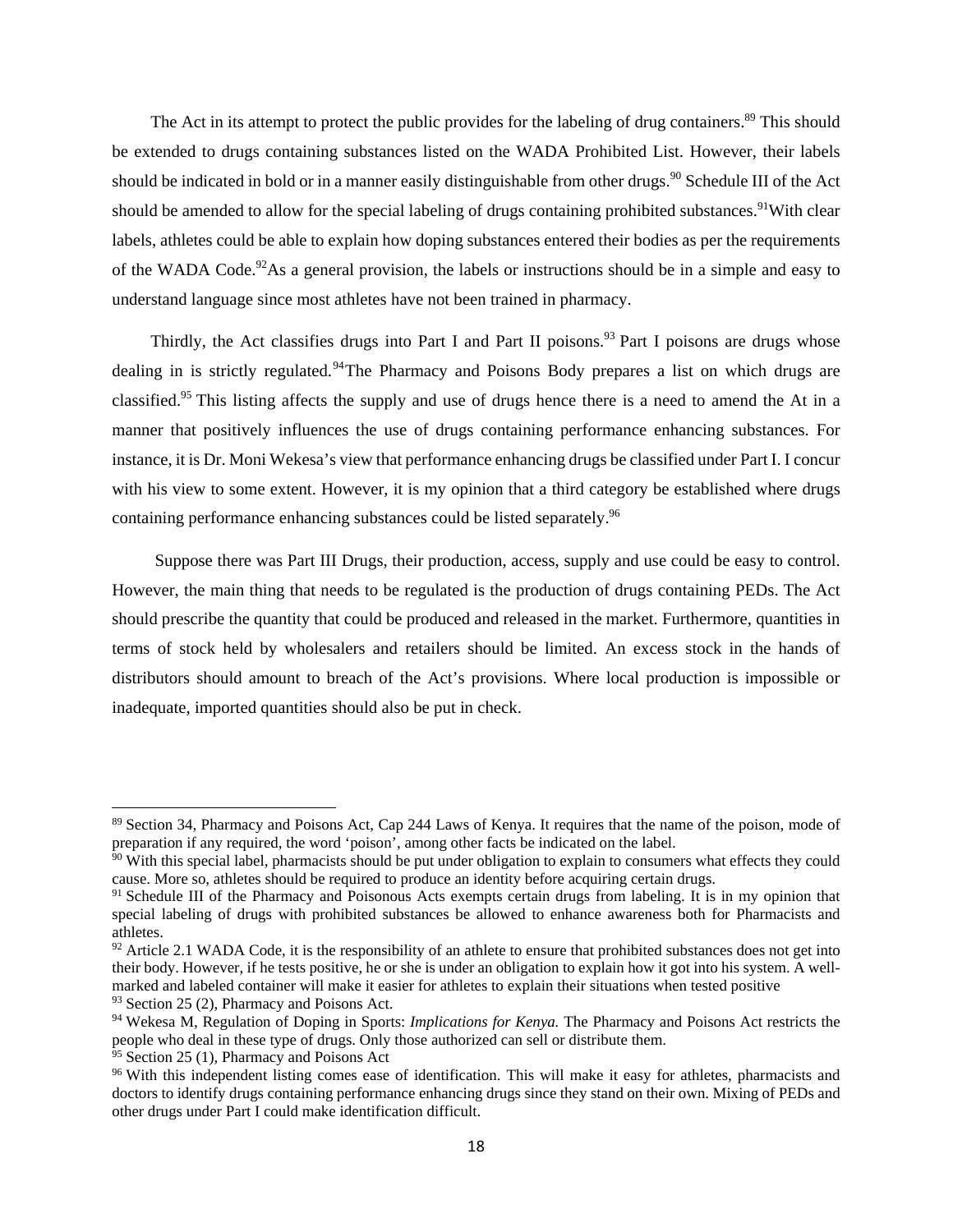The Act in its attempt to protect the public provides for the labeling of drug containers.[89] This should be extended to drugs containing substances listed on the WADA Prohibited List. However, their labels should be indicated in bold or in a manner easily distinguishable from other drugs.[90] Schedule III of the Act should be amended to allow for the special labeling of drugs containing prohibited substances.[91]With clear labels, athletes could be able to explain how doping substances entered their bodies as per the requirements of the WADA Code.[92]As a general provision, the labels or instructions should be in a simple and easy to understand language since most athletes have not been trained in pharmacy.

Thirdly, the Act classifies drugs into Part I and Part II poisons.[93] Part I poisons are drugs whose dealing in is strictly regulated.[94]The Pharmacy and Poisons Body prepares a list on which drugs are classified.[95] This listing affects the supply and use of drugs hence there is a need to amend the At in a manner that positively influences the use of drugs containing performance enhancing substances. For instance, it is Dr. Moni Wekesa's view that performance enhancing drugs be classified under Part I. I concur with his view to some extent. However, it is my opinion that a third category be established where drugs containing performance enhancing substances could be listed separately.[96]

Suppose there was Part III Drugs, their production, access, supply and use could be easy to control. However, the main thing that needs to be regulated is the production of drugs containing PEDs. The Act should prescribe the quantity that could be produced and released in the market. Furthermore, quantities in terms of stock held by wholesalers and retailers should be limited. An excess stock in the hands of distributors should amount to breach of the Act's provisions. Where local production is impossible or inadequate, imported quantities should also be put in check.

---

[89] Section 34, Pharmacy and Poisons Act, Cap 244 Laws of Kenya. It requires that the name of the poison, mode of preparation if any required, the word 'poison', among other facts be indicated on the label.

[90] With this special label, pharmacists should be put under obligation to explain to consumers what effects they could cause. More so, athletes should be required to produce an identity before acquiring certain drugs.

[91] Schedule III of the Pharmacy and Poisonous Acts exempts certain drugs from labeling. It is in my opinion that special labeling of drugs with prohibited substances be allowed to enhance awareness both for Pharmacists and athletes.

[92] Article 2.1 WADA Code, it is the responsibility of an athlete to ensure that prohibited substances does not get into their body. However, if he tests positive, he or she is under an obligation to explain how it got into his system. A well-marked and labeled container will make it easier for athletes to explain their situations when tested positive

[93] Section 25 (2), Pharmacy and Poisons Act.

[94] Wekesa M, Regulation of Doping in Sports: *Implications for Kenya.* The Pharmacy and Poisons Act restricts the people who deal in these type of drugs. Only those authorized can sell or distribute them.

[95] Section 25 (1), Pharmacy and Poisons Act

[96] With this independent listing comes ease of identification. This will make it easy for athletes, pharmacists and doctors to identify drugs containing performance enhancing drugs since they stand on their own. Mixing of PEDs and other drugs under Part I could make identification difficult.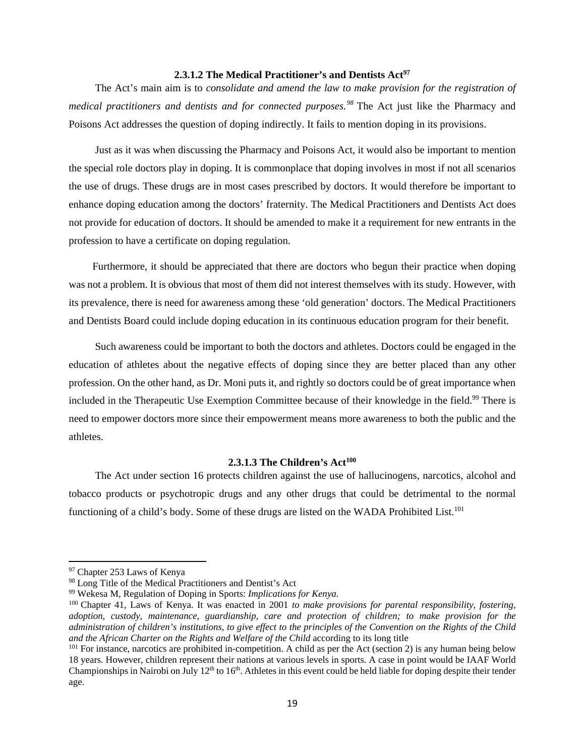#### 2.3.1.2 The Medical Practitioner's and Dentists Act[97]

The Act's main aim is to *consolidate and amend the law to make provision for the registration of medical practitioners and dentists and for connected purposes.*[98] The Act just like the Pharmacy and Poisons Act addresses the question of doping indirectly. It fails to mention doping in its provisions.

Just as it was when discussing the Pharmacy and Poisons Act, it would also be important to mention the special role doctors play in doping. It is commonplace that doping involves in most if not all scenarios the use of drugs. These drugs are in most cases prescribed by doctors. It would therefore be important to enhance doping education among the doctors' fraternity. The Medical Practitioners and Dentists Act does not provide for education of doctors. It should be amended to make it a requirement for new entrants in the profession to have a certificate on doping regulation.

Furthermore, it should be appreciated that there are doctors who begun their practice when doping was not a problem. It is obvious that most of them did not interest themselves with its study. However, with its prevalence, there is need for awareness among these 'old generation' doctors. The Medical Practitioners and Dentists Board could include doping education in its continuous education program for their benefit.

Such awareness could be important to both the doctors and athletes. Doctors could be engaged in the education of athletes about the negative effects of doping since they are better placed than any other profession. On the other hand, as Dr. Moni puts it, and rightly so doctors could be of great importance when included in the Therapeutic Use Exemption Committee because of their knowledge in the field.[99] There is need to empower doctors more since their empowerment means more awareness to both the public and the athletes.

#### 2.3.1.3 The Children's Act[100]

The Act under section 16 protects children against the use of hallucinogens, narcotics, alcohol and tobacco products or psychotropic drugs and any other drugs that could be detrimental to the normal functioning of a child's body. Some of these drugs are listed on the WADA Prohibited List.[101]

---

[97] Chapter 253 Laws of Kenya

[98] Long Title of the Medical Practitioners and Dentist's Act

[99] Wekesa M, Regulation of Doping in Sports: *Implications for Kenya.*

[100] Chapter 41, Laws of Kenya. It was enacted in 2001 *to make provisions for parental responsibility, fostering, adoption, custody, maintenance, guardianship, care and protection of children; to make provision for the administration of children's institutions, to give effect to the principles of the Convention on the Rights of the Child and the African Charter on the Rights and Welfare of the Child* according to its long title

[101] For instance, narcotics are prohibited in-competition. A child as per the Act (section 2) is any human being below 18 years. However, children represent their nations at various levels in sports. A case in point would be IAAF World Championships in Nairobi on July 12th to 16th. Athletes in this event could be held liable for doping despite their tender age.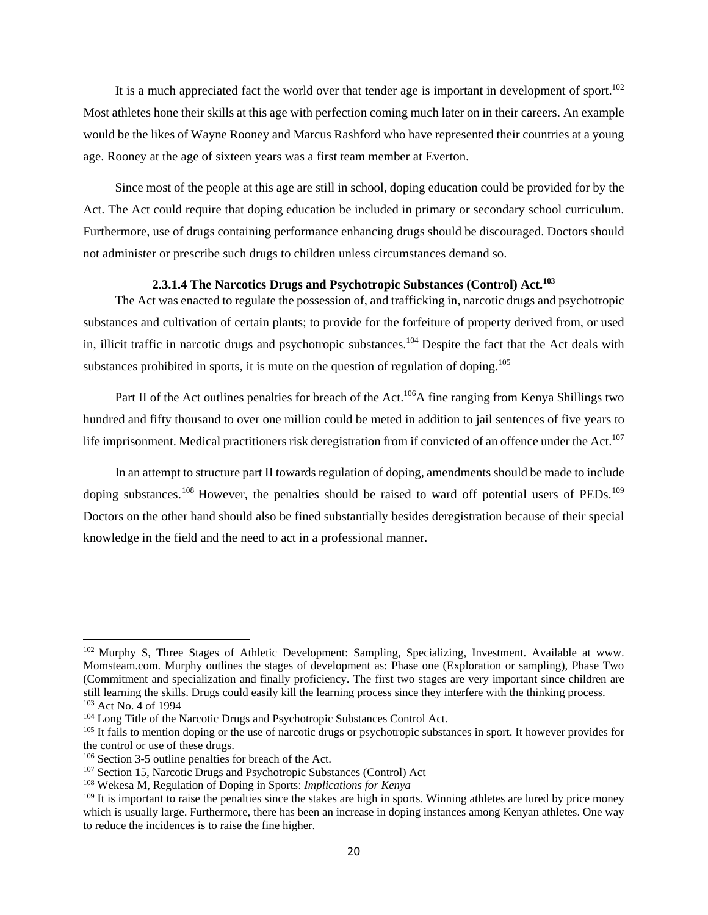It is a much appreciated fact the world over that tender age is important in development of sport.[102] Most athletes hone their skills at this age with perfection coming much later on in their careers. An example would be the likes of Wayne Rooney and Marcus Rashford who have represented their countries at a young age. Rooney at the age of sixteen years was a first team member at Everton.

Since most of the people at this age are still in school, doping education could be provided for by the Act. The Act could require that doping education be included in primary or secondary school curriculum. Furthermore, use of drugs containing performance enhancing drugs should be discouraged. Doctors should not administer or prescribe such drugs to children unless circumstances demand so.

#### 2.3.1.4 The Narcotics Drugs and Psychotropic Substances (Control) Act.[103]

The Act was enacted to regulate the possession of, and trafficking in, narcotic drugs and psychotropic substances and cultivation of certain plants; to provide for the forfeiture of property derived from, or used in, illicit traffic in narcotic drugs and psychotropic substances.[104] Despite the fact that the Act deals with substances prohibited in sports, it is mute on the question of regulation of doping.[105]

Part II of the Act outlines penalties for breach of the Act.[106]A fine ranging from Kenya Shillings two hundred and fifty thousand to over one million could be meted in addition to jail sentences of five years to life imprisonment. Medical practitioners risk deregistration from if convicted of an offence under the Act.[107]

In an attempt to structure part II towards regulation of doping, amendments should be made to include doping substances.[108] However, the penalties should be raised to ward off potential users of PEDs.[109] Doctors on the other hand should also be fined substantially besides deregistration because of their special knowledge in the field and the need to act in a professional manner.

---

[102] Murphy S, Three Stages of Athletic Development: Sampling, Specializing, Investment. Available at www. Momsteam.com. Murphy outlines the stages of development as: Phase one (Exploration or sampling), Phase Two (Commitment and specialization and finally proficiency. The first two stages are very important since children are still learning the skills. Drugs could easily kill the learning process since they interfere with the thinking process.

[103] Act No. 4 of 1994

[104] Long Title of the Narcotic Drugs and Psychotropic Substances Control Act.

[105] It fails to mention doping or the use of narcotic drugs or psychotropic substances in sport. It however provides for the control or use of these drugs.

[106] Section 3-5 outline penalties for breach of the Act.

[107] Section 15, Narcotic Drugs and Psychotropic Substances (Control) Act

[108] Wekesa M, Regulation of Doping in Sports: *Implications for Kenya*

[109] It is important to raise the penalties since the stakes are high in sports. Winning athletes are lured by price money which is usually large. Furthermore, there has been an increase in doping instances among Kenyan athletes. One way to reduce the incidences is to raise the fine higher.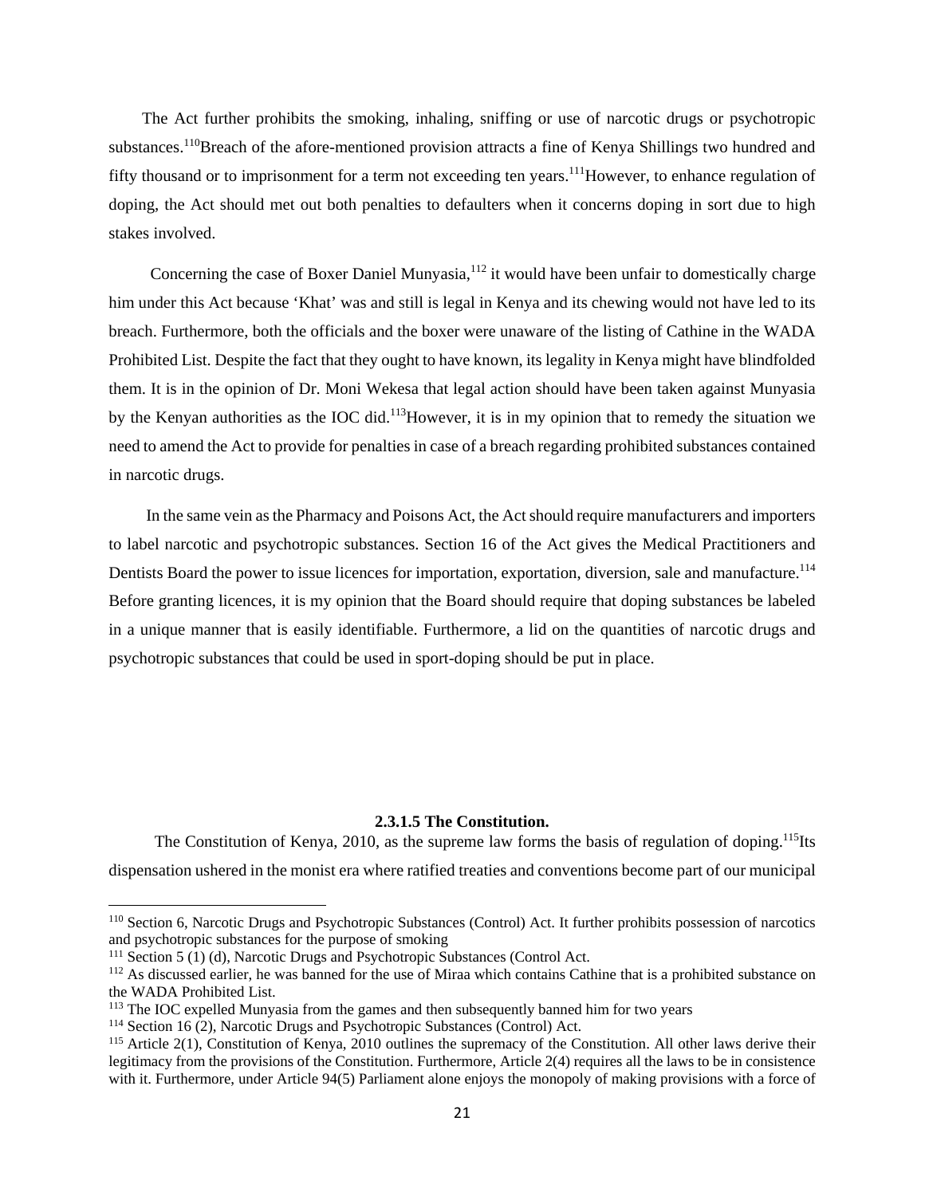The Act further prohibits the smoking, inhaling, sniffing or use of narcotic drugs or psychotropic substances.[110]Breach of the afore-mentioned provision attracts a fine of Kenya Shillings two hundred and fifty thousand or to imprisonment for a term not exceeding ten years.[111]However, to enhance regulation of doping, the Act should met out both penalties to defaulters when it concerns doping in sort due to high stakes involved.

Concerning the case of Boxer Daniel Munyasia,[112] it would have been unfair to domestically charge him under this Act because 'Khat' was and still is legal in Kenya and its chewing would not have led to its breach. Furthermore, both the officials and the boxer were unaware of the listing of Cathine in the WADA Prohibited List. Despite the fact that they ought to have known, its legality in Kenya might have blindfolded them. It is in the opinion of Dr. Moni Wekesa that legal action should have been taken against Munyasia by the Kenyan authorities as the IOC did.[113]However, it is in my opinion that to remedy the situation we need to amend the Act to provide for penalties in case of a breach regarding prohibited substances contained in narcotic drugs.

In the same vein as the Pharmacy and Poisons Act, the Act should require manufacturers and importers to label narcotic and psychotropic substances. Section 16 of the Act gives the Medical Practitioners and Dentists Board the power to issue licences for importation, exportation, diversion, sale and manufacture.[114] Before granting licences, it is my opinion that the Board should require that doping substances be labeled in a unique manner that is easily identifiable. Furthermore, a lid on the quantities of narcotic drugs and psychotropic substances that could be used in sport-doping should be put in place.

#### 2.3.1.5 The Constitution.

The Constitution of Kenya, 2010, as the supreme law forms the basis of regulation of doping.[115]Its dispensation ushered in the monist era where ratified treaties and conventions become part of our municipal

---

[110] Section 6, Narcotic Drugs and Psychotropic Substances (Control) Act. It further prohibits possession of narcotics and psychotropic substances for the purpose of smoking

[111] Section 5 (1) (d), Narcotic Drugs and Psychotropic Substances (Control Act.

[112] As discussed earlier, he was banned for the use of Miraa which contains Cathine that is a prohibited substance on the WADA Prohibited List.

[113] The IOC expelled Munyasia from the games and then subsequently banned him for two years

[114] Section 16 (2), Narcotic Drugs and Psychotropic Substances (Control) Act.

[115] Article 2(1), Constitution of Kenya, 2010 outlines the supremacy of the Constitution. All other laws derive their legitimacy from the provisions of the Constitution. Furthermore, Article 2(4) requires all the laws to be in consistence with it. Furthermore, under Article 94(5) Parliament alone enjoys the monopoly of making provisions with a force of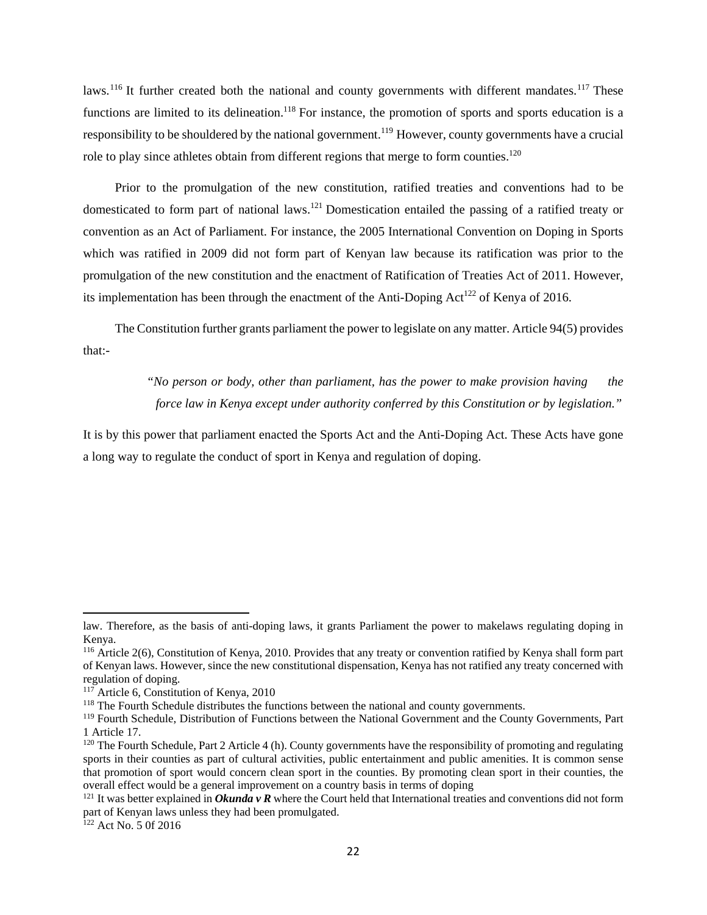laws.[116] It further created both the national and county governments with different mandates.[117] These functions are limited to its delineation.[118] For instance, the promotion of sports and sports education is a responsibility to be shouldered by the national government.[119] However, county governments have a crucial role to play since athletes obtain from different regions that merge to form counties.[120]

Prior to the promulgation of the new constitution, ratified treaties and conventions had to be domesticated to form part of national laws.[121] Domestication entailed the passing of a ratified treaty or convention as an Act of Parliament. For instance, the 2005 International Convention on Doping in Sports which was ratified in 2009 did not form part of Kenyan law because its ratification was prior to the promulgation of the new constitution and the enactment of Ratification of Treaties Act of 2011. However, its implementation has been through the enactment of the Anti-Doping Act[122] of Kenya of 2016.

The Constitution further grants parliament the power to legislate on any matter. Article 94(5) provides that:-

> *"No person or body, other than parliament, has the power to make provision having the force law in Kenya except under authority conferred by this Constitution or by legislation."*

It is by this power that parliament enacted the Sports Act and the Anti-Doping Act. These Acts have gone a long way to regulate the conduct of sport in Kenya and regulation of doping.

---

law. Therefore, as the basis of anti-doping laws, it grants Parliament the power to makelaws regulating doping in Kenya.

[116] Article 2(6), Constitution of Kenya, 2010. Provides that any treaty or convention ratified by Kenya shall form part of Kenyan laws. However, since the new constitutional dispensation, Kenya has not ratified any treaty concerned with regulation of doping.

[117] Article 6, Constitution of Kenya, 2010

[118] The Fourth Schedule distributes the functions between the national and county governments.

[119] Fourth Schedule, Distribution of Functions between the National Government and the County Governments, Part 1 Article 17.

[120] The Fourth Schedule, Part 2 Article 4 (h). County governments have the responsibility of promoting and regulating sports in their counties as part of cultural activities, public entertainment and public amenities. It is common sense that promotion of sport would concern clean sport in the counties. By promoting clean sport in their counties, the overall effect would be a general improvement on a country basis in terms of doping

[121] It was better explained in ***Okunda v R*** where the Court held that International treaties and conventions did not form part of Kenyan laws unless they had been promulgated.

[122] Act No. 5 0f 2016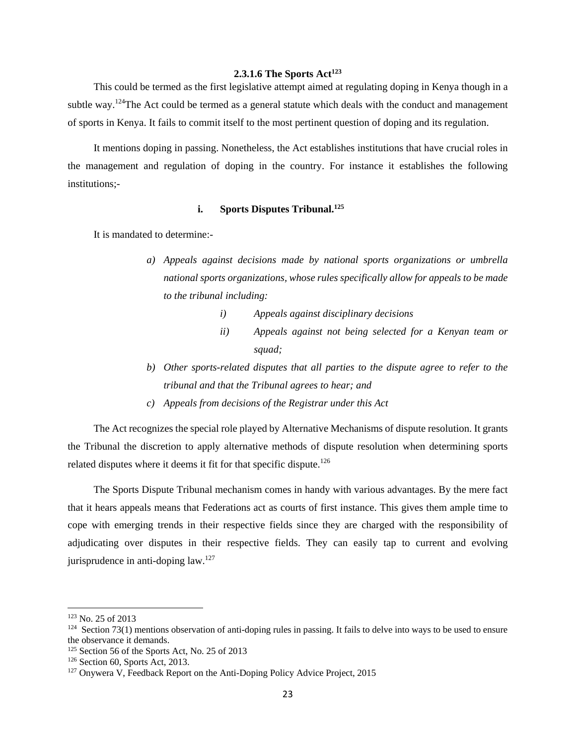#### 2.3.1.6 The Sports Act[123]

This could be termed as the first legislative attempt aimed at regulating doping in Kenya though in a subtle way.[124]The Act could be termed as a general statute which deals with the conduct and management of sports in Kenya. It fails to commit itself to the most pertinent question of doping and its regulation.

It mentions doping in passing. Nonetheless, the Act establishes institutions that have crucial roles in the management and regulation of doping in the country. For instance it establishes the following institutions;-

**i. Sports Disputes Tribunal.[125]**

It is mandated to determine:-

*a) Appeals against decisions made by national sports organizations or umbrella national sports organizations, whose rules specifically allow for appeals to be made to the tribunal including:*

*i) Appeals against disciplinary decisions*

*ii) Appeals against not being selected for a Kenyan team or squad;*

*b) Other sports-related disputes that all parties to the dispute agree to refer to the tribunal and that the Tribunal agrees to hear; and*

*c) Appeals from decisions of the Registrar under this Act*

The Act recognizes the special role played by Alternative Mechanisms of dispute resolution. It grants the Tribunal the discretion to apply alternative methods of dispute resolution when determining sports related disputes where it deems it fit for that specific dispute.[126]

The Sports Dispute Tribunal mechanism comes in handy with various advantages. By the mere fact that it hears appeals means that Federations act as courts of first instance. This gives them ample time to cope with emerging trends in their respective fields since they are charged with the responsibility of adjudicating over disputes in their respective fields. They can easily tap to current and evolving jurisprudence in anti-doping law.[127]

---

[123] No. 25 of 2013

[124] Section 73(1) mentions observation of anti-doping rules in passing. It fails to delve into ways to be used to ensure the observance it demands.

[125] Section 56 of the Sports Act, No. 25 of 2013

[126] Section 60, Sports Act, 2013.

[127] Onywera V, Feedback Report on the Anti-Doping Policy Advice Project, 2015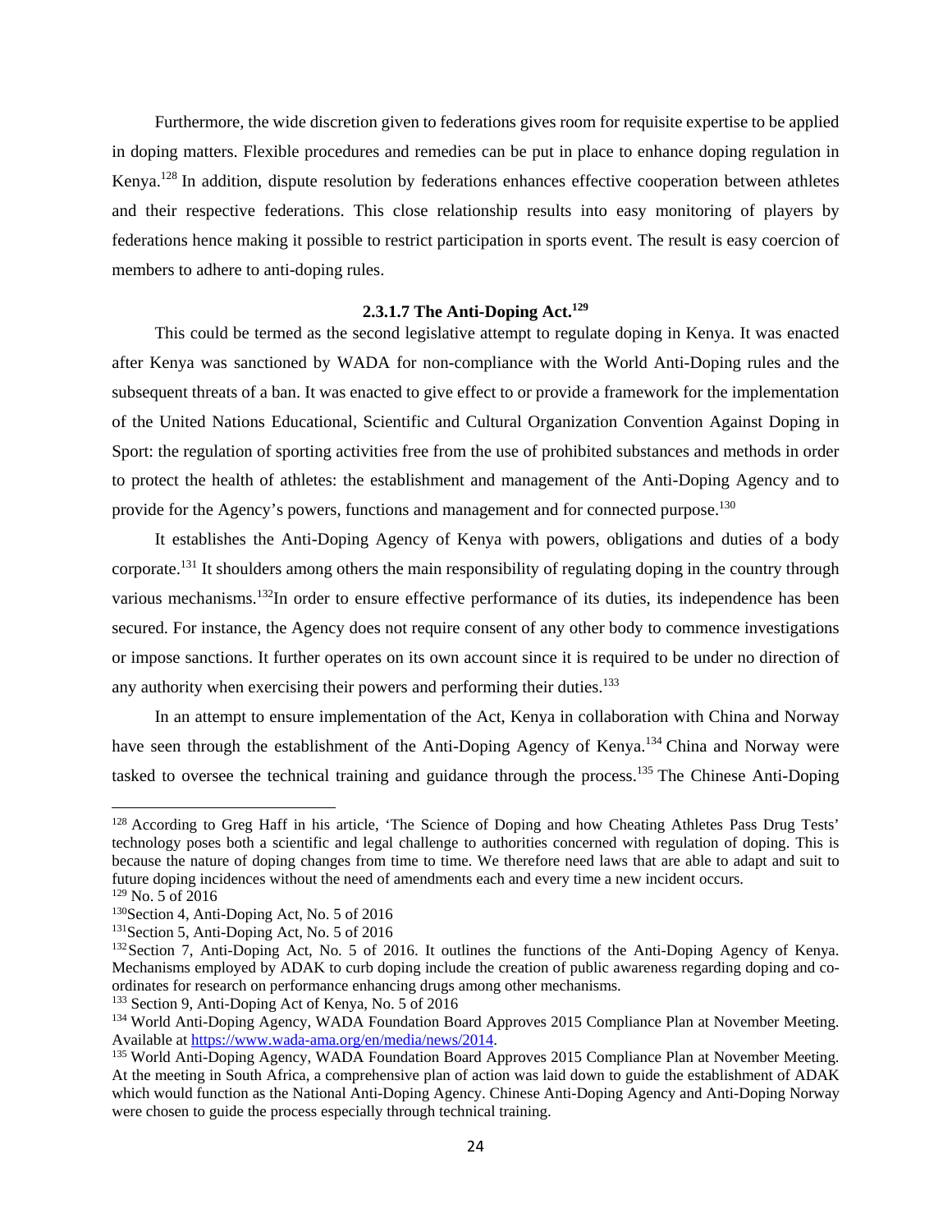Furthermore, the wide discretion given to federations gives room for requisite expertise to be applied in doping matters. Flexible procedures and remedies can be put in place to enhance doping regulation in Kenya.[128] In addition, dispute resolution by federations enhances effective cooperation between athletes and their respective federations. This close relationship results into easy monitoring of players by federations hence making it possible to restrict participation in sports event. The result is easy coercion of members to adhere to anti-doping rules.

#### 2.3.1.7 The Anti-Doping Act.[129]

This could be termed as the second legislative attempt to regulate doping in Kenya. It was enacted after Kenya was sanctioned by WADA for non-compliance with the World Anti-Doping rules and the subsequent threats of a ban. It was enacted to give effect to or provide a framework for the implementation of the United Nations Educational, Scientific and Cultural Organization Convention Against Doping in Sport: the regulation of sporting activities free from the use of prohibited substances and methods in order to protect the health of athletes: the establishment and management of the Anti-Doping Agency and to provide for the Agency's powers, functions and management and for connected purpose.[130]

It establishes the Anti-Doping Agency of Kenya with powers, obligations and duties of a body corporate.[131] It shoulders among others the main responsibility of regulating doping in the country through various mechanisms.[132]In order to ensure effective performance of its duties, its independence has been secured. For instance, the Agency does not require consent of any other body to commence investigations or impose sanctions. It further operates on its own account since it is required to be under no direction of any authority when exercising their powers and performing their duties.[133]

In an attempt to ensure implementation of the Act, Kenya in collaboration with China and Norway have seen through the establishment of the Anti-Doping Agency of Kenya.[134] China and Norway were tasked to oversee the technical training and guidance through the process.[135] The Chinese Anti-Doping

---

[128] According to Greg Haff in his article, 'The Science of Doping and how Cheating Athletes Pass Drug Tests' technology poses both a scientific and legal challenge to authorities concerned with regulation of doping. This is because the nature of doping changes from time to time. We therefore need laws that are able to adapt and suit to future doping incidences without the need of amendments each and every time a new incident occurs.

[129] No. 5 of 2016

[130] Section 4, Anti-Doping Act, No. 5 of 2016

[131] Section 5, Anti-Doping Act, No. 5 of 2016

[132] Section 7, Anti-Doping Act, No. 5 of 2016. It outlines the functions of the Anti-Doping Agency of Kenya. Mechanisms employed by ADAK to curb doping include the creation of public awareness regarding doping and co-ordinates for research on performance enhancing drugs among other mechanisms.

[133] Section 9, Anti-Doping Act of Kenya, No. 5 of 2016

[134] World Anti-Doping Agency, WADA Foundation Board Approves 2015 Compliance Plan at November Meeting. Available at https://www.wada-ama.org/en/media/news/2014.

[135] World Anti-Doping Agency, WADA Foundation Board Approves 2015 Compliance Plan at November Meeting. At the meeting in South Africa, a comprehensive plan of action was laid down to guide the establishment of ADAK which would function as the National Anti-Doping Agency. Chinese Anti-Doping Agency and Anti-Doping Norway were chosen to guide the process especially through technical training.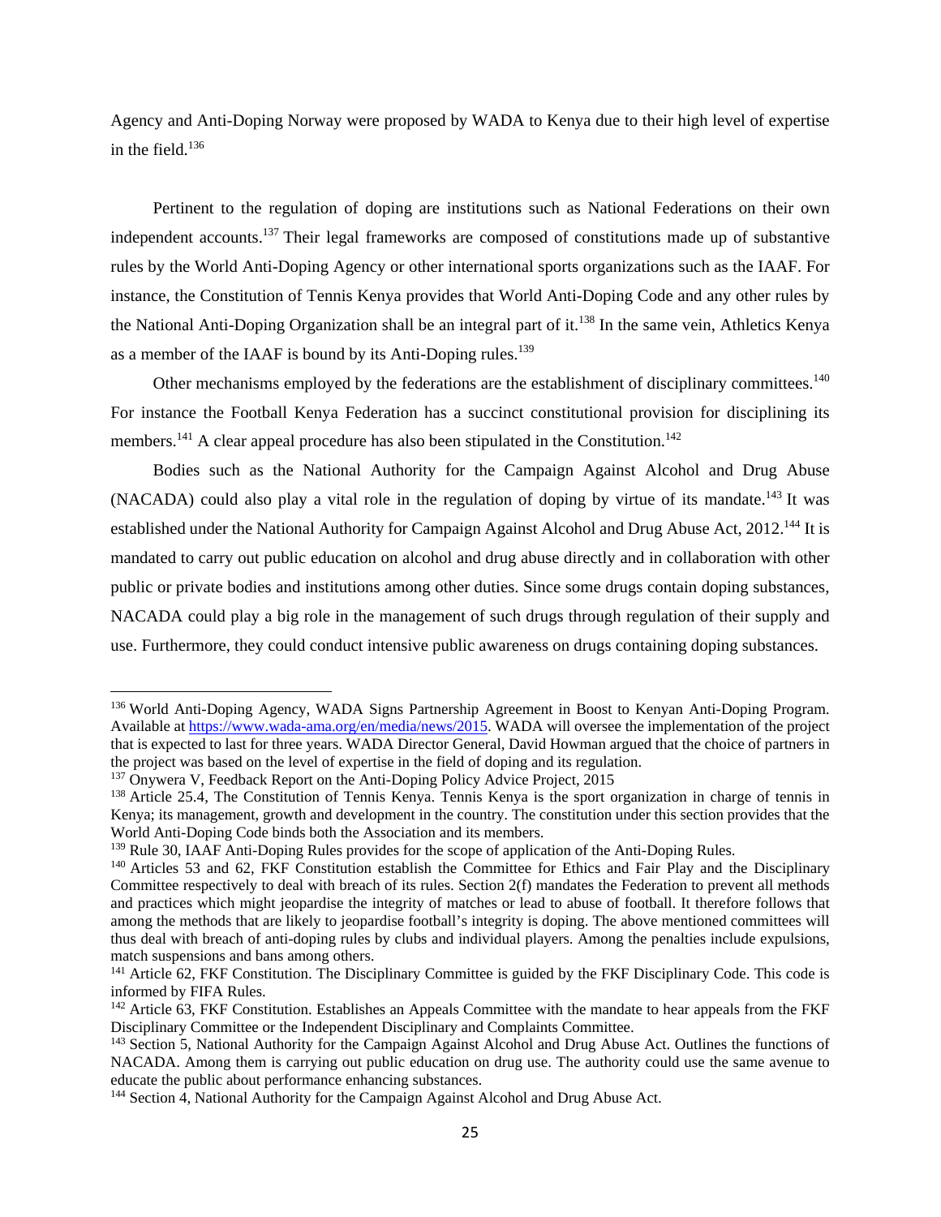Agency and Anti-Doping Norway were proposed by WADA to Kenya due to their high level of expertise in the field.[136]

Pertinent to the regulation of doping are institutions such as National Federations on their own independent accounts.[137] Their legal frameworks are composed of constitutions made up of substantive rules by the World Anti-Doping Agency or other international sports organizations such as the IAAF. For instance, the Constitution of Tennis Kenya provides that World Anti-Doping Code and any other rules by the National Anti-Doping Organization shall be an integral part of it.[138] In the same vein, Athletics Kenya as a member of the IAAF is bound by its Anti-Doping rules.[139]

Other mechanisms employed by the federations are the establishment of disciplinary committees.[140] For instance the Football Kenya Federation has a succinct constitutional provision for disciplining its members.[141] A clear appeal procedure has also been stipulated in the Constitution.[142]

Bodies such as the National Authority for the Campaign Against Alcohol and Drug Abuse (NACADA) could also play a vital role in the regulation of doping by virtue of its mandate.[143] It was established under the National Authority for Campaign Against Alcohol and Drug Abuse Act, 2012.[144] It is mandated to carry out public education on alcohol and drug abuse directly and in collaboration with other public or private bodies and institutions among other duties. Since some drugs contain doping substances, NACADA could play a big role in the management of such drugs through regulation of their supply and use. Furthermore, they could conduct intensive public awareness on drugs containing doping substances.

---

[136] World Anti-Doping Agency, WADA Signs Partnership Agreement in Boost to Kenyan Anti-Doping Program. Available at https://www.wada-ama.org/en/media/news/2015. WADA will oversee the implementation of the project that is expected to last for three years. WADA Director General, David Howman argued that the choice of partners in the project was based on the level of expertise in the field of doping and its regulation.

[137] Onywera V, Feedback Report on the Anti-Doping Policy Advice Project, 2015

[138] Article 25.4, The Constitution of Tennis Kenya. Tennis Kenya is the sport organization in charge of tennis in Kenya; its management, growth and development in the country. The constitution under this section provides that the World Anti-Doping Code binds both the Association and its members.

[139] Rule 30, IAAF Anti-Doping Rules provides for the scope of application of the Anti-Doping Rules.

[140] Articles 53 and 62, FKF Constitution establish the Committee for Ethics and Fair Play and the Disciplinary Committee respectively to deal with breach of its rules. Section 2(f) mandates the Federation to prevent all methods and practices which might jeopardise the integrity of matches or lead to abuse of football. It therefore follows that among the methods that are likely to jeopardise football's integrity is doping. The above mentioned committees will thus deal with breach of anti-doping rules by clubs and individual players. Among the penalties include expulsions, match suspensions and bans among others.

[141] Article 62, FKF Constitution. The Disciplinary Committee is guided by the FKF Disciplinary Code. This code is informed by FIFA Rules.

[142] Article 63, FKF Constitution. Establishes an Appeals Committee with the mandate to hear appeals from the FKF Disciplinary Committee or the Independent Disciplinary and Complaints Committee.

[143] Section 5, National Authority for the Campaign Against Alcohol and Drug Abuse Act. Outlines the functions of NACADA. Among them is carrying out public education on drug use. The authority could use the same avenue to educate the public about performance enhancing substances.

[144] Section 4, National Authority for the Campaign Against Alcohol and Drug Abuse Act.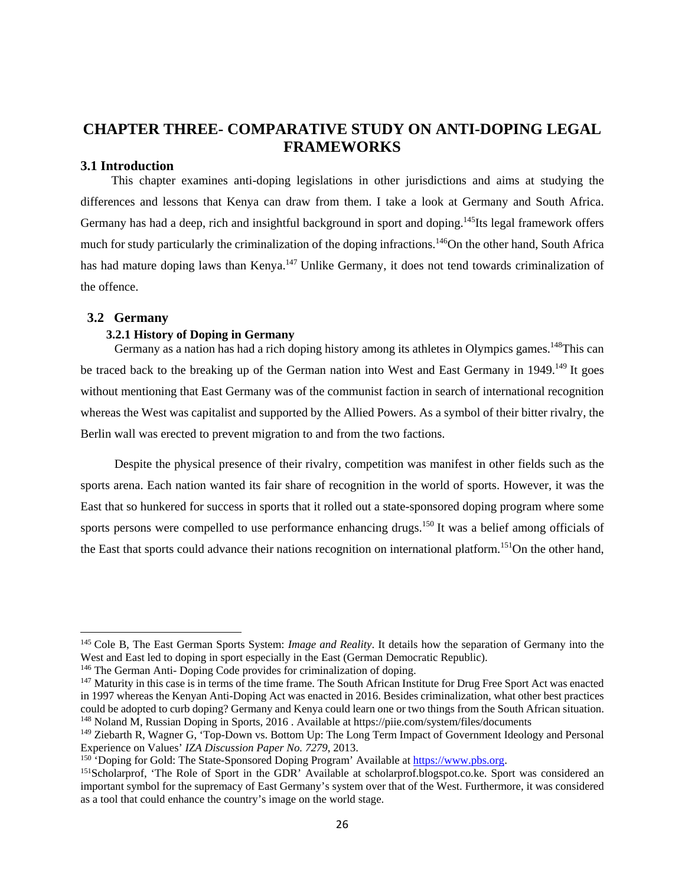# CHAPTER THREE- COMPARATIVE STUDY ON ANTI-DOPING LEGAL FRAMEWORKS

## 3.1 Introduction

This chapter examines anti-doping legislations in other jurisdictions and aims at studying the differences and lessons that Kenya can draw from them. I take a look at Germany and South Africa. Germany has had a deep, rich and insightful background in sport and doping.[145] Its legal framework offers much for study particularly the criminalization of the doping infractions.[146] On the other hand, South Africa has had mature doping laws than Kenya.[147] Unlike Germany, it does not tend towards criminalization of the offence.

## 3.2 Germany

### 3.2.1 History of Doping in Germany

Germany as a nation has had a rich doping history among its athletes in Olympics games.[148] This can be traced back to the breaking up of the German nation into West and East Germany in 1949.[149] It goes without mentioning that East Germany was of the communist faction in search of international recognition whereas the West was capitalist and supported by the Allied Powers. As a symbol of their bitter rivalry, the Berlin wall was erected to prevent migration to and from the two factions.

Despite the physical presence of their rivalry, competition was manifest in other fields such as the sports arena. Each nation wanted its fair share of recognition in the world of sports. However, it was the East that so hunkered for success in sports that it rolled out a state-sponsored doping program where some sports persons were compelled to use performance enhancing drugs.[150] It was a belief among officials of the East that sports could advance their nations recognition on international platform.[151] On the other hand,

---

[145] Cole B, The East German Sports System: *Image and Reality*. It details how the separation of Germany into the West and East led to doping in sport especially in the East (German Democratic Republic).

[146] The German Anti- Doping Code provides for criminalization of doping.

[147] Maturity in this case is in terms of the time frame. The South African Institute for Drug Free Sport Act was enacted in 1997 whereas the Kenyan Anti-Doping Act was enacted in 2016. Besides criminalization, what other best practices could be adopted to curb doping? Germany and Kenya could learn one or two things from the South African situation.

[148] Noland M, Russian Doping in Sports, 2016 . Available at https://piie.com/system/files/documents

[149] Ziebarth R, Wagner G, 'Top-Down vs. Bottom Up: The Long Term Impact of Government Ideology and Personal Experience on Values' *IZA Discussion Paper No. 7279*, 2013.

[150] 'Doping for Gold: The State-Sponsored Doping Program' Available at https://www.pbs.org.

[151] Scholarprof, 'The Role of Sport in the GDR' Available at scholarprof.blogspot.co.ke. Sport was considered an important symbol for the supremacy of East Germany's system over that of the West. Furthermore, it was considered as a tool that could enhance the country's image on the world stage.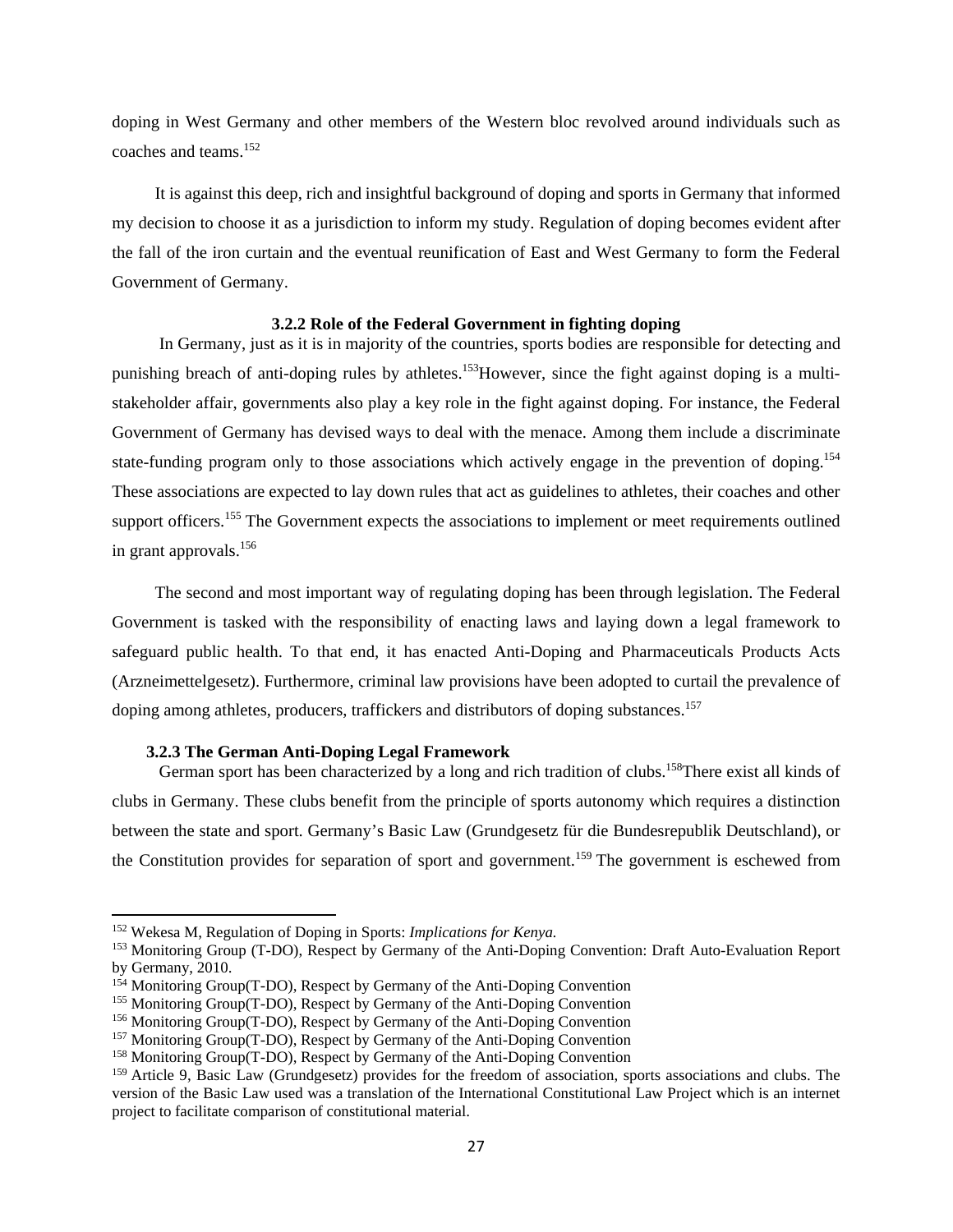doping in West Germany and other members of the Western bloc revolved around individuals such as coaches and teams.[152]

It is against this deep, rich and insightful background of doping and sports in Germany that informed my decision to choose it as a jurisdiction to inform my study. Regulation of doping becomes evident after the fall of the iron curtain and the eventual reunification of East and West Germany to form the Federal Government of Germany.

### 3.2.2 Role of the Federal Government in fighting doping

In Germany, just as it is in majority of the countries, sports bodies are responsible for detecting and punishing breach of anti-doping rules by athletes.[153]However, since the fight against doping is a multi-stakeholder affair, governments also play a key role in the fight against doping. For instance, the Federal Government of Germany has devised ways to deal with the menace. Among them include a discriminate state-funding program only to those associations which actively engage in the prevention of doping.[154] These associations are expected to lay down rules that act as guidelines to athletes, their coaches and other support officers.[155] The Government expects the associations to implement or meet requirements outlined in grant approvals.[156]

The second and most important way of regulating doping has been through legislation. The Federal Government is tasked with the responsibility of enacting laws and laying down a legal framework to safeguard public health. To that end, it has enacted Anti-Doping and Pharmaceuticals Products Acts (Arzneimettelgesetz). Furthermore, criminal law provisions have been adopted to curtail the prevalence of doping among athletes, producers, traffickers and distributors of doping substances.[157]

### 3.2.3 The German Anti-Doping Legal Framework

German sport has been characterized by a long and rich tradition of clubs.[158]There exist all kinds of clubs in Germany. These clubs benefit from the principle of sports autonomy which requires a distinction between the state and sport. Germany's Basic Law (Grundgesetz für die Bundesrepublik Deutschland), or the Constitution provides for separation of sport and government.[159] The government is eschewed from

---

[152] Wekesa M, Regulation of Doping in Sports: *Implications for Kenya.*

[153] Monitoring Group (T-DO), Respect by Germany of the Anti-Doping Convention: Draft Auto-Evaluation Report by Germany, 2010.

[154] Monitoring Group(T-DO), Respect by Germany of the Anti-Doping Convention

[155] Monitoring Group(T-DO), Respect by Germany of the Anti-Doping Convention

[156] Monitoring Group(T-DO), Respect by Germany of the Anti-Doping Convention

[157] Monitoring Group(T-DO), Respect by Germany of the Anti-Doping Convention

[158] Monitoring Group(T-DO), Respect by Germany of the Anti-Doping Convention

[159] Article 9, Basic Law (Grundgesetz) provides for the freedom of association, sports associations and clubs. The version of the Basic Law used was a translation of the International Constitutional Law Project which is an internet project to facilitate comparison of constitutional material.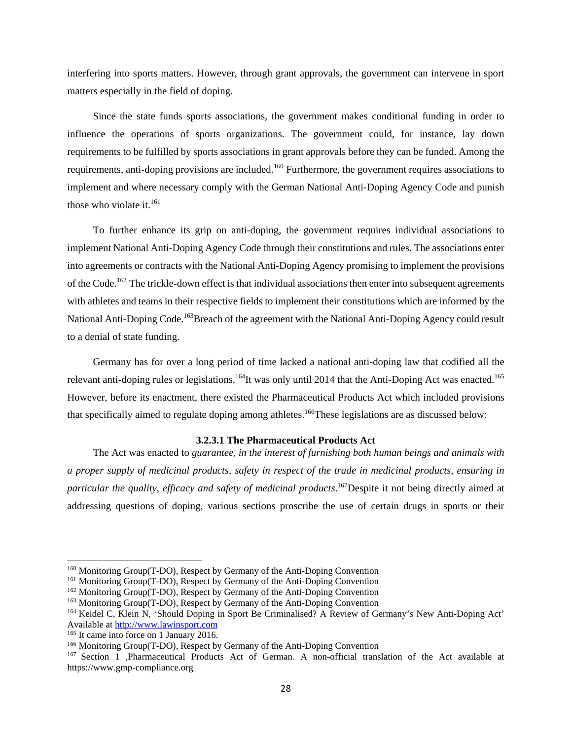interfering into sports matters. However, through grant approvals, the government can intervene in sport matters especially in the field of doping.

Since the state funds sports associations, the government makes conditional funding in order to influence the operations of sports organizations. The government could, for instance, lay down requirements to be fulfilled by sports associations in grant approvals before they can be funded. Among the requirements, anti-doping provisions are included.[160] Furthermore, the government requires associations to implement and where necessary comply with the German National Anti-Doping Agency Code and punish those who violate it.[161]

To further enhance its grip on anti-doping, the government requires individual associations to implement National Anti-Doping Agency Code through their constitutions and rules. The associations enter into agreements or contracts with the National Anti-Doping Agency promising to implement the provisions of the Code.[162] The trickle-down effect is that individual associations then enter into subsequent agreements with athletes and teams in their respective fields to implement their constitutions which are informed by the National Anti-Doping Code.[163]Breach of the agreement with the National Anti-Doping Agency could result to a denial of state funding.

Germany has for over a long period of time lacked a national anti-doping law that codified all the relevant anti-doping rules or legislations.[164]It was only until 2014 that the Anti-Doping Act was enacted.[165] However, before its enactment, there existed the Pharmaceutical Products Act which included provisions that specifically aimed to regulate doping among athletes.[166]These legislations are as discussed below:

#### 3.2.3.1 The Pharmaceutical Products Act

The Act was enacted to *guarantee, in the interest of furnishing both human beings and animals with a proper supply of medicinal products, safety in respect of the trade in medicinal products, ensuring in particular the quality, efficacy and safety of medicinal products*.[167]Despite it not being directly aimed at addressing questions of doping, various sections proscribe the use of certain drugs in sports or their

---

[160] Monitoring Group(T-DO), Respect by Germany of the Anti-Doping Convention

[161] Monitoring Group(T-DO), Respect by Germany of the Anti-Doping Convention

[162] Monitoring Group(T-DO), Respect by Germany of the Anti-Doping Convention

[163] Monitoring Group(T-DO), Respect by Germany of the Anti-Doping Convention

[164] Keidel C, Klein N, 'Should Doping in Sport Be Criminalised? A Review of Germany's New Anti-Doping Act' Available at http://www.lawinsport.com

[165] It came into force on 1 January 2016.

[166] Monitoring Group(T-DO), Respect by Germany of the Anti-Doping Convention

[167] Section 1 ,Pharmaceutical Products Act of German. A non-official translation of the Act available at https://www.gmp-compliance.org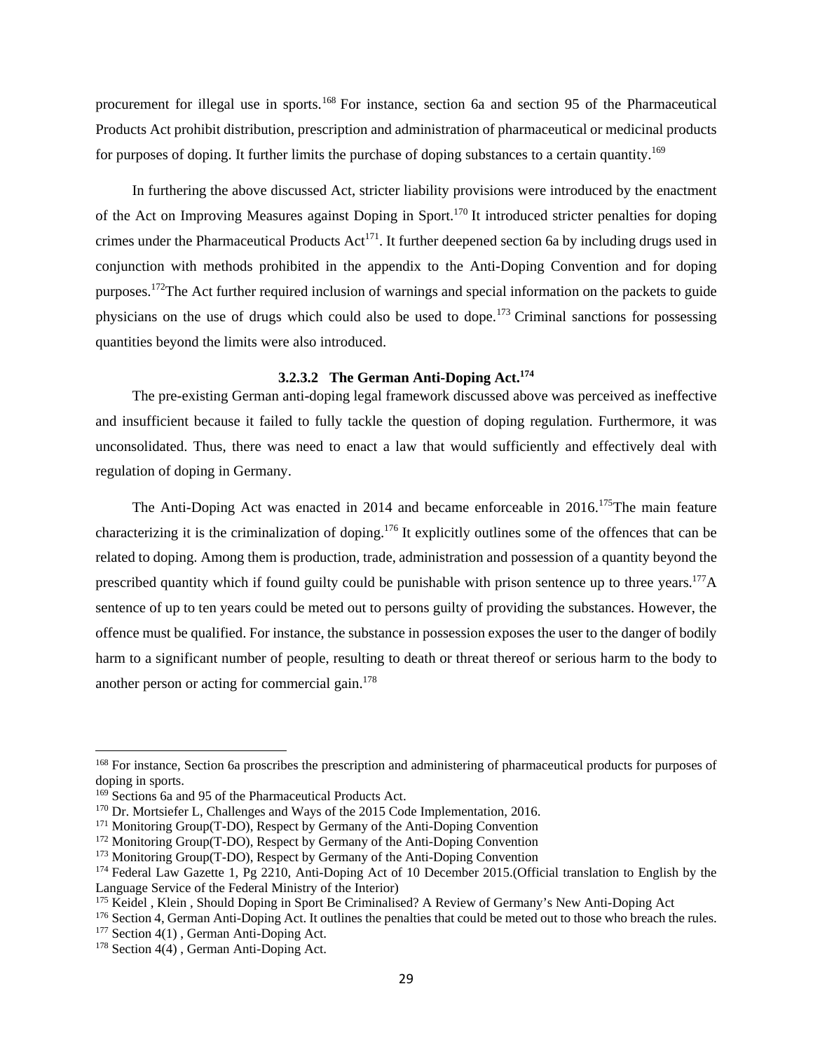procurement for illegal use in sports.[168] For instance, section 6a and section 95 of the Pharmaceutical Products Act prohibit distribution, prescription and administration of pharmaceutical or medicinal products for purposes of doping. It further limits the purchase of doping substances to a certain quantity.[169]

In furthering the above discussed Act, stricter liability provisions were introduced by the enactment of the Act on Improving Measures against Doping in Sport.[170] It introduced stricter penalties for doping crimes under the Pharmaceutical Products Act[171]. It further deepened section 6a by including drugs used in conjunction with methods prohibited in the appendix to the Anti-Doping Convention and for doping purposes.[172]The Act further required inclusion of warnings and special information on the packets to guide physicians on the use of drugs which could also be used to dope.[173] Criminal sanctions for possessing quantities beyond the limits were also introduced.

#### 3.2.3.2 The German Anti-Doping Act.[174]

The pre-existing German anti-doping legal framework discussed above was perceived as ineffective and insufficient because it failed to fully tackle the question of doping regulation. Furthermore, it was unconsolidated. Thus, there was need to enact a law that would sufficiently and effectively deal with regulation of doping in Germany.

The Anti-Doping Act was enacted in 2014 and became enforceable in 2016.[175]The main feature characterizing it is the criminalization of doping.[176] It explicitly outlines some of the offences that can be related to doping. Among them is production, trade, administration and possession of a quantity beyond the prescribed quantity which if found guilty could be punishable with prison sentence up to three years.[177]A sentence of up to ten years could be meted out to persons guilty of providing the substances. However, the offence must be qualified. For instance, the substance in possession exposes the user to the danger of bodily harm to a significant number of people, resulting to death or threat thereof or serious harm to the body to another person or acting for commercial gain.[178]

---

[168] For instance, Section 6a proscribes the prescription and administering of pharmaceutical products for purposes of doping in sports.
[169] Sections 6a and 95 of the Pharmaceutical Products Act.
[170] Dr. Mortsiefer L, Challenges and Ways of the 2015 Code Implementation, 2016.
[171] Monitoring Group(T-DO), Respect by Germany of the Anti-Doping Convention
[172] Monitoring Group(T-DO), Respect by Germany of the Anti-Doping Convention
[173] Monitoring Group(T-DO), Respect by Germany of the Anti-Doping Convention
[174] Federal Law Gazette 1, Pg 2210, Anti-Doping Act of 10 December 2015.(Official translation to English by the Language Service of the Federal Ministry of the Interior)
[175] Keidel , Klein , Should Doping in Sport Be Criminalised? A Review of Germany's New Anti-Doping Act
[176] Section 4, German Anti-Doping Act. It outlines the penalties that could be meted out to those who breach the rules.
[177] Section 4(1) , German Anti-Doping Act.
[178] Section 4(4) , German Anti-Doping Act.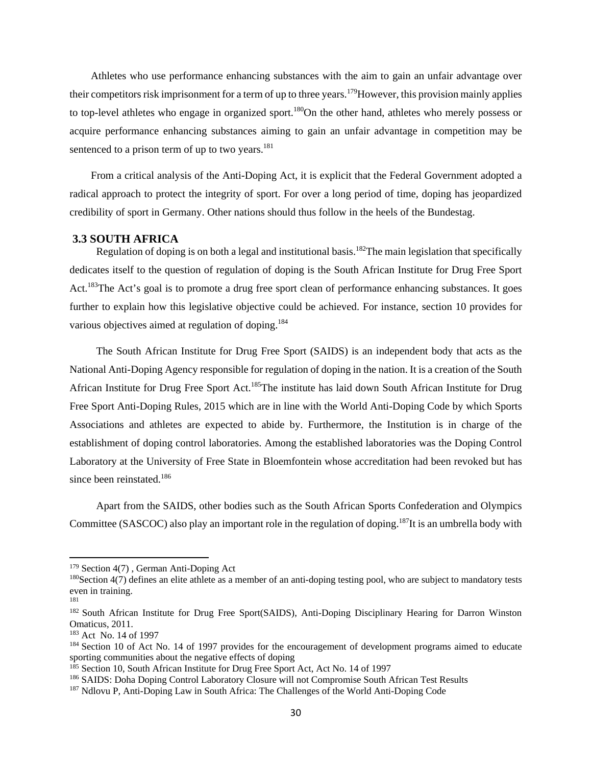Athletes who use performance enhancing substances with the aim to gain an unfair advantage over their competitors risk imprisonment for a term of up to three years.[179]However, this provision mainly applies to top-level athletes who engage in organized sport.[180]On the other hand, athletes who merely possess or acquire performance enhancing substances aiming to gain an unfair advantage in competition may be sentenced to a prison term of up to two years.[181]

From a critical analysis of the Anti-Doping Act, it is explicit that the Federal Government adopted a radical approach to protect the integrity of sport. For over a long period of time, doping has jeopardized credibility of sport in Germany. Other nations should thus follow in the heels of the Bundestag.

### 3.3 SOUTH AFRICA

Regulation of doping is on both a legal and institutional basis.[182]The main legislation that specifically dedicates itself to the question of regulation of doping is the South African Institute for Drug Free Sport Act.[183]The Act's goal is to promote a drug free sport clean of performance enhancing substances. It goes further to explain how this legislative objective could be achieved. For instance, section 10 provides for various objectives aimed at regulation of doping.[184]

The South African Institute for Drug Free Sport (SAIDS) is an independent body that acts as the National Anti-Doping Agency responsible for regulation of doping in the nation. It is a creation of the South African Institute for Drug Free Sport Act.[185]The institute has laid down South African Institute for Drug Free Sport Anti-Doping Rules, 2015 which are in line with the World Anti-Doping Code by which Sports Associations and athletes are expected to abide by. Furthermore, the Institution is in charge of the establishment of doping control laboratories. Among the established laboratories was the Doping Control Laboratory at the University of Free State in Bloemfontein whose accreditation had been revoked but has since been reinstated.[186]

Apart from the SAIDS, other bodies such as the South African Sports Confederation and Olympics Committee (SASCOC) also play an important role in the regulation of doping.[187]It is an umbrella body with

---

[179] Section 4(7) , German Anti-Doping Act

[180]Section 4(7) defines an elite athlete as a member of an anti-doping testing pool, who are subject to mandatory tests even in training.

[181]

[182] South African Institute for Drug Free Sport(SAIDS), Anti-Doping Disciplinary Hearing for Darron Winston Omaticus, 2011.

[183] Act No. 14 of 1997

[184] Section 10 of Act No. 14 of 1997 provides for the encouragement of development programs aimed to educate sporting communities about the negative effects of doping

[185] Section 10, South African Institute for Drug Free Sport Act, Act No. 14 of 1997

[186] SAIDS: Doha Doping Control Laboratory Closure will not Compromise South African Test Results

[187] Ndlovu P, Anti-Doping Law in South Africa: The Challenges of the World Anti-Doping Code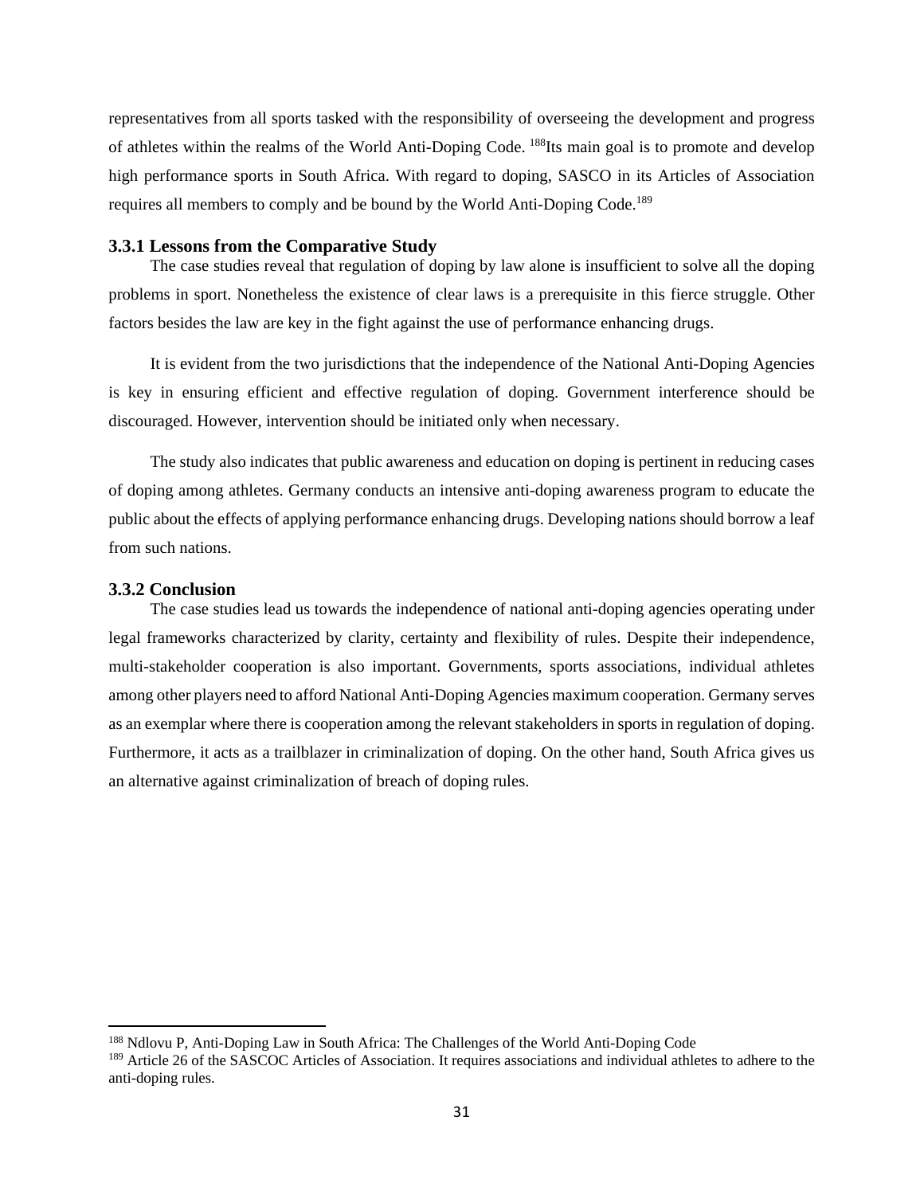representatives from all sports tasked with the responsibility of overseeing the development and progress of athletes within the realms of the World Anti-Doping Code. [188]Its main goal is to promote and develop high performance sports in South Africa. With regard to doping, SASCO in its Articles of Association requires all members to comply and be bound by the World Anti-Doping Code.[189]

### 3.3.1 Lessons from the Comparative Study

The case studies reveal that regulation of doping by law alone is insufficient to solve all the doping problems in sport. Nonetheless the existence of clear laws is a prerequisite in this fierce struggle. Other factors besides the law are key in the fight against the use of performance enhancing drugs.

It is evident from the two jurisdictions that the independence of the National Anti-Doping Agencies is key in ensuring efficient and effective regulation of doping. Government interference should be discouraged. However, intervention should be initiated only when necessary.

The study also indicates that public awareness and education on doping is pertinent in reducing cases of doping among athletes. Germany conducts an intensive anti-doping awareness program to educate the public about the effects of applying performance enhancing drugs. Developing nations should borrow a leaf from such nations.

### 3.3.2 Conclusion

The case studies lead us towards the independence of national anti-doping agencies operating under legal frameworks characterized by clarity, certainty and flexibility of rules. Despite their independence, multi-stakeholder cooperation is also important. Governments, sports associations, individual athletes among other players need to afford National Anti-Doping Agencies maximum cooperation. Germany serves as an exemplar where there is cooperation among the relevant stakeholders in sports in regulation of doping. Furthermore, it acts as a trailblazer in criminalization of doping. On the other hand, South Africa gives us an alternative against criminalization of breach of doping rules.

---

[188] Ndlovu P, Anti-Doping Law in South Africa: The Challenges of the World Anti-Doping Code

[189] Article 26 of the SASCOC Articles of Association. It requires associations and individual athletes to adhere to the anti-doping rules.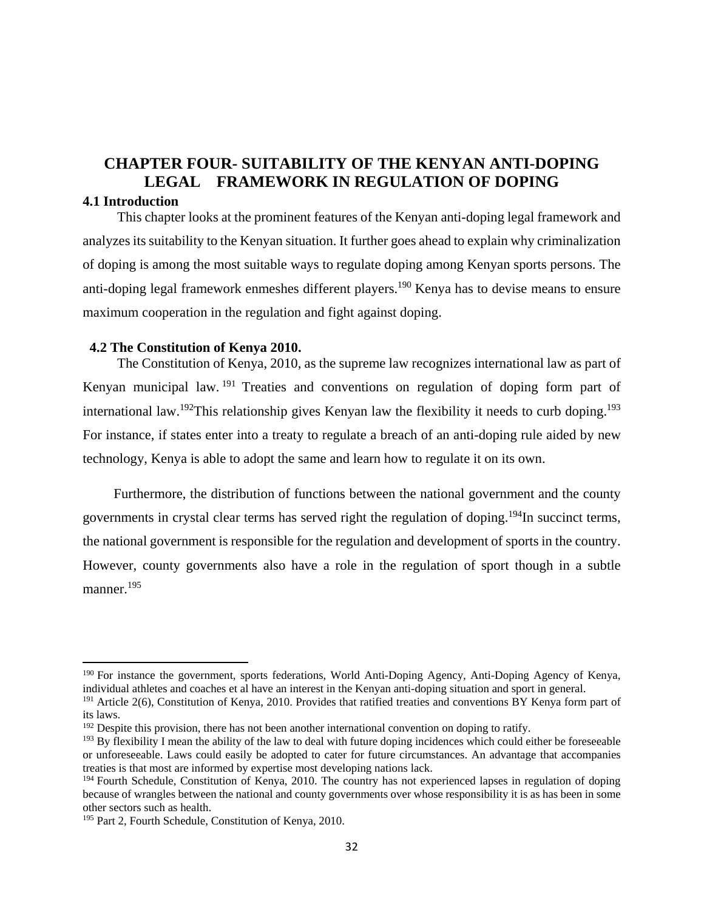# CHAPTER FOUR- SUITABILITY OF THE KENYAN ANTI-DOPING LEGAL FRAMEWORK IN REGULATION OF DOPING

## 4.1 Introduction

This chapter looks at the prominent features of the Kenyan anti-doping legal framework and analyzes its suitability to the Kenyan situation. It further goes ahead to explain why criminalization of doping is among the most suitable ways to regulate doping among Kenyan sports persons. The anti-doping legal framework enmeshes different players.[190] Kenya has to devise means to ensure maximum cooperation in the regulation and fight against doping.

## 4.2 The Constitution of Kenya 2010.

The Constitution of Kenya, 2010, as the supreme law recognizes international law as part of Kenyan municipal law.[191] Treaties and conventions on regulation of doping form part of international law.[192]This relationship gives Kenyan law the flexibility it needs to curb doping.[193] For instance, if states enter into a treaty to regulate a breach of an anti-doping rule aided by new technology, Kenya is able to adopt the same and learn how to regulate it on its own.

Furthermore, the distribution of functions between the national government and the county governments in crystal clear terms has served right the regulation of doping.[194]In succinct terms, the national government is responsible for the regulation and development of sports in the country. However, county governments also have a role in the regulation of sport though in a subtle manner.[195]

---

[190] For instance the government, sports federations, World Anti-Doping Agency, Anti-Doping Agency of Kenya, individual athletes and coaches et al have an interest in the Kenyan anti-doping situation and sport in general.

[191] Article 2(6), Constitution of Kenya, 2010. Provides that ratified treaties and conventions BY Kenya form part of its laws.

[192] Despite this provision, there has not been another international convention on doping to ratify.

[193] By flexibility I mean the ability of the law to deal with future doping incidences which could either be foreseeable or unforeseeable. Laws could easily be adopted to cater for future circumstances. An advantage that accompanies treaties is that most are informed by expertise most developing nations lack.

[194] Fourth Schedule, Constitution of Kenya, 2010. The country has not experienced lapses in regulation of doping because of wrangles between the national and county governments over whose responsibility it is as has been in some other sectors such as health.

[195] Part 2, Fourth Schedule, Constitution of Kenya, 2010.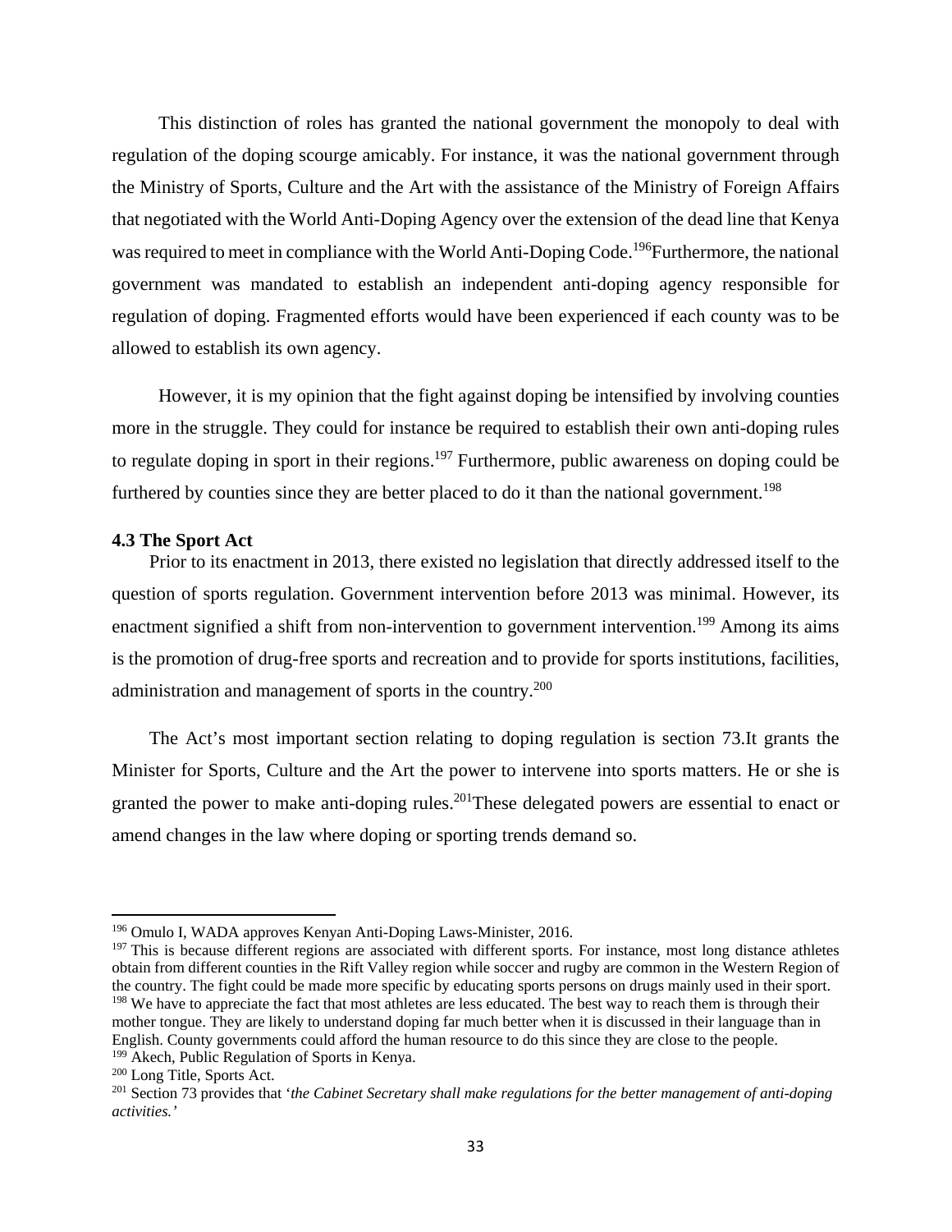This distinction of roles has granted the national government the monopoly to deal with regulation of the doping scourge amicably. For instance, it was the national government through the Ministry of Sports, Culture and the Art with the assistance of the Ministry of Foreign Affairs that negotiated with the World Anti-Doping Agency over the extension of the dead line that Kenya was required to meet in compliance with the World Anti-Doping Code.[196]Furthermore, the national government was mandated to establish an independent anti-doping agency responsible for regulation of doping. Fragmented efforts would have been experienced if each county was to be allowed to establish its own agency.

However, it is my opinion that the fight against doping be intensified by involving counties more in the struggle. They could for instance be required to establish their own anti-doping rules to regulate doping in sport in their regions.[197] Furthermore, public awareness on doping could be furthered by counties since they are better placed to do it than the national government.[198]

**4.3 The Sport Act**

Prior to its enactment in 2013, there existed no legislation that directly addressed itself to the question of sports regulation. Government intervention before 2013 was minimal. However, its enactment signified a shift from non-intervention to government intervention.[199] Among its aims is the promotion of drug-free sports and recreation and to provide for sports institutions, facilities, administration and management of sports in the country.[200]

The Act's most important section relating to doping regulation is section 73.It grants the Minister for Sports, Culture and the Art the power to intervene into sports matters. He or she is granted the power to make anti-doping rules.[201]These delegated powers are essential to enact or amend changes in the law where doping or sporting trends demand so.

---

[196] Omulo I, WADA approves Kenyan Anti-Doping Laws-Minister, 2016.

[197] This is because different regions are associated with different sports. For instance, most long distance athletes obtain from different counties in the Rift Valley region while soccer and rugby are common in the Western Region of the country. The fight could be made more specific by educating sports persons on drugs mainly used in their sport.

[198] We have to appreciate the fact that most athletes are less educated. The best way to reach them is through their mother tongue. They are likely to understand doping far much better when it is discussed in their language than in English. County governments could afford the human resource to do this since they are close to the people.

[199] Akech, Public Regulation of Sports in Kenya.

[200] Long Title, Sports Act.

[201] Section 73 provides that '*the Cabinet Secretary shall make regulations for the better management of anti-doping activities.*'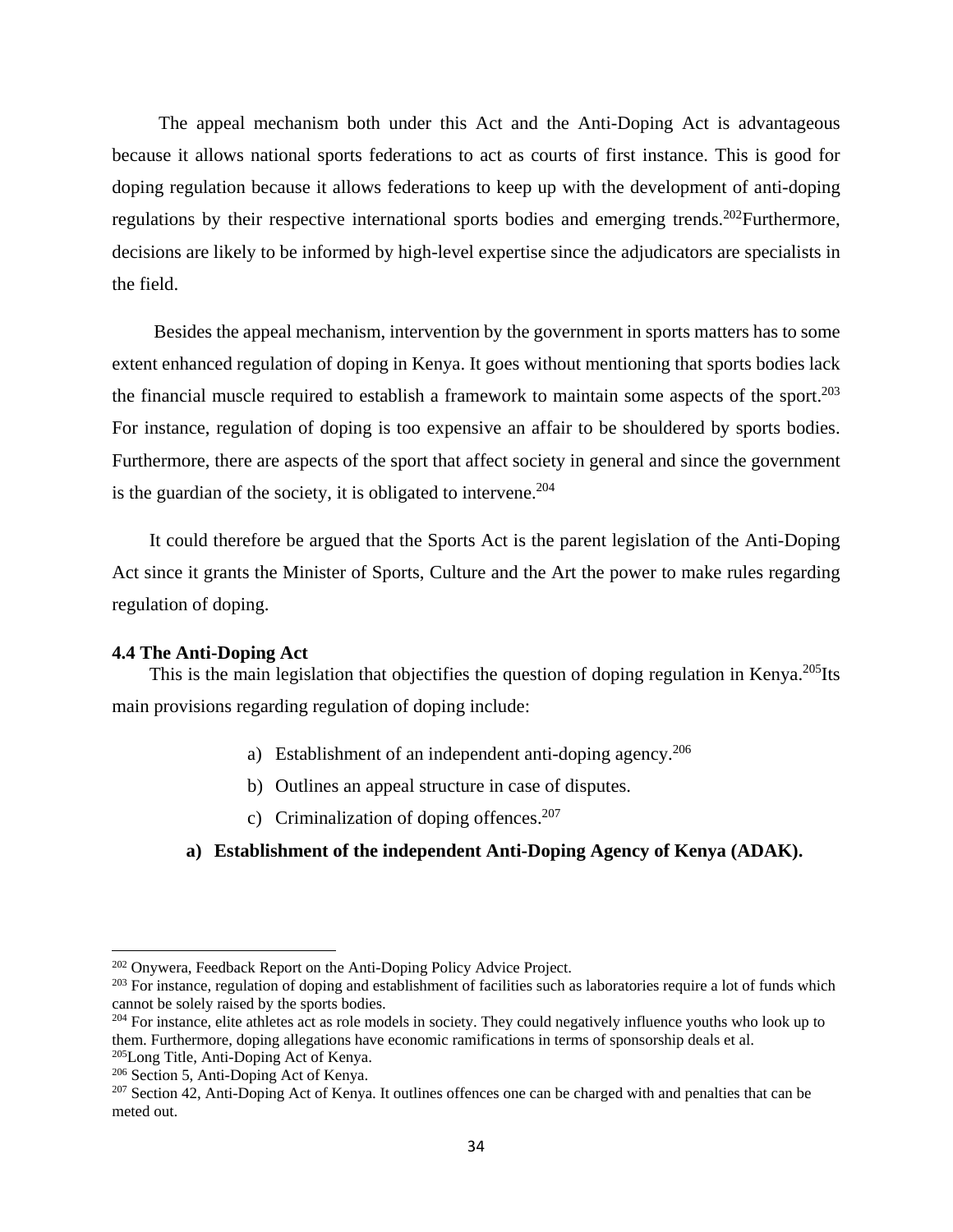The appeal mechanism both under this Act and the Anti-Doping Act is advantageous because it allows national sports federations to act as courts of first instance. This is good for doping regulation because it allows federations to keep up with the development of anti-doping regulations by their respective international sports bodies and emerging trends.[202]Furthermore, decisions are likely to be informed by high-level expertise since the adjudicators are specialists in the field.

Besides the appeal mechanism, intervention by the government in sports matters has to some extent enhanced regulation of doping in Kenya. It goes without mentioning that sports bodies lack the financial muscle required to establish a framework to maintain some aspects of the sport.[203] For instance, regulation of doping is too expensive an affair to be shouldered by sports bodies. Furthermore, there are aspects of the sport that affect society in general and since the government is the guardian of the society, it is obligated to intervene.[204]

It could therefore be argued that the Sports Act is the parent legislation of the Anti-Doping Act since it grants the Minister of Sports, Culture and the Art the power to make rules regarding regulation of doping.

### 4.4 The Anti-Doping Act

This is the main legislation that objectifies the question of doping regulation in Kenya.[205]Its main provisions regarding regulation of doping include:

a) Establishment of an independent anti-doping agency.[206]
b) Outlines an appeal structure in case of disputes.
c) Criminalization of doping offences.[207]

**a) Establishment of the independent Anti-Doping Agency of Kenya (ADAK).**

---

[202] Onywera, Feedback Report on the Anti-Doping Policy Advice Project.
[203] For instance, regulation of doping and establishment of facilities such as laboratories require a lot of funds which cannot be solely raised by the sports bodies.
[204] For instance, elite athletes act as role models in society. They could negatively influence youths who look up to them. Furthermore, doping allegations have economic ramifications in terms of sponsorship deals et al.
[205] Long Title, Anti-Doping Act of Kenya.
[206] Section 5, Anti-Doping Act of Kenya.
[207] Section 42, Anti-Doping Act of Kenya. It outlines offences one can be charged with and penalties that can be meted out.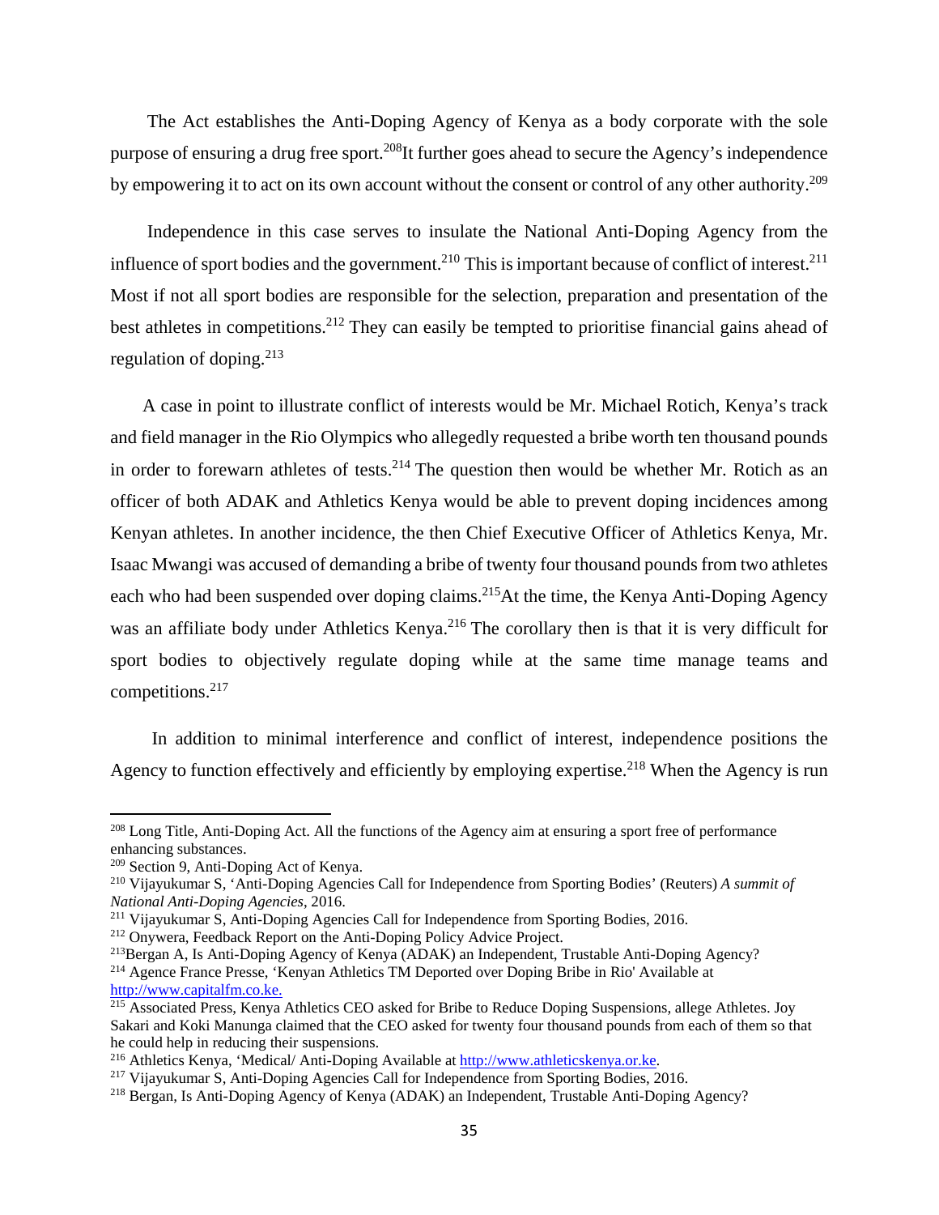The Act establishes the Anti-Doping Agency of Kenya as a body corporate with the sole purpose of ensuring a drug free sport.[208]It further goes ahead to secure the Agency's independence by empowering it to act on its own account without the consent or control of any other authority.[209]

Independence in this case serves to insulate the National Anti-Doping Agency from the influence of sport bodies and the government.[210] This is important because of conflict of interest.[211] Most if not all sport bodies are responsible for the selection, preparation and presentation of the best athletes in competitions.[212] They can easily be tempted to prioritise financial gains ahead of regulation of doping.[213]

A case in point to illustrate conflict of interests would be Mr. Michael Rotich, Kenya's track and field manager in the Rio Olympics who allegedly requested a bribe worth ten thousand pounds in order to forewarn athletes of tests.[214] The question then would be whether Mr. Rotich as an officer of both ADAK and Athletics Kenya would be able to prevent doping incidences among Kenyan athletes. In another incidence, the then Chief Executive Officer of Athletics Kenya, Mr. Isaac Mwangi was accused of demanding a bribe of twenty four thousand pounds from two athletes each who had been suspended over doping claims.[215]At the time, the Kenya Anti-Doping Agency was an affiliate body under Athletics Kenya.[216] The corollary then is that it is very difficult for sport bodies to objectively regulate doping while at the same time manage teams and competitions.[217]

In addition to minimal interference and conflict of interest, independence positions the Agency to function effectively and efficiently by employing expertise.[218] When the Agency is run

---

[208] Long Title, Anti-Doping Act. All the functions of the Agency aim at ensuring a sport free of performance enhancing substances.

[209] Section 9, Anti-Doping Act of Kenya.

[210] Vijayukumar S, 'Anti-Doping Agencies Call for Independence from Sporting Bodies' (Reuters) *A summit of National Anti-Doping Agencies*, 2016.

[211] Vijayukumar S, Anti-Doping Agencies Call for Independence from Sporting Bodies, 2016.

[212] Onywera, Feedback Report on the Anti-Doping Policy Advice Project.

[213]Bergan A, Is Anti-Doping Agency of Kenya (ADAK) an Independent, Trustable Anti-Doping Agency?

[214] Agence France Presse, 'Kenyan Athletics TM Deported over Doping Bribe in Rio' Available at http://www.capitalfm.co.ke.

[215] Associated Press, Kenya Athletics CEO asked for Bribe to Reduce Doping Suspensions, allege Athletes. Joy Sakari and Koki Manunga claimed that the CEO asked for twenty four thousand pounds from each of them so that he could help in reducing their suspensions.

[216] Athletics Kenya, 'Medical/ Anti-Doping Available at http://www.athleticskenya.or.ke.

[217] Vijayukumar S, Anti-Doping Agencies Call for Independence from Sporting Bodies, 2016.

[218] Bergan, Is Anti-Doping Agency of Kenya (ADAK) an Independent, Trustable Anti-Doping Agency?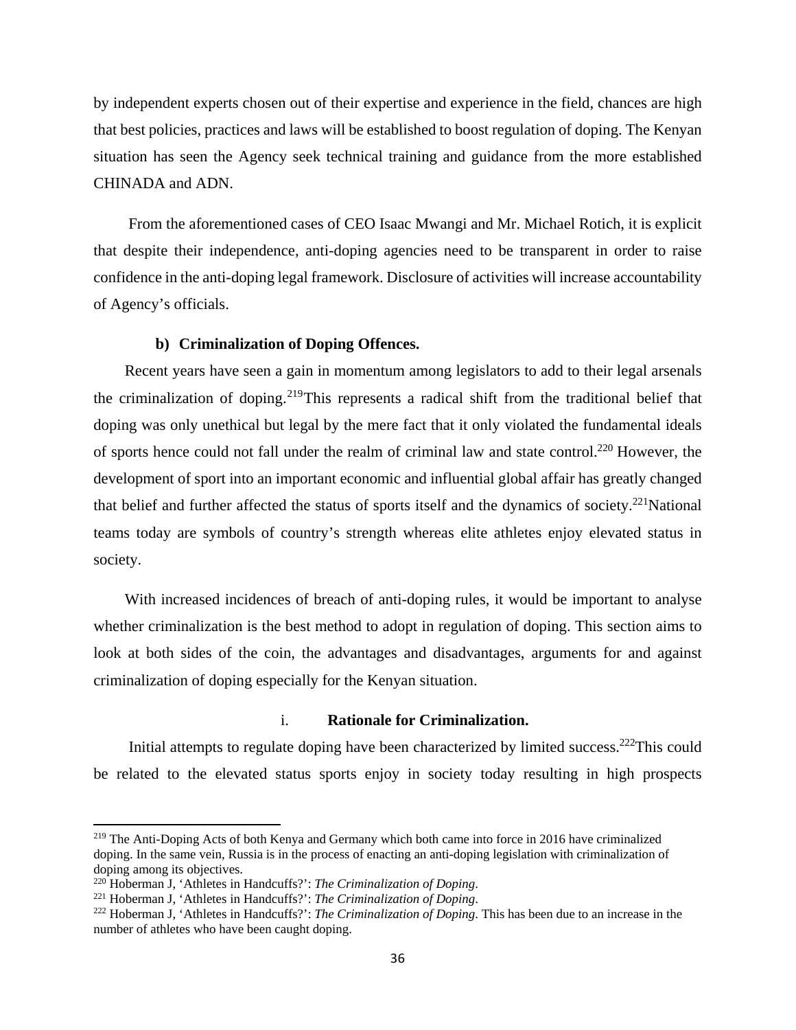by independent experts chosen out of their expertise and experience in the field, chances are high that best policies, practices and laws will be established to boost regulation of doping. The Kenyan situation has seen the Agency seek technical training and guidance from the more established CHINADA and ADN.

From the aforementioned cases of CEO Isaac Mwangi and Mr. Michael Rotich, it is explicit that despite their independence, anti-doping agencies need to be transparent in order to raise confidence in the anti-doping legal framework. Disclosure of activities will increase accountability of Agency's officials.

### b) Criminalization of Doping Offences.

Recent years have seen a gain in momentum among legislators to add to their legal arsenals the criminalization of doping.[219]This represents a radical shift from the traditional belief that doping was only unethical but legal by the mere fact that it only violated the fundamental ideals of sports hence could not fall under the realm of criminal law and state control.[220] However, the development of sport into an important economic and influential global affair has greatly changed that belief and further affected the status of sports itself and the dynamics of society.[221]National teams today are symbols of country's strength whereas elite athletes enjoy elevated status in society.

With increased incidences of breach of anti-doping rules, it would be important to analyse whether criminalization is the best method to adopt in regulation of doping. This section aims to look at both sides of the coin, the advantages and disadvantages, arguments for and against criminalization of doping especially for the Kenyan situation.

#### i. Rationale for Criminalization.

Initial attempts to regulate doping have been characterized by limited success.[222]This could be related to the elevated status sports enjoy in society today resulting in high prospects

---

[219] The Anti-Doping Acts of both Kenya and Germany which both came into force in 2016 have criminalized doping. In the same vein, Russia is in the process of enacting an anti-doping legislation with criminalization of doping among its objectives.

[220] Hoberman J, 'Athletes in Handcuffs?': *The Criminalization of Doping*.

[221] Hoberman J, 'Athletes in Handcuffs?': *The Criminalization of Doping*.

[222] Hoberman J, 'Athletes in Handcuffs?': *The Criminalization of Doping*. This has been due to an increase in the number of athletes who have been caught doping.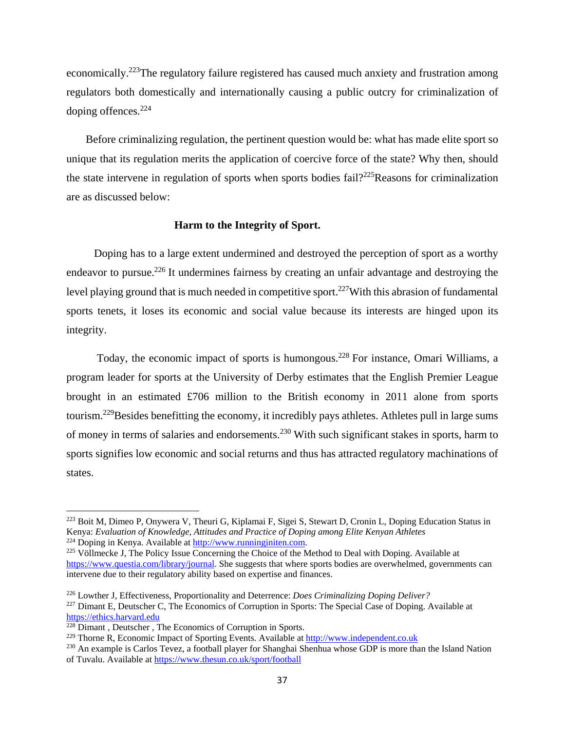economically.[223]The regulatory failure registered has caused much anxiety and frustration among regulators both domestically and internationally causing a public outcry for criminalization of doping offences.[224]

Before criminalizing regulation, the pertinent question would be: what has made elite sport so unique that its regulation merits the application of coercive force of the state? Why then, should the state intervene in regulation of sports when sports bodies fail?[225]Reasons for criminalization are as discussed below:

**Harm to the Integrity of Sport.**

Doping has to a large extent undermined and destroyed the perception of sport as a worthy endeavor to pursue.[226] It undermines fairness by creating an unfair advantage and destroying the level playing ground that is much needed in competitive sport.[227]With this abrasion of fundamental sports tenets, it loses its economic and social value because its interests are hinged upon its integrity.

Today, the economic impact of sports is humongous.[228] For instance, Omari Williams, a program leader for sports at the University of Derby estimates that the English Premier League brought in an estimated £706 million to the British economy in 2011 alone from sports tourism.[229]Besides benefitting the economy, it incredibly pays athletes. Athletes pull in large sums of money in terms of salaries and endorsements.[230] With such significant stakes in sports, harm to sports signifies low economic and social returns and thus has attracted regulatory machinations of states.

---

[223] Boit M, Dimeo P, Onywera V, Theuri G, Kiplamai F, Sigei S, Stewart D, Cronin L, Doping Education Status in Kenya: *Evaluation of Knowledge, Attitudes and Practice of Doping among Elite Kenyan Athletes*

[224] Doping in Kenya. Available at http://www.runninginiten.com.

[225] Völlmecke J, The Policy Issue Concerning the Choice of the Method to Deal with Doping. Available at https://www.questia.com/library/journal. She suggests that where sports bodies are overwhelmed, governments can intervene due to their regulatory ability based on expertise and finances.

[226] Lowther J, Effectiveness, Proportionality and Deterrence: *Does Criminalizing Doping Deliver?*

[227] Dimant E, Deutscher C, The Economics of Corruption in Sports: The Special Case of Doping. Available at https://ethics.harvard.edu

[228] Dimant , Deutscher , The Economics of Corruption in Sports.

[229] Thorne R, Economic Impact of Sporting Events. Available at http://www.independent.co.uk

[230] An example is Carlos Tevez, a football player for Shanghai Shenhua whose GDP is more than the Island Nation of Tuvalu. Available at https://www.thesun.co.uk/sport/football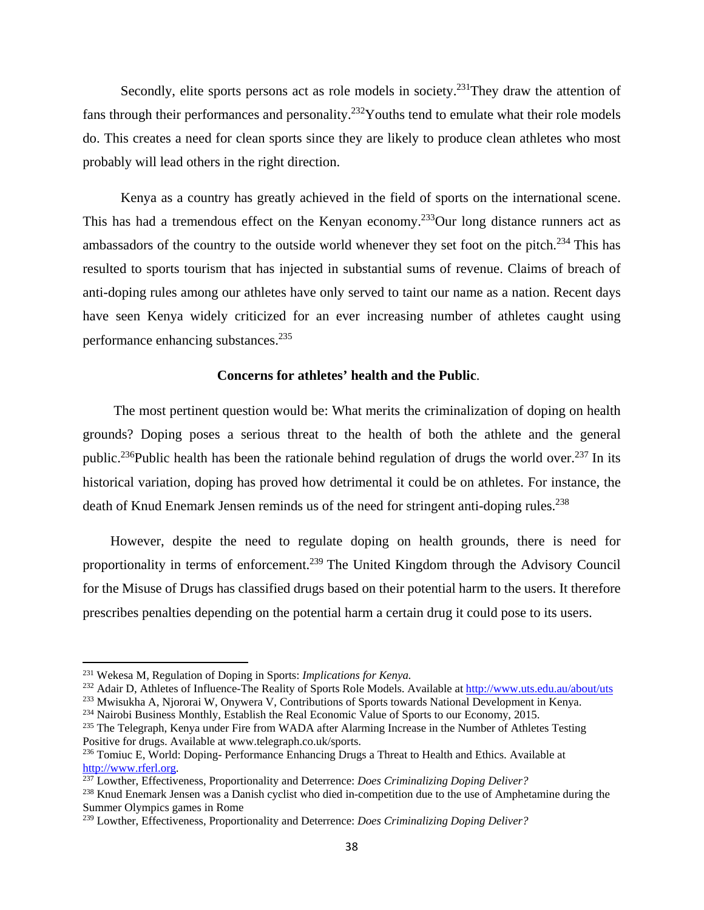Secondly, elite sports persons act as role models in society.[231]They draw the attention of fans through their performances and personality.[232]Youths tend to emulate what their role models do. This creates a need for clean sports since they are likely to produce clean athletes who most probably will lead others in the right direction.

Kenya as a country has greatly achieved in the field of sports on the international scene. This has had a tremendous effect on the Kenyan economy.[233]Our long distance runners act as ambassadors of the country to the outside world whenever they set foot on the pitch.[234] This has resulted to sports tourism that has injected in substantial sums of revenue. Claims of breach of anti-doping rules among our athletes have only served to taint our name as a nation. Recent days have seen Kenya widely criticized for an ever increasing number of athletes caught using performance enhancing substances.[235]

**Concerns for athletes' health and the Public**.

The most pertinent question would be: What merits the criminalization of doping on health grounds? Doping poses a serious threat to the health of both the athlete and the general public.[236]Public health has been the rationale behind regulation of drugs the world over.[237] In its historical variation, doping has proved how detrimental it could be on athletes. For instance, the death of Knud Enemark Jensen reminds us of the need for stringent anti-doping rules.[238]

However, despite the need to regulate doping on health grounds, there is need for proportionality in terms of enforcement.[239] The United Kingdom through the Advisory Council for the Misuse of Drugs has classified drugs based on their potential harm to the users. It therefore prescribes penalties depending on the potential harm a certain drug it could pose to its users.

---

[231] Wekesa M, Regulation of Doping in Sports: *Implications for Kenya.*

[232] Adair D, Athletes of Influence-The Reality of Sports Role Models. Available at http://www.uts.edu.au/about/uts

[233] Mwisukha A, Njororai W, Onywera V, Contributions of Sports towards National Development in Kenya.

[234] Nairobi Business Monthly, Establish the Real Economic Value of Sports to our Economy, 2015.

[235] The Telegraph, Kenya under Fire from WADA after Alarming Increase in the Number of Athletes Testing Positive for drugs. Available at www.telegraph.co.uk/sports.

[236] Tomiuc E, World: Doping- Performance Enhancing Drugs a Threat to Health and Ethics. Available at http://www.rferl.org.

[237] Lowther, Effectiveness, Proportionality and Deterrence: *Does Criminalizing Doping Deliver?*

[238] Knud Enemark Jensen was a Danish cyclist who died in-competition due to the use of Amphetamine during the Summer Olympics games in Rome

[239] Lowther, Effectiveness, Proportionality and Deterrence: *Does Criminalizing Doping Deliver?*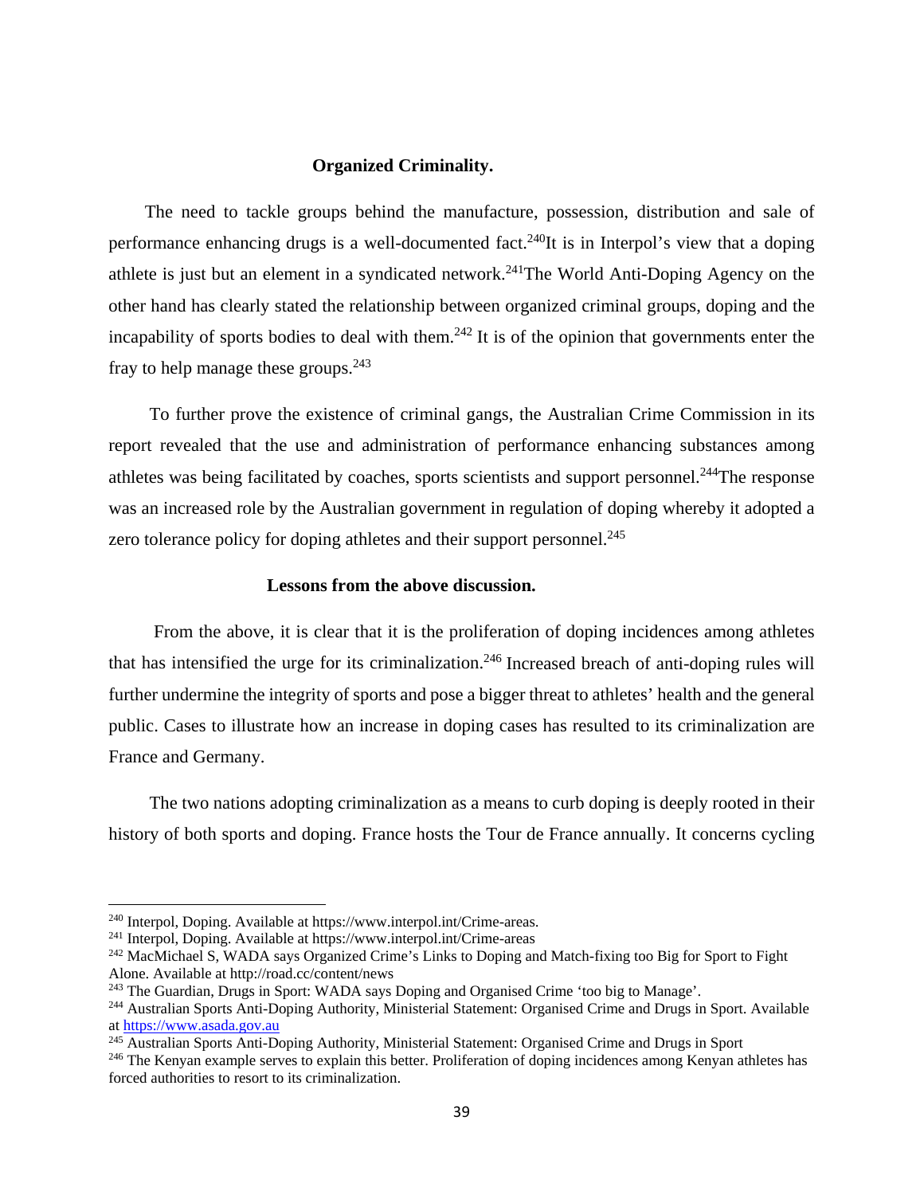**Organized Criminality.**

The need to tackle groups behind the manufacture, possession, distribution and sale of performance enhancing drugs is a well-documented fact.[240]It is in Interpol's view that a doping athlete is just but an element in a syndicated network.[241]The World Anti-Doping Agency on the other hand has clearly stated the relationship between organized criminal groups, doping and the incapability of sports bodies to deal with them.[242] It is of the opinion that governments enter the fray to help manage these groups.[243]

To further prove the existence of criminal gangs, the Australian Crime Commission in its report revealed that the use and administration of performance enhancing substances among athletes was being facilitated by coaches, sports scientists and support personnel.[244]The response was an increased role by the Australian government in regulation of doping whereby it adopted a zero tolerance policy for doping athletes and their support personnel.[245]

**Lessons from the above discussion.**

From the above, it is clear that it is the proliferation of doping incidences among athletes that has intensified the urge for its criminalization.[246] Increased breach of anti-doping rules will further undermine the integrity of sports and pose a bigger threat to athletes' health and the general public. Cases to illustrate how an increase in doping cases has resulted to its criminalization are France and Germany.

The two nations adopting criminalization as a means to curb doping is deeply rooted in their history of both sports and doping. France hosts the Tour de France annually. It concerns cycling

---

[240] Interpol, Doping. Available at https://www.interpol.int/Crime-areas.

[241] Interpol, Doping. Available at https://www.interpol.int/Crime-areas

[242] MacMichael S, WADA says Organized Crime's Links to Doping and Match-fixing too Big for Sport to Fight Alone. Available at http://road.cc/content/news

[243] The Guardian, Drugs in Sport: WADA says Doping and Organised Crime 'too big to Manage'.

[244] Australian Sports Anti-Doping Authority, Ministerial Statement: Organised Crime and Drugs in Sport. Available at https://www.asada.gov.au

[245] Australian Sports Anti-Doping Authority, Ministerial Statement: Organised Crime and Drugs in Sport

[246] The Kenyan example serves to explain this better. Proliferation of doping incidences among Kenyan athletes has forced authorities to resort to its criminalization.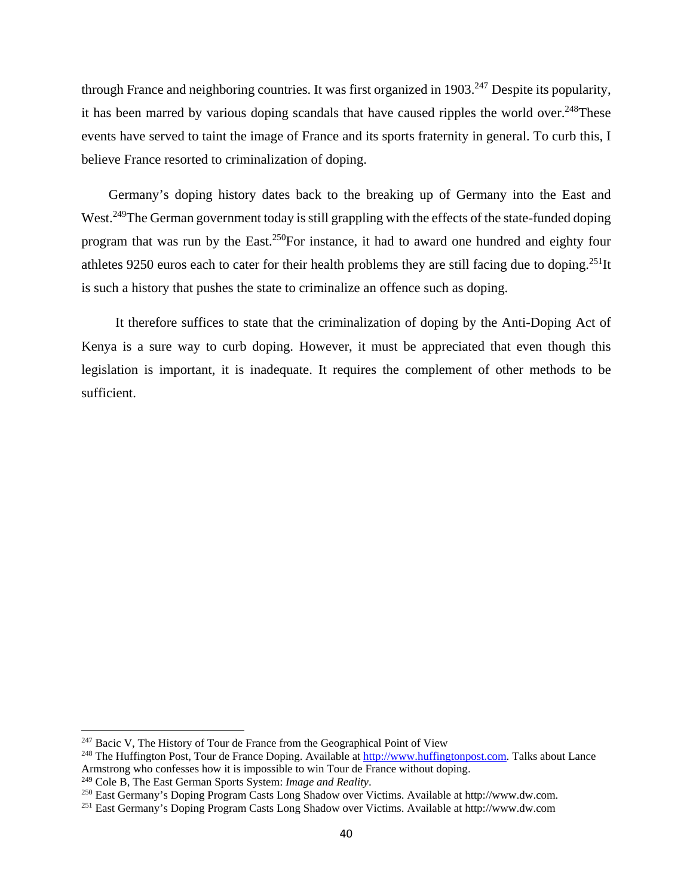through France and neighboring countries. It was first organized in 1903.[247] Despite its popularity, it has been marred by various doping scandals that have caused ripples the world over.[248]These events have served to taint the image of France and its sports fraternity in general. To curb this, I believe France resorted to criminalization of doping.

Germany's doping history dates back to the breaking up of Germany into the East and West.[249]The German government today is still grappling with the effects of the state-funded doping program that was run by the East.[250]For instance, it had to award one hundred and eighty four athletes 9250 euros each to cater for their health problems they are still facing due to doping.[251]It is such a history that pushes the state to criminalize an offence such as doping.

It therefore suffices to state that the criminalization of doping by the Anti-Doping Act of Kenya is a sure way to curb doping. However, it must be appreciated that even though this legislation is important, it is inadequate. It requires the complement of other methods to be sufficient.

---

[247] Bacic V, The History of Tour de France from the Geographical Point of View

[248] The Huffington Post, Tour de France Doping. Available at http://www.huffingtonpost.com. Talks about Lance Armstrong who confesses how it is impossible to win Tour de France without doping.

[249] Cole B, The East German Sports System: *Image and Reality*.

[250] East Germany's Doping Program Casts Long Shadow over Victims. Available at http://www.dw.com.

[251] East Germany's Doping Program Casts Long Shadow over Victims. Available at http://www.dw.com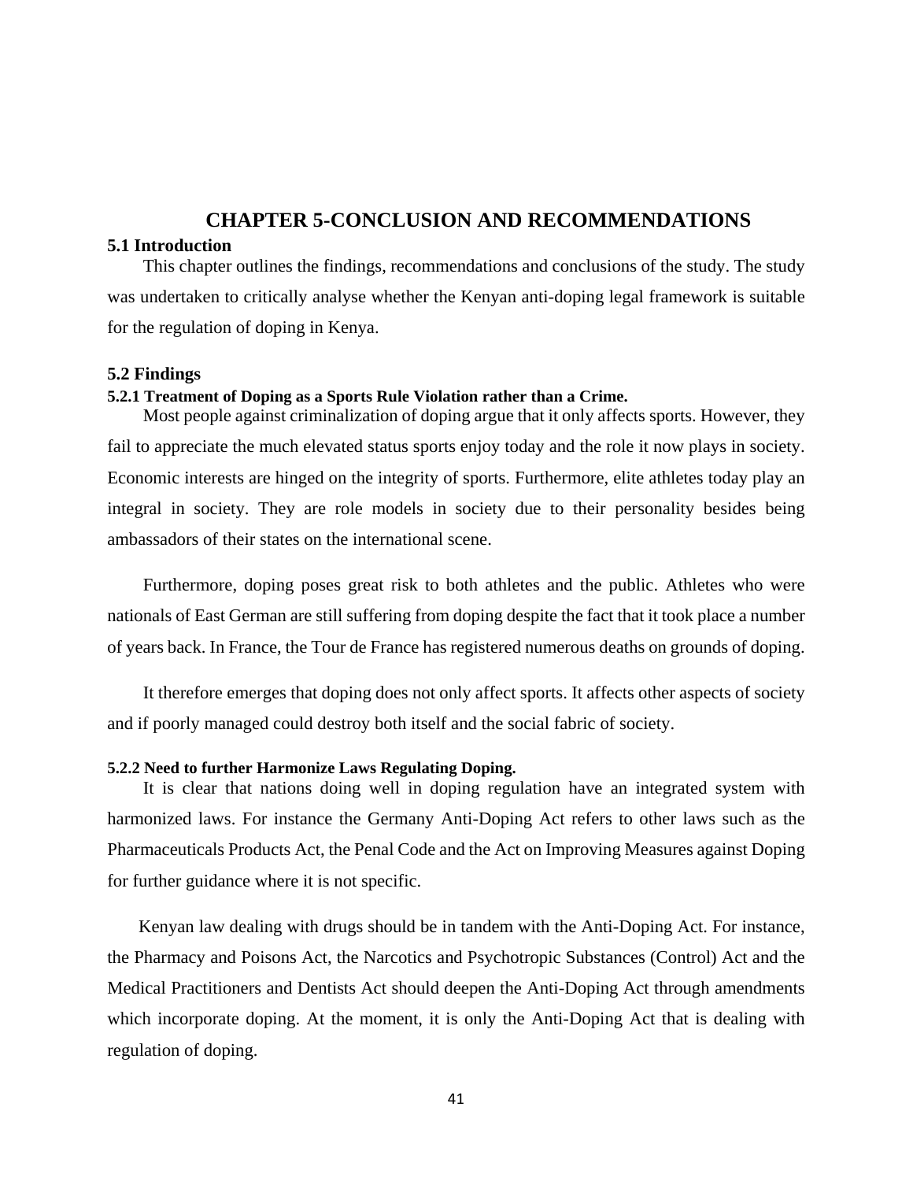# CHAPTER 5-CONCLUSION AND RECOMMENDATIONS

## 5.1 Introduction

This chapter outlines the findings, recommendations and conclusions of the study. The study was undertaken to critically analyse whether the Kenyan anti-doping legal framework is suitable for the regulation of doping in Kenya.

## 5.2 Findings

### 5.2.1 Treatment of Doping as a Sports Rule Violation rather than a Crime.

Most people against criminalization of doping argue that it only affects sports. However, they fail to appreciate the much elevated status sports enjoy today and the role it now plays in society. Economic interests are hinged on the integrity of sports. Furthermore, elite athletes today play an integral in society. They are role models in society due to their personality besides being ambassadors of their states on the international scene.

Furthermore, doping poses great risk to both athletes and the public. Athletes who were nationals of East German are still suffering from doping despite the fact that it took place a number of years back. In France, the Tour de France has registered numerous deaths on grounds of doping.

It therefore emerges that doping does not only affect sports. It affects other aspects of society and if poorly managed could destroy both itself and the social fabric of society.

### 5.2.2 Need to further Harmonize Laws Regulating Doping.

It is clear that nations doing well in doping regulation have an integrated system with harmonized laws. For instance the Germany Anti-Doping Act refers to other laws such as the Pharmaceuticals Products Act, the Penal Code and the Act on Improving Measures against Doping for further guidance where it is not specific.

Kenyan law dealing with drugs should be in tandem with the Anti-Doping Act. For instance, the Pharmacy and Poisons Act, the Narcotics and Psychotropic Substances (Control) Act and the Medical Practitioners and Dentists Act should deepen the Anti-Doping Act through amendments which incorporate doping. At the moment, it is only the Anti-Doping Act that is dealing with regulation of doping.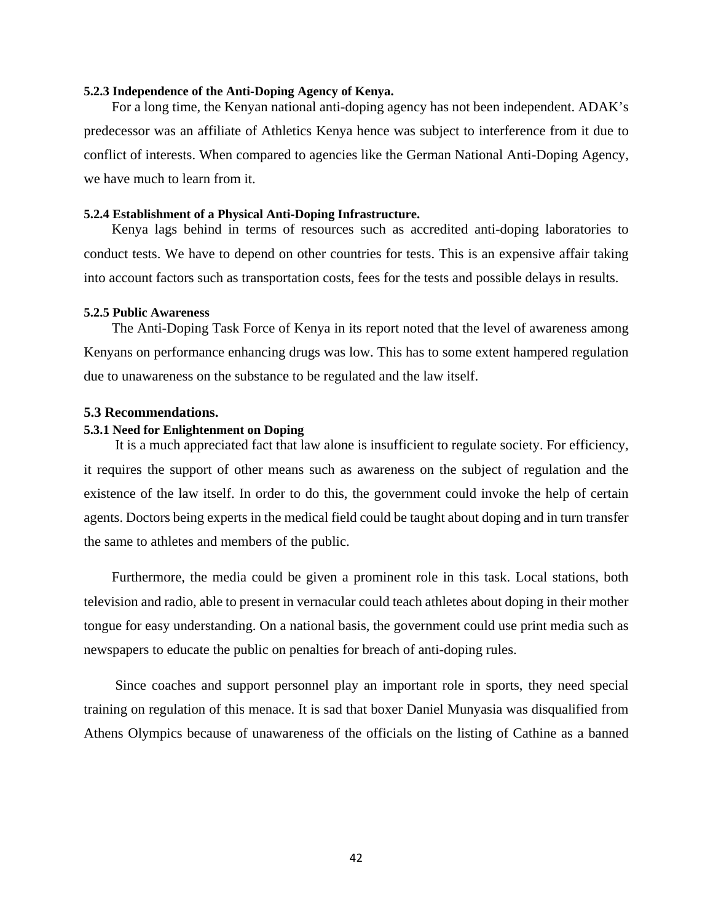#### 5.2.3 Independence of the Anti-Doping Agency of Kenya.

For a long time, the Kenyan national anti-doping agency has not been independent. ADAK's predecessor was an affiliate of Athletics Kenya hence was subject to interference from it due to conflict of interests. When compared to agencies like the German National Anti-Doping Agency, we have much to learn from it.

#### 5.2.4 Establishment of a Physical Anti-Doping Infrastructure.

Kenya lags behind in terms of resources such as accredited anti-doping laboratories to conduct tests. We have to depend on other countries for tests. This is an expensive affair taking into account factors such as transportation costs, fees for the tests and possible delays in results.

#### 5.2.5 Public Awareness

The Anti-Doping Task Force of Kenya in its report noted that the level of awareness among Kenyans on performance enhancing drugs was low. This has to some extent hampered regulation due to unawareness on the substance to be regulated and the law itself.

### 5.3 Recommendations.

#### 5.3.1 Need for Enlightenment on Doping

It is a much appreciated fact that law alone is insufficient to regulate society. For efficiency, it requires the support of other means such as awareness on the subject of regulation and the existence of the law itself. In order to do this, the government could invoke the help of certain agents. Doctors being experts in the medical field could be taught about doping and in turn transfer the same to athletes and members of the public.

Furthermore, the media could be given a prominent role in this task. Local stations, both television and radio, able to present in vernacular could teach athletes about doping in their mother tongue for easy understanding. On a national basis, the government could use print media such as newspapers to educate the public on penalties for breach of anti-doping rules.

Since coaches and support personnel play an important role in sports, they need special training on regulation of this menace. It is sad that boxer Daniel Munyasia was disqualified from Athens Olympics because of unawareness of the officials on the listing of Cathine as a banned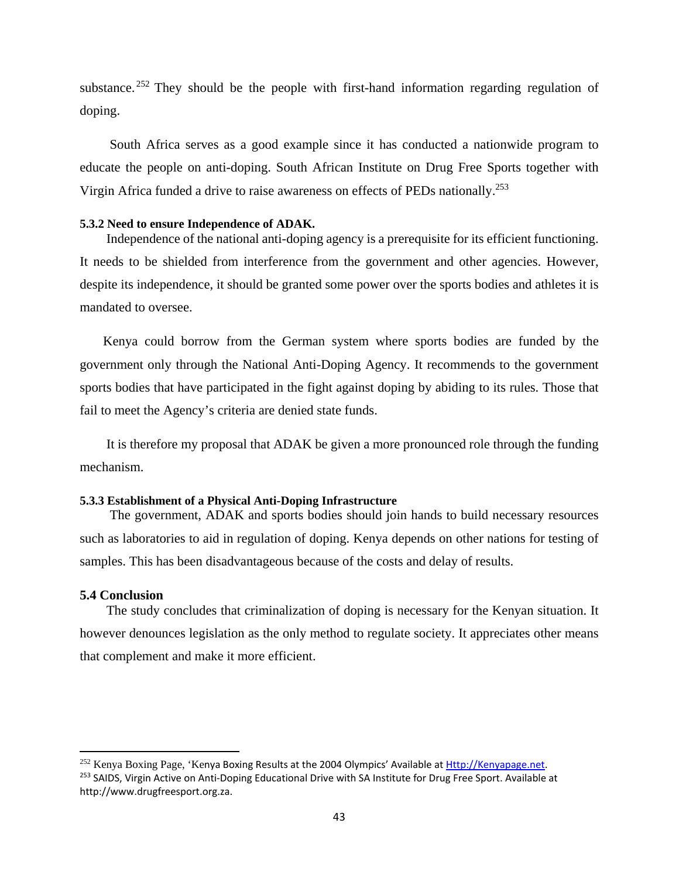substance.[252] They should be the people with first-hand information regarding regulation of doping.

South Africa serves as a good example since it has conducted a nationwide program to educate the people on anti-doping. South African Institute on Drug Free Sports together with Virgin Africa funded a drive to raise awareness on effects of PEDs nationally.[253]

#### 5.3.2 Need to ensure Independence of ADAK.

Independence of the national anti-doping agency is a prerequisite for its efficient functioning. It needs to be shielded from interference from the government and other agencies. However, despite its independence, it should be granted some power over the sports bodies and athletes it is mandated to oversee.

Kenya could borrow from the German system where sports bodies are funded by the government only through the National Anti-Doping Agency. It recommends to the government sports bodies that have participated in the fight against doping by abiding to its rules. Those that fail to meet the Agency's criteria are denied state funds.

It is therefore my proposal that ADAK be given a more pronounced role through the funding mechanism.

#### 5.3.3 Establishment of a Physical Anti-Doping Infrastructure

The government, ADAK and sports bodies should join hands to build necessary resources such as laboratories to aid in regulation of doping. Kenya depends on other nations for testing of samples. This has been disadvantageous because of the costs and delay of results.

### 5.4 Conclusion

The study concludes that criminalization of doping is necessary for the Kenyan situation. It however denounces legislation as the only method to regulate society. It appreciates other means that complement and make it more efficient.

---

[252] Kenya Boxing Page, 'Kenya Boxing Results at the 2004 Olympics' Available at Http://Kenyapage.net.

[253] SAIDS, Virgin Active on Anti-Doping Educational Drive with SA Institute for Drug Free Sport. Available at http://www.drugfreesport.org.za.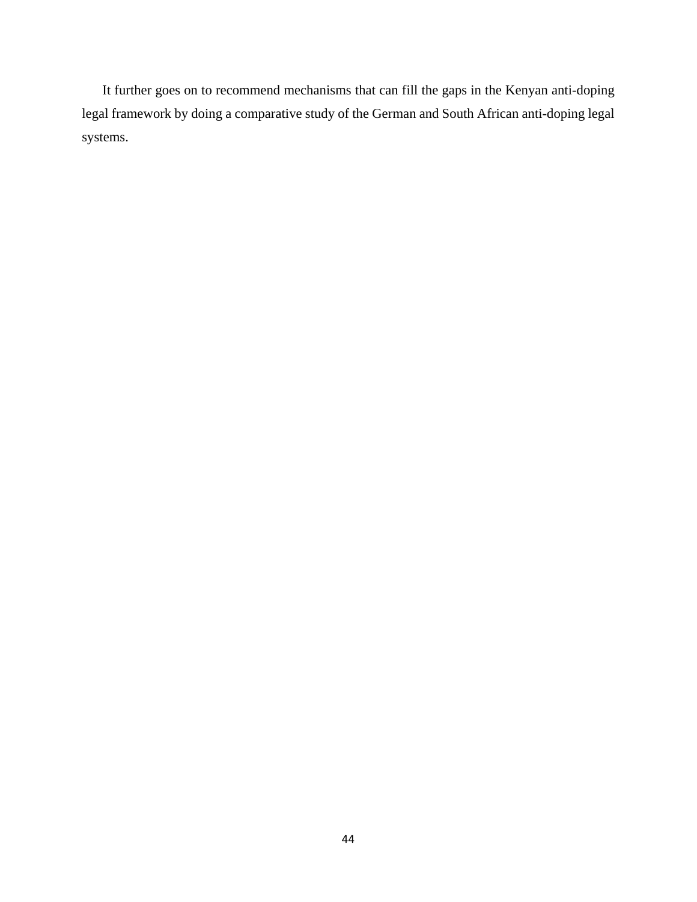It further goes on to recommend mechanisms that can fill the gaps in the Kenyan anti-doping legal framework by doing a comparative study of the German and South African anti-doping legal systems.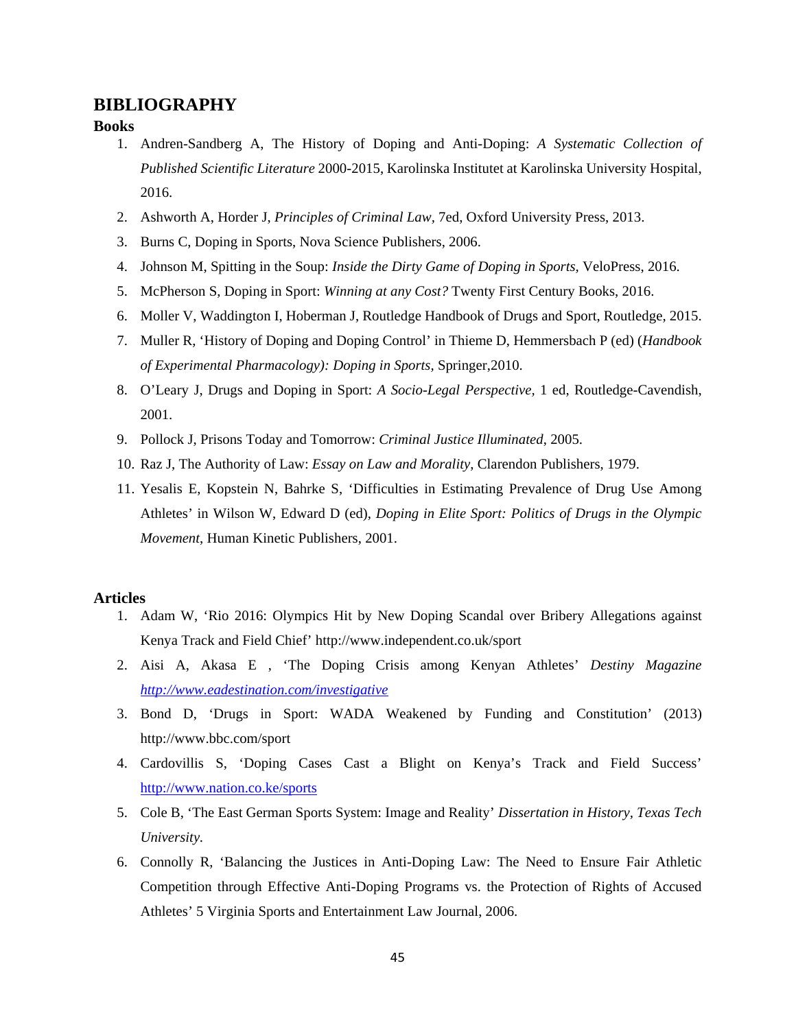# BIBLIOGRAPHY

## Books

1. Andren-Sandberg A, The History of Doping and Anti-Doping: *A Systematic Collection of Published Scientific Literature* 2000-2015, Karolinska Institutet at Karolinska University Hospital, 2016.
2. Ashworth A, Horder J, *Principles of Criminal Law*, 7ed, Oxford University Press, 2013.
3. Burns C, Doping in Sports, Nova Science Publishers, 2006.
4. Johnson M, Spitting in the Soup: *Inside the Dirty Game of Doping in Sports*, VeloPress, 2016.
5. McPherson S, Doping in Sport: *Winning at any Cost?* Twenty First Century Books, 2016.
6. Moller V, Waddington I, Hoberman J, Routledge Handbook of Drugs and Sport, Routledge, 2015.
7. Muller R, 'History of Doping and Doping Control' in Thieme D, Hemmersbach P (ed) (*Handbook of Experimental Pharmacology): Doping in Sports*, Springer,2010.
8. O'Leary J, Drugs and Doping in Sport: *A Socio-Legal Perspective*, 1 ed, Routledge-Cavendish, 2001.
9. Pollock J, Prisons Today and Tomorrow: *Criminal Justice Illuminated*, 2005.
10. Raz J, The Authority of Law: *Essay on Law and Morality*, Clarendon Publishers, 1979.
11. Yesalis E, Kopstein N, Bahrke S, 'Difficulties in Estimating Prevalence of Drug Use Among Athletes' in Wilson W, Edward D (ed), *Doping in Elite Sport: Politics of Drugs in the Olympic Movement*, Human Kinetic Publishers, 2001.

## Articles

1. Adam W, 'Rio 2016: Olympics Hit by New Doping Scandal over Bribery Allegations against Kenya Track and Field Chief' http://www.independent.co.uk/sport
2. Aisi A, Akasa E , 'The Doping Crisis among Kenyan Athletes' *Destiny Magazine* http://www.eadestination.com/investigative
3. Bond D, 'Drugs in Sport: WADA Weakened by Funding and Constitution' (2013) http://www.bbc.com/sport
4. Cardovillis S, 'Doping Cases Cast a Blight on Kenya's Track and Field Success' http://www.nation.co.ke/sports
5. Cole B, 'The East German Sports System: Image and Reality' *Dissertation in History*, *Texas Tech University.*
6. Connolly R, 'Balancing the Justices in Anti-Doping Law: The Need to Ensure Fair Athletic Competition through Effective Anti-Doping Programs vs. the Protection of Rights of Accused Athletes' 5 Virginia Sports and Entertainment Law Journal, 2006.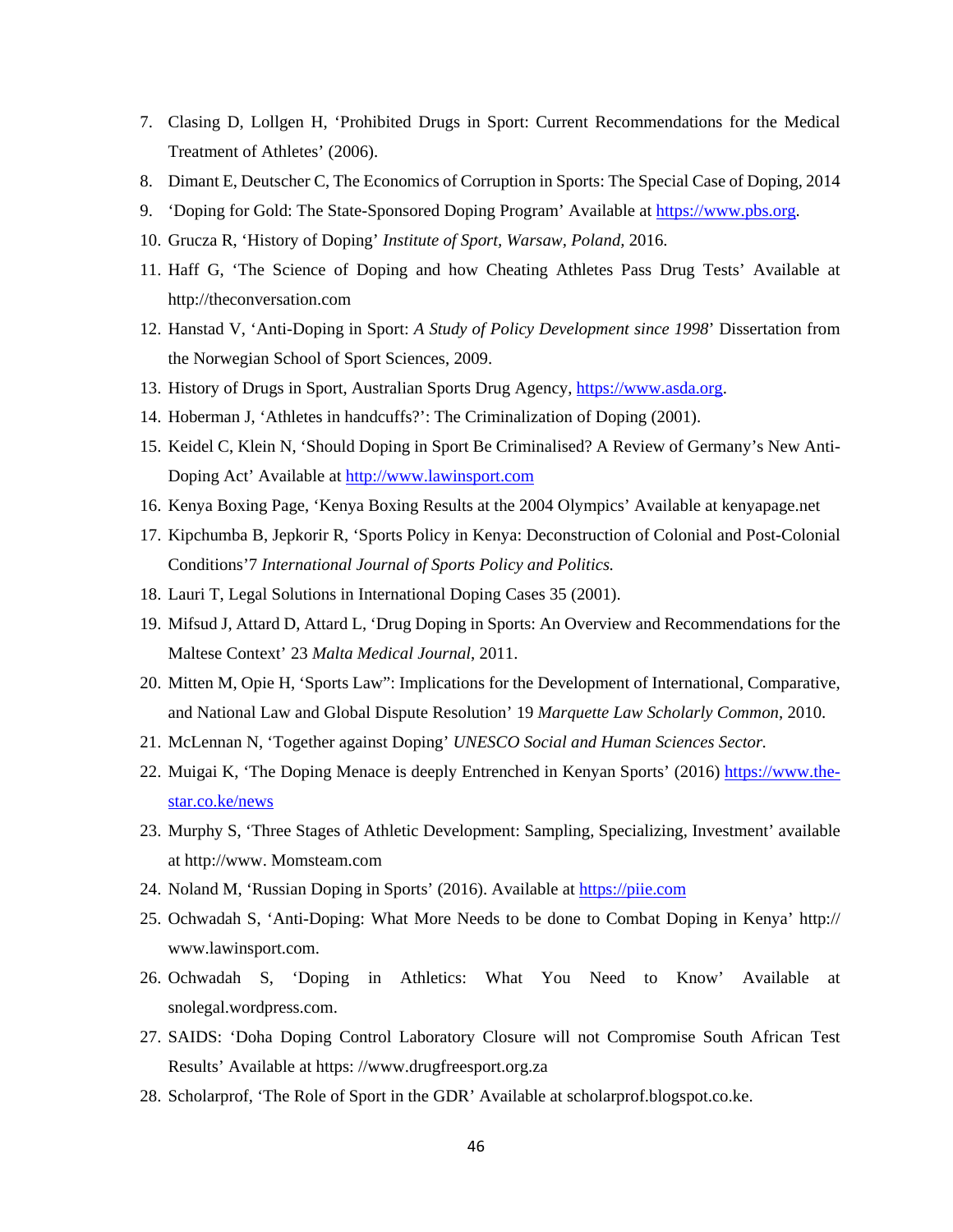7. Clasing D, Lollgen H, 'Prohibited Drugs in Sport: Current Recommendations for the Medical Treatment of Athletes' (2006).
8. Dimant E, Deutscher C, The Economics of Corruption in Sports: The Special Case of Doping, 2014
9. 'Doping for Gold: The State-Sponsored Doping Program' Available at https://www.pbs.org.
10. Grucza R, 'History of Doping' *Institute of Sport, Warsaw, Poland,* 2016.
11. Haff G, 'The Science of Doping and how Cheating Athletes Pass Drug Tests' Available at http://theconversation.com
12. Hanstad V, 'Anti-Doping in Sport: *A Study of Policy Development since 1998*' Dissertation from the Norwegian School of Sport Sciences, 2009.
13. History of Drugs in Sport, Australian Sports Drug Agency, https://www.asda.org.
14. Hoberman J, 'Athletes in handcuffs?': The Criminalization of Doping (2001).
15. Keidel C, Klein N, 'Should Doping in Sport Be Criminalised? A Review of Germany's New Anti-Doping Act' Available at http://www.lawinsport.com
16. Kenya Boxing Page, 'Kenya Boxing Results at the 2004 Olympics' Available at kenyapage.net
17. Kipchumba B, Jepkorir R, 'Sports Policy in Kenya: Deconstruction of Colonial and Post-Colonial Conditions'7 *International Journal of Sports Policy and Politics.*
18. Lauri T, Legal Solutions in International Doping Cases 35 (2001).
19. Mifsud J, Attard D, Attard L, 'Drug Doping in Sports: An Overview and Recommendations for the Maltese Context' 23 *Malta Medical Journal*, 2011.
20. Mitten M, Opie H, 'Sports Law": Implications for the Development of International, Comparative, and National Law and Global Dispute Resolution' 19 *Marquette Law Scholarly Common*, 2010.
21. McLennan N, 'Together against Doping' *UNESCO Social and Human Sciences Sector.*
22. Muigai K, 'The Doping Menace is deeply Entrenched in Kenyan Sports' (2016) https://www.the-star.co.ke/news
23. Murphy S, 'Three Stages of Athletic Development: Sampling, Specializing, Investment' available at http://www. Momsteam.com
24. Noland M, 'Russian Doping in Sports' (2016). Available at https://piie.com
25. Ochwadah S, 'Anti-Doping: What More Needs to be done to Combat Doping in Kenya' http:// www.lawinsport.com.
26. Ochwadah S, 'Doping in Athletics: What You Need to Know' Available at snolegal.wordpress.com.
27. SAIDS: 'Doha Doping Control Laboratory Closure will not Compromise South African Test Results' Available at https: //www.drugfreesport.org.za
28. Scholarprof, 'The Role of Sport in the GDR' Available at scholarprof.blogspot.co.ke.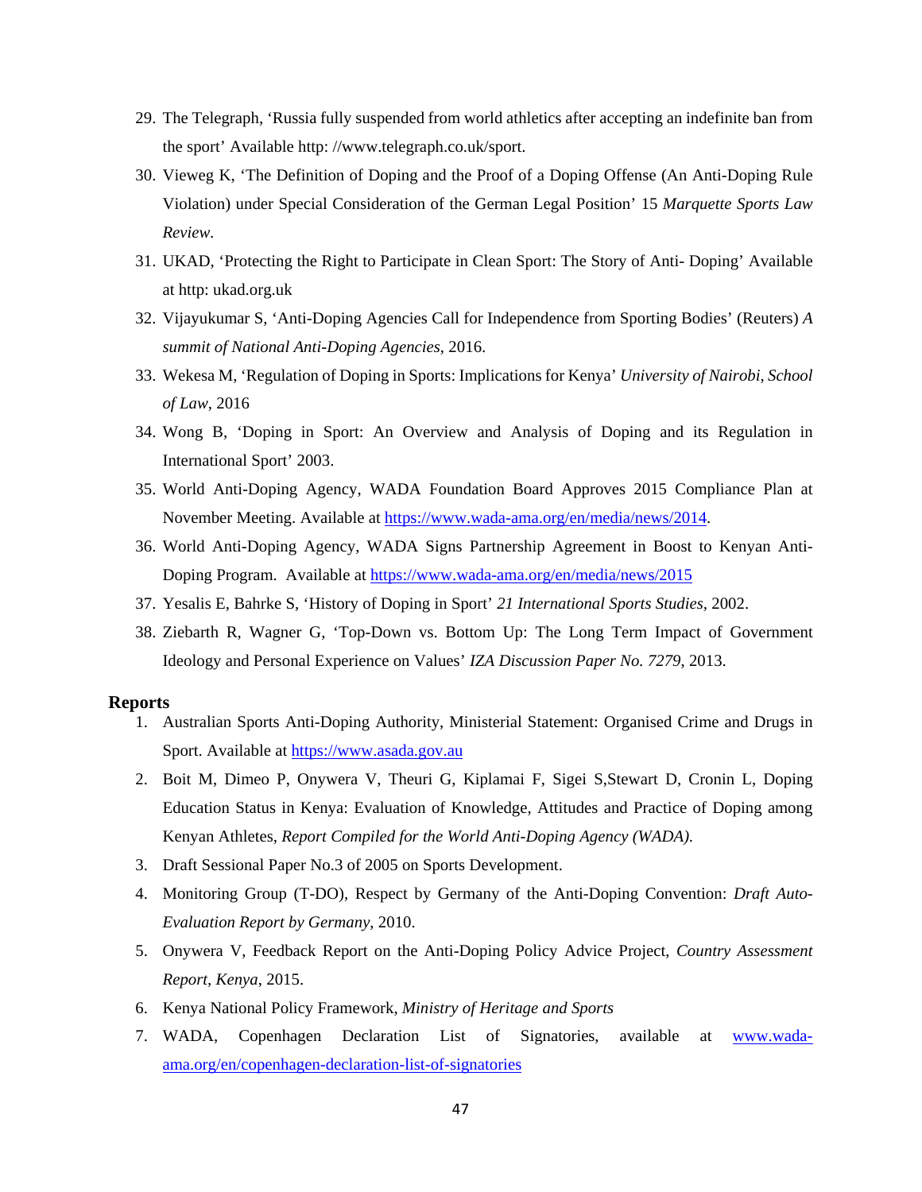29. The Telegraph, 'Russia fully suspended from world athletics after accepting an indefinite ban from the sport' Available http: //www.telegraph.co.uk/sport.
30. Vieweg K, 'The Definition of Doping and the Proof of a Doping Offense (An Anti-Doping Rule Violation) under Special Consideration of the German Legal Position' 15 *Marquette Sports Law Review*.
31. UKAD, 'Protecting the Right to Participate in Clean Sport: The Story of Anti- Doping' Available at http: ukad.org.uk
32. Vijayukumar S, 'Anti-Doping Agencies Call for Independence from Sporting Bodies' (Reuters) *A summit of National Anti-Doping Agencies*, 2016.
33. Wekesa M, 'Regulation of Doping in Sports: Implications for Kenya' *University of Nairobi, School of Law*, 2016
34. Wong B, 'Doping in Sport: An Overview and Analysis of Doping and its Regulation in International Sport' 2003.
35. World Anti-Doping Agency, WADA Foundation Board Approves 2015 Compliance Plan at November Meeting. Available at https://www.wada-ama.org/en/media/news/2014.
36. World Anti-Doping Agency, WADA Signs Partnership Agreement in Boost to Kenyan Anti-Doping Program. Available at https://www.wada-ama.org/en/media/news/2015
37. Yesalis E, Bahrke S, 'History of Doping in Sport' *21 International Sports Studies*, 2002.
38. Ziebarth R, Wagner G, 'Top-Down vs. Bottom Up: The Long Term Impact of Government Ideology and Personal Experience on Values' *IZA Discussion Paper No. 7279*, 2013.

**Reports**

1. Australian Sports Anti-Doping Authority, Ministerial Statement: Organised Crime and Drugs in Sport. Available at https://www.asada.gov.au
2. Boit M, Dimeo P, Onywera V, Theuri G, Kiplamai F, Sigei S,Stewart D, Cronin L, Doping Education Status in Kenya: Evaluation of Knowledge, Attitudes and Practice of Doping among Kenyan Athletes, *Report Compiled for the World Anti-Doping Agency (WADA).*
3. Draft Sessional Paper No.3 of 2005 on Sports Development.
4. Monitoring Group (T-DO), Respect by Germany of the Anti-Doping Convention: *Draft Auto-Evaluation Report by Germany*, 2010.
5. Onywera V, Feedback Report on the Anti-Doping Policy Advice Project, *Country Assessment Report, Kenya*, 2015.
6. Kenya National Policy Framework, *Ministry of Heritage and Sports*
7. WADA, Copenhagen Declaration List of Signatories, available at www.wada-ama.org/en/copenhagen-declaration-list-of-signatories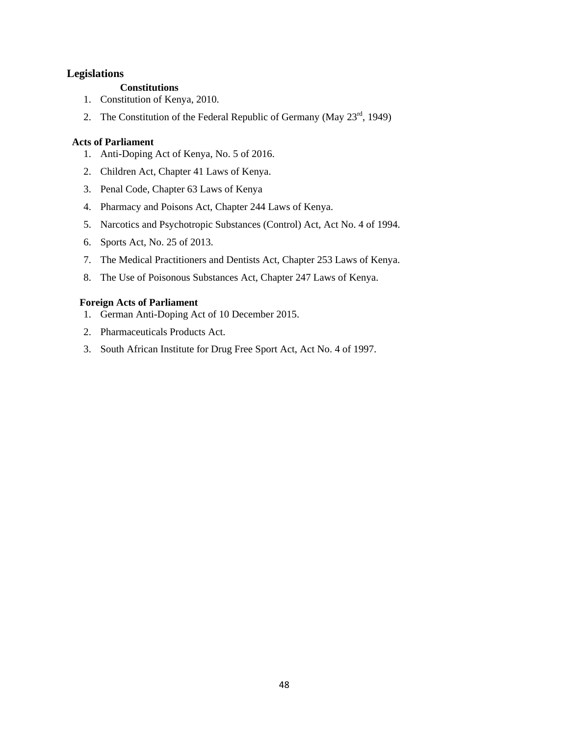## Legislations

### Constitutions

1. Constitution of Kenya, 2010.
2. The Constitution of the Federal Republic of Germany (May 23rd, 1949)

### Acts of Parliament

1. Anti-Doping Act of Kenya, No. 5 of 2016.
2. Children Act, Chapter 41 Laws of Kenya.
3. Penal Code, Chapter 63 Laws of Kenya
4. Pharmacy and Poisons Act, Chapter 244 Laws of Kenya.
5. Narcotics and Psychotropic Substances (Control) Act, Act No. 4 of 1994.
6. Sports Act, No. 25 of 2013.
7. The Medical Practitioners and Dentists Act, Chapter 253 Laws of Kenya.
8. The Use of Poisonous Substances Act, Chapter 247 Laws of Kenya.

### Foreign Acts of Parliament

1. German Anti-Doping Act of 10 December 2015.
2. Pharmaceuticals Products Act.
3. South African Institute for Drug Free Sport Act, Act No. 4 of 1997.